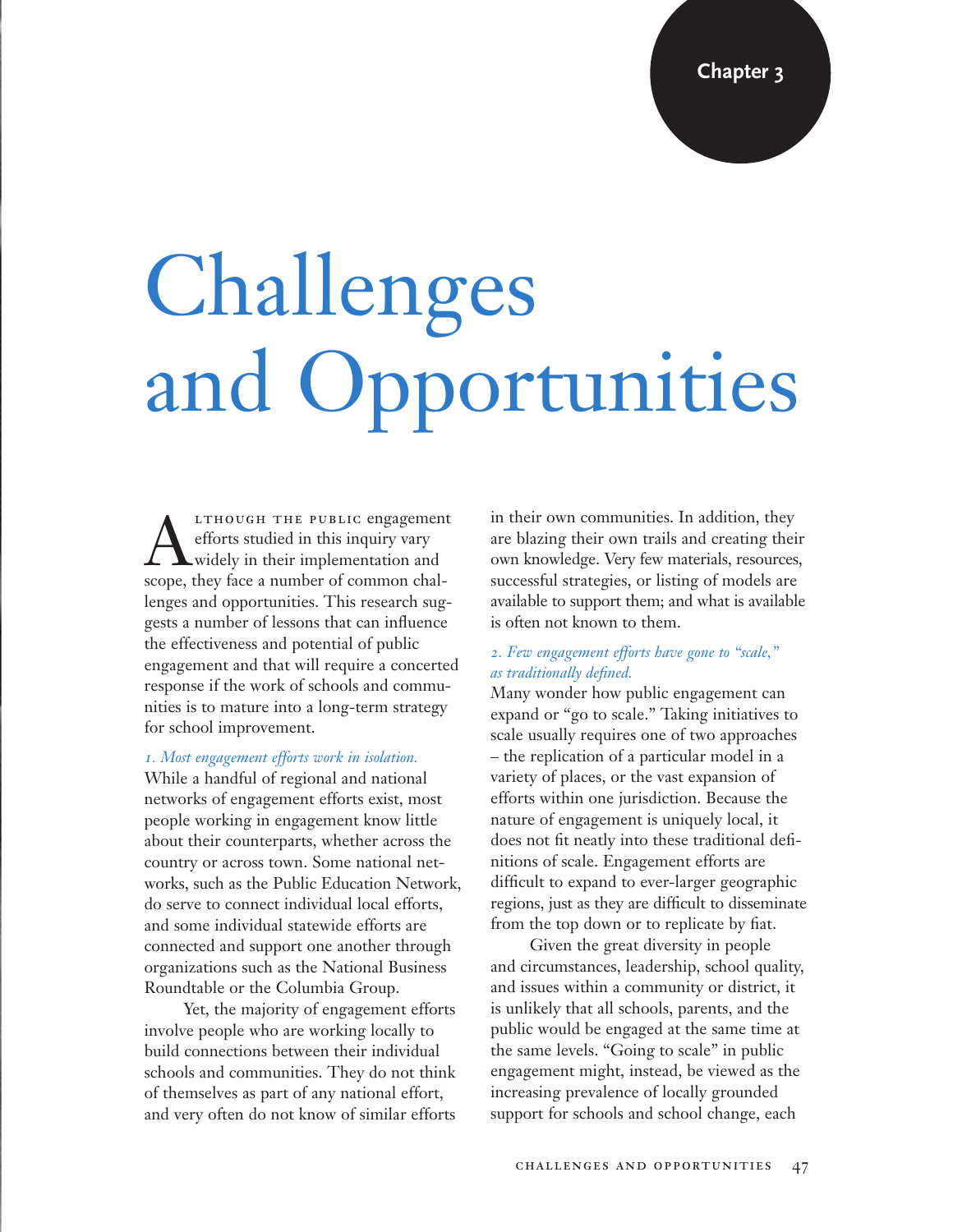Chapter 3

# Challenges and Opportunities

Although the public engagement efforts studied in this inquiry vary widely in their implementation and scope, they face a number of common challenges and opportunities. This research suggests a number of lessons that can influence the effectiveness and potential of public engagement and that will require a concerted response if the work of schools and communities is to mature into a long-term strategy for school improvement.

*1. Most engagement efforts work in isolation.*
While a handful of regional and national networks of engagement efforts exist, most people working in engagement know little about their counterparts, whether across the country or across town. Some national networks, such as the Public Education Network, do serve to connect individual local efforts, and some individual statewide efforts are connected and support one another through organizations such as the National Business Roundtable or the Columbia Group.

Yet, the majority of engagement efforts involve people who are working locally to build connections between their individual schools and communities. They do not think of themselves as part of any national effort, and very often do not know of similar efforts in their own communities. In addition, they are blazing their own trails and creating their own knowledge. Very few materials, resources, successful strategies, or listing of models are available to support them; and what is available is often not known to them.

*2. Few engagement efforts have gone to "scale," as traditionally defined.*
Many wonder how public engagement can expand or "go to scale." Taking initiatives to scale usually requires one of two approaches – the replication of a particular model in a variety of places, or the vast expansion of efforts within one jurisdiction. Because the nature of engagement is uniquely local, it does not fit neatly into these traditional definitions of scale. Engagement efforts are difficult to expand to ever-larger geographic regions, just as they are difficult to disseminate from the top down or to replicate by fiat.

Given the great diversity in people and circumstances, leadership, school quality, and issues within a community or district, it is unlikely that all schools, parents, and the public would be engaged at the same time at the same levels. "Going to scale" in public engagement might, instead, be viewed as the increasing prevalence of locally grounded support for schools and school change, each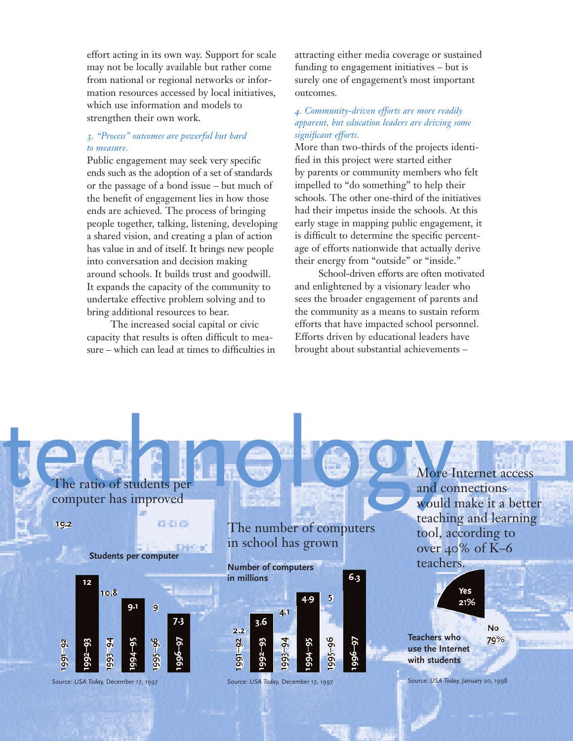effort acting in its own way. Support for scale may not be locally available but rather come from national or regional networks or information resources accessed by local initiatives, which use information and models to strengthen their own work.

*3. "Process" outcomes are powerful but hard to measure.*

Public engagement may seek very specific ends such as the adoption of a set of standards or the passage of a bond issue – but much of the benefit of engagement lies in how those ends are achieved. The process of bringing people together, talking, listening, developing a shared vision, and creating a plan of action has value in and of itself. It brings new people into conversation and decision making around schools. It builds trust and goodwill. It expands the capacity of the community to undertake effective problem solving and to bring additional resources to bear.

The increased social capital or civic capacity that results is often difficult to measure – which can lead at times to difficulties in attracting either media coverage or sustained funding to engagement initiatives – but is surely one of engagement's most important outcomes.

*4. Community-driven efforts are more readily apparent, but education leaders are driving some significant efforts.*

More than two-thirds of the projects identified in this project were started either by parents or community members who felt impelled to "do something" to help their schools. The other one-third of the initiatives had their impetus inside the schools. At this early stage in mapping public engagement, it is difficult to determine the specific percentage of efforts nationwide that actually derive their energy from "outside" or "inside."

School-driven efforts are often motivated and enlightened by a visionary leader who sees the broader engagement of parents and the community as a means to sustain reform efforts that have impacted school personnel. Efforts driven by educational leaders have brought about substantial achievements –

# technology

## The ratio of students per computer has improved

**Students per computer**

| Year | Students per computer |
|---|---|
| 1991–92 | 19.2 |
| 1992–93 | 12 |
| 1993–94 | 10.8 |
| 1994–95 | 9.1 |
| 1995–96 | 9 |
| 1996–97 | 7.3 |

Source: *USA Today,* December 17, 1997

## The number of computers in school has grown

**Number of computers in millions**

| Year | Number of computers (millions) |
|---|---|
| 1991–92 | 2.2 |
| 1992–93 | 3.6 |
| 1993–94 | 4.1 |
| 1994–95 | 4.9 |
| 1995–96 | 5 |
| 1996–97 | 6.3 |

Source: *USA Today,* December 17, 1997

## More Internet access and connections would make it a better teaching and learning tool, according to over 40% of K–6 teachers.

**Teachers who use the Internet with students**

| Response | Percent |
|---|---|
| Yes | 21% |
| No | 79% |

Source: *USA Today,* January 20, 1998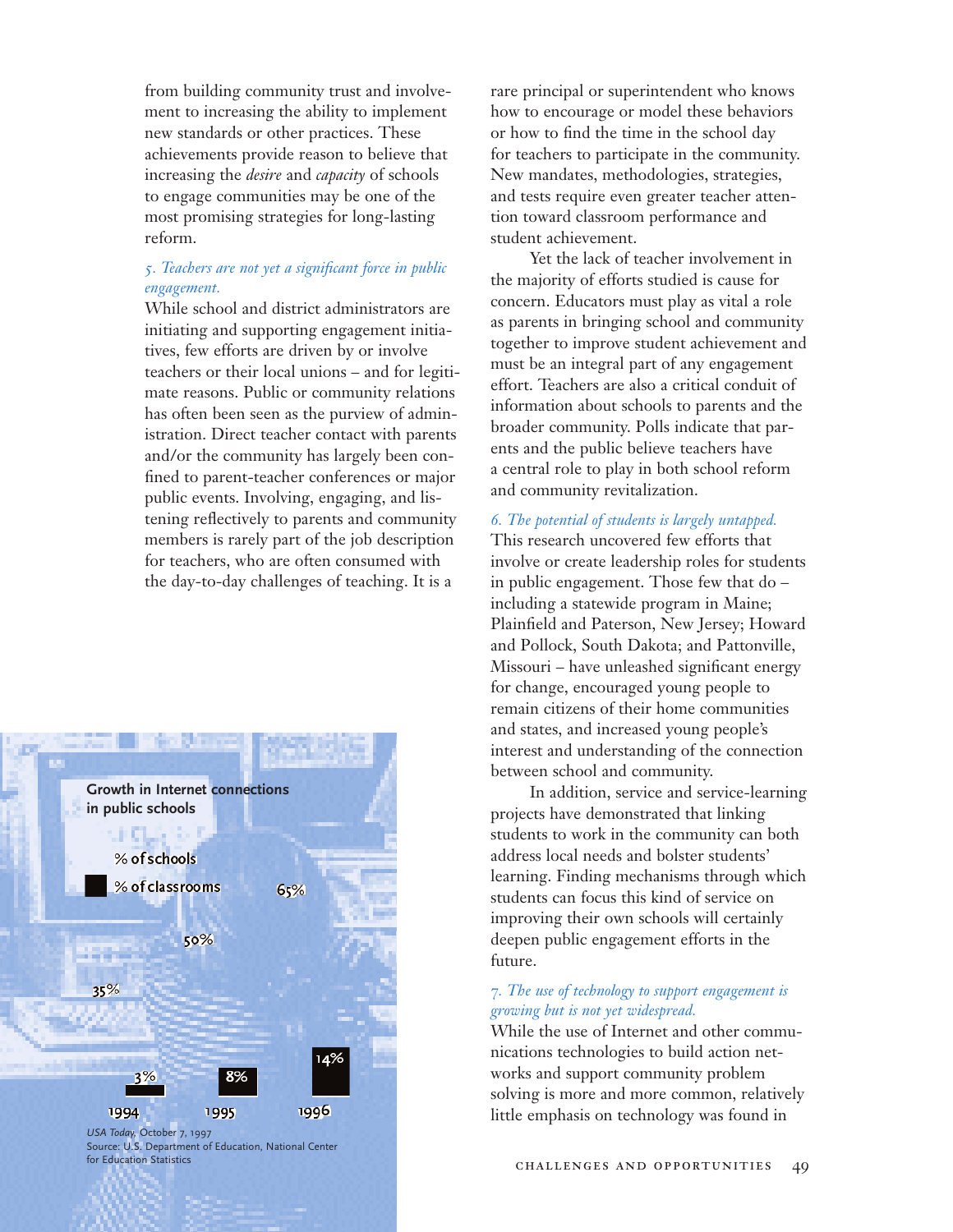from building community trust and involvement to increasing the ability to implement new standards or other practices. These achievements provide reason to believe that increasing the *desire* and *capacity* of schools to engage communities may be one of the most promising strategies for long-lasting reform.

*5. Teachers are not yet a significant force in public engagement.*

While school and district administrators are initiating and supporting engagement initiatives, few efforts are driven by or involve teachers or their local unions – and for legitimate reasons. Public or community relations has often been seen as the purview of administration. Direct teacher contact with parents and/or the community has largely been confined to parent-teacher conferences or major public events. Involving, engaging, and listening reflectively to parents and community members is rarely part of the job description for teachers, who are often consumed with the day-to-day challenges of teaching. It is a rare principal or superintendent who knows how to encourage or model these behaviors or how to find the time in the school day for teachers to participate in the community. New mandates, methodologies, strategies, and tests require even greater teacher attention toward classroom performance and student achievement.

Yet the lack of teacher involvement in the majority of efforts studied is cause for concern. Educators must play as vital a role as parents in bringing school and community together to improve student achievement and must be an integral part of any engagement effort. Teachers are also a critical conduit of information about schools to parents and the broader community. Polls indicate that parents and the public believe teachers have a central role to play in both school reform and community revitalization.

*6. The potential of students is largely untapped.*

This research uncovered few efforts that involve or create leadership roles for students in public engagement. Those few that do – including a statewide program in Maine; Plainfield and Paterson, New Jersey; Howard and Pollock, South Dakota; and Pattonville, Missouri – have unleashed significant energy for change, encouraged young people to remain citizens of their home communities and states, and increased young people's interest and understanding of the connection between school and community.

In addition, service and service-learning projects have demonstrated that linking students to work in the community can both address local needs and bolster students' learning. Finding mechanisms through which students can focus this kind of service on improving their own schools will certainly deepen public engagement efforts in the future.

*7. The use of technology to support engagement is growing but is not yet widespread.*

While the use of Internet and other communications technologies to build action networks and support community problem solving is more and more common, relatively little emphasis on technology was found in

**Growth in Internet connections in public schools**

| Year | % of schools | % of classrooms |
|---|---|---|
| 1994 | 35% | 3% |
| 1995 | 50% | 8% |
| 1996 | 65% | 14% |

*USA Today,* October 7, 1997
Source: U.S. Department of Education, National Center for Education Statistics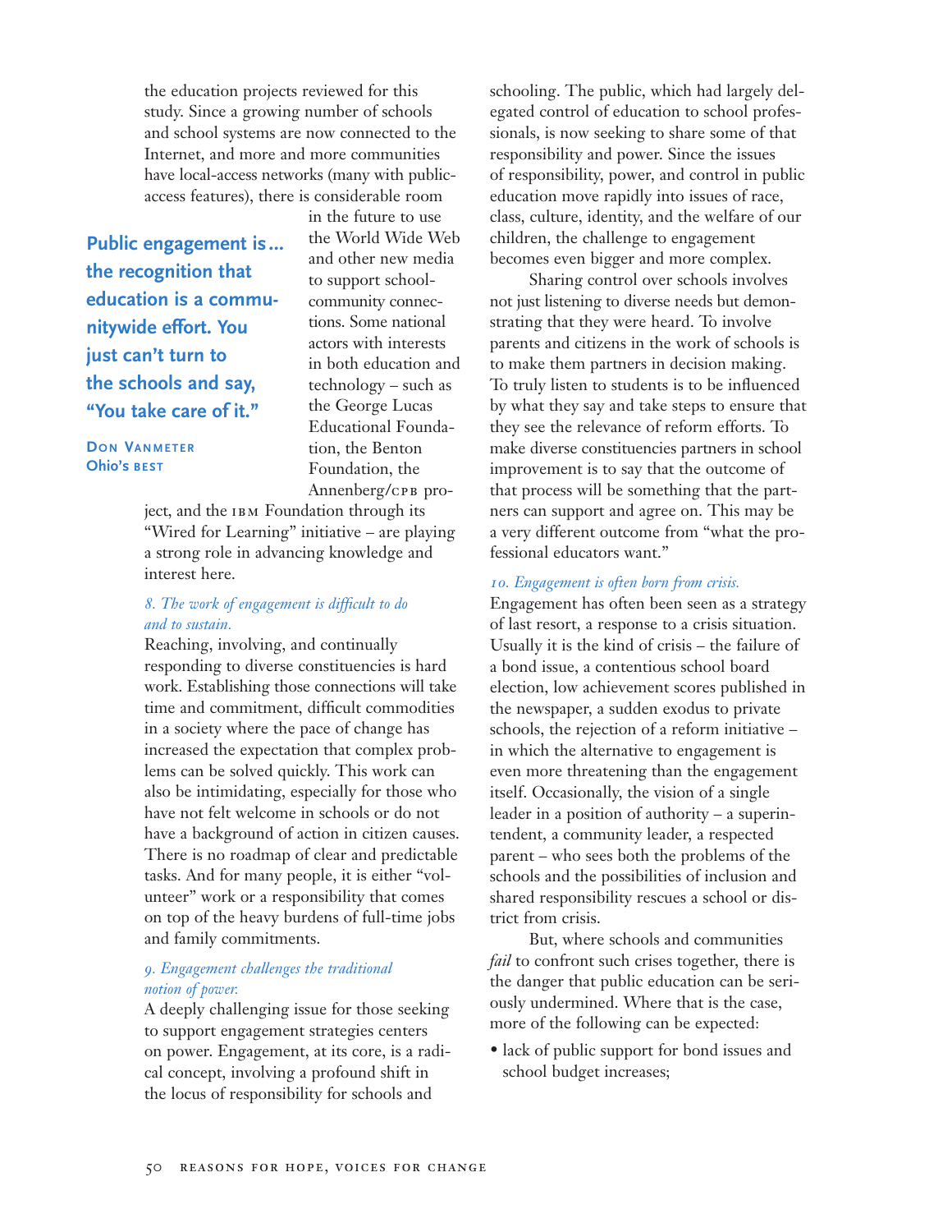the education projects reviewed for this study. Since a growing number of schools and school systems are now connected to the Internet, and more and more communities have local-access networks (many with public-access features), there is considerable room in the future to use the World Wide Web and other new media to support school-community connections. Some national actors with interests in both education and technology – such as the George Lucas Educational Foundation, the Benton Foundation, the Annenberg/CPB project, and the IBM Foundation through its "Wired for Learning" initiative – are playing a strong role in advancing knowledge and interest here.

> **Public engagement is… the recognition that education is a communitywide effort. You just can't turn to the schools and say, "You take care of it."**
>
> **DON VANMETER**
> **Ohio's BEST**

*8. The work of engagement is difficult to do and to sustain.*

Reaching, involving, and continually responding to diverse constituencies is hard work. Establishing those connections will take time and commitment, difficult commodities in a society where the pace of change has increased the expectation that complex problems can be solved quickly. This work can also be intimidating, especially for those who have not felt welcome in schools or do not have a background of action in citizen causes. There is no roadmap of clear and predictable tasks. And for many people, it is either "volunteer" work or a responsibility that comes on top of the heavy burdens of full-time jobs and family commitments.

*9. Engagement challenges the traditional notion of power.*

A deeply challenging issue for those seeking to support engagement strategies centers on power. Engagement, at its core, is a radical concept, involving a profound shift in the locus of responsibility for schools and schooling. The public, which had largely delegated control of education to school professionals, is now seeking to share some of that responsibility and power. Since the issues of responsibility, power, and control in public education move rapidly into issues of race, class, culture, identity, and the welfare of our children, the challenge to engagement becomes even bigger and more complex.

Sharing control over schools involves not just listening to diverse needs but demonstrating that they were heard. To involve parents and citizens in the work of schools is to make them partners in decision making. To truly listen to students is to be influenced by what they say and take steps to ensure that they see the relevance of reform efforts. To make diverse constituencies partners in school improvement is to say that the outcome of that process will be something that the partners can support and agree on. This may be a very different outcome from "what the professional educators want."

*10. Engagement is often born from crisis.*

Engagement has often been seen as a strategy of last resort, a response to a crisis situation. Usually it is the kind of crisis – the failure of a bond issue, a contentious school board election, low achievement scores published in the newspaper, a sudden exodus to private schools, the rejection of a reform initiative – in which the alternative to engagement is even more threatening than the engagement itself. Occasionally, the vision of a single leader in a position of authority – a superintendent, a community leader, a respected parent – who sees both the problems of the schools and the possibilities of inclusion and shared responsibility rescues a school or district from crisis.

But, where schools and communities *fail* to confront such crises together, there is the danger that public education can be seriously undermined. Where that is the case, more of the following can be expected:

- lack of public support for bond issues and school budget increases;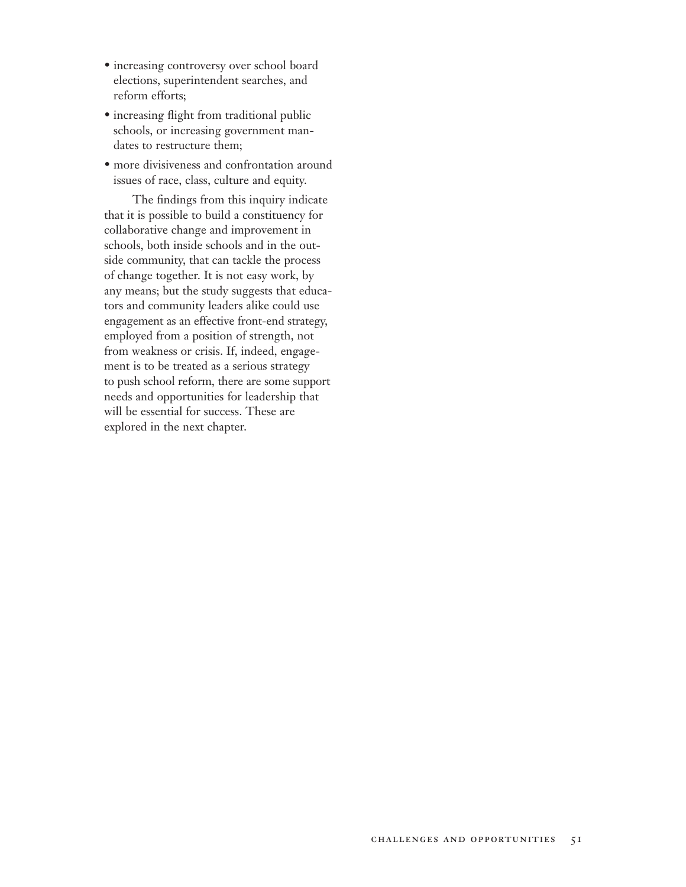- increasing controversy over school board elections, superintendent searches, and reform efforts;
- increasing flight from traditional public schools, or increasing government mandates to restructure them;
- more divisiveness and confrontation around issues of race, class, culture and equity.

The findings from this inquiry indicate that it is possible to build a constituency for collaborative change and improvement in schools, both inside schools and in the outside community, that can tackle the process of change together. It is not easy work, by any means; but the study suggests that educators and community leaders alike could use engagement as an effective front-end strategy, employed from a position of strength, not from weakness or crisis. If, indeed, engagement is to be treated as a serious strategy to push school reform, there are some support needs and opportunities for leadership that will be essential for success. These are explored in the next chapter.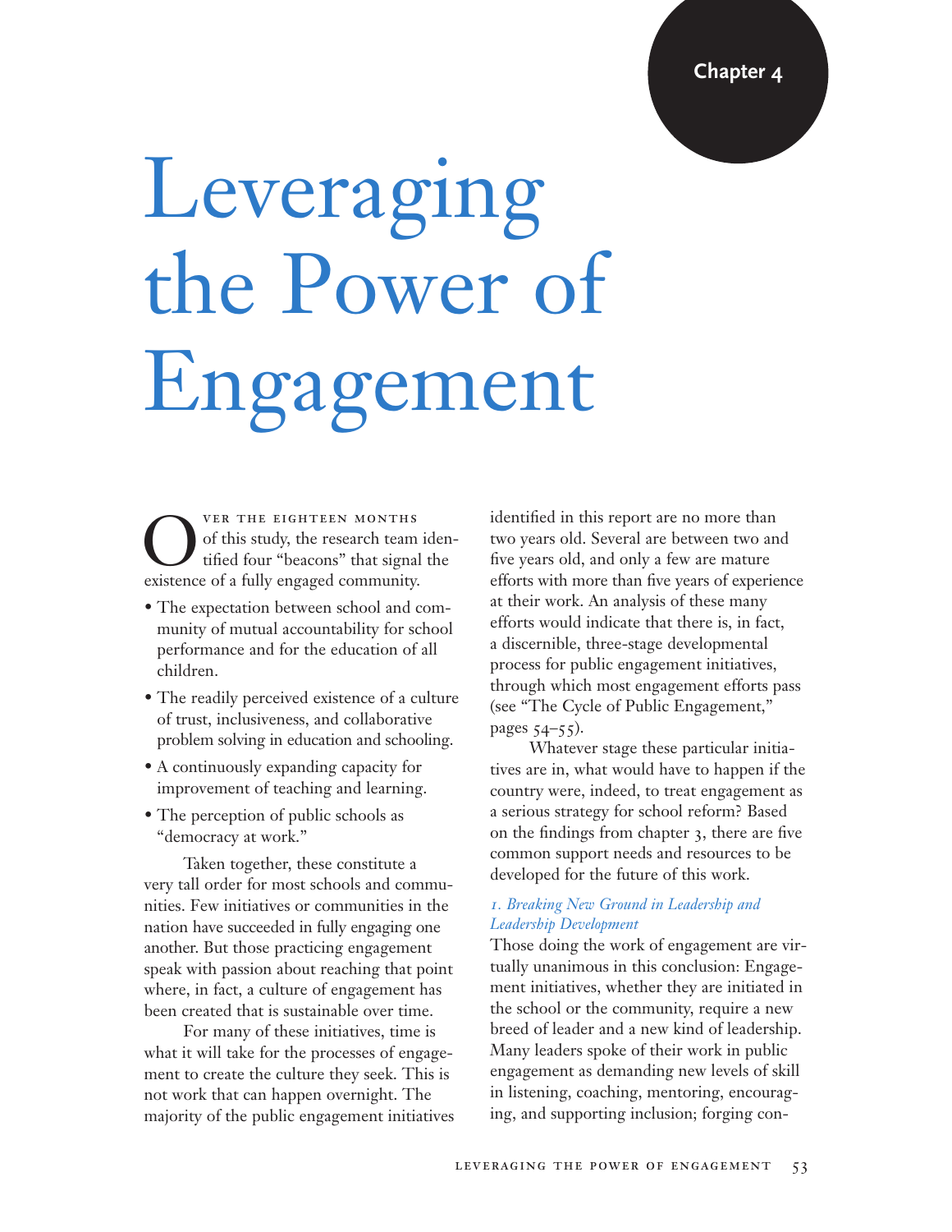Chapter 4

# Leveraging the Power of Engagement

Over the eighteen months of this study, the research team identified four "beacons" that signal the existence of a fully engaged community.

- The expectation between school and community of mutual accountability for school performance and for the education of all children.
- The readily perceived existence of a culture of trust, inclusiveness, and collaborative problem solving in education and schooling.
- A continuously expanding capacity for improvement of teaching and learning.
- The perception of public schools as "democracy at work."

Taken together, these constitute a very tall order for most schools and communities. Few initiatives or communities in the nation have succeeded in fully engaging one another. But those practicing engagement speak with passion about reaching that point where, in fact, a culture of engagement has been created that is sustainable over time.

For many of these initiatives, time is what it will take for the processes of engagement to create the culture they seek. This is not work that can happen overnight. The majority of the public engagement initiatives identified in this report are no more than two years old. Several are between two and five years old, and only a few are mature efforts with more than five years of experience at their work. An analysis of these many efforts would indicate that there is, in fact, a discernible, three-stage developmental process for public engagement initiatives, through which most engagement efforts pass (see "The Cycle of Public Engagement," pages 54–55).

Whatever stage these particular initiatives are in, what would have to happen if the country were, indeed, to treat engagement as a serious strategy for school reform? Based on the findings from chapter 3, there are five common support needs and resources to be developed for the future of this work.

*1. Breaking New Ground in Leadership and Leadership Development*

Those doing the work of engagement are virtually unanimous in this conclusion: Engagement initiatives, whether they are initiated in the school or the community, require a new breed of leader and a new kind of leadership. Many leaders spoke of their work in public engagement as demanding new levels of skill in listening, coaching, mentoring, encouraging, and supporting inclusion; forging con-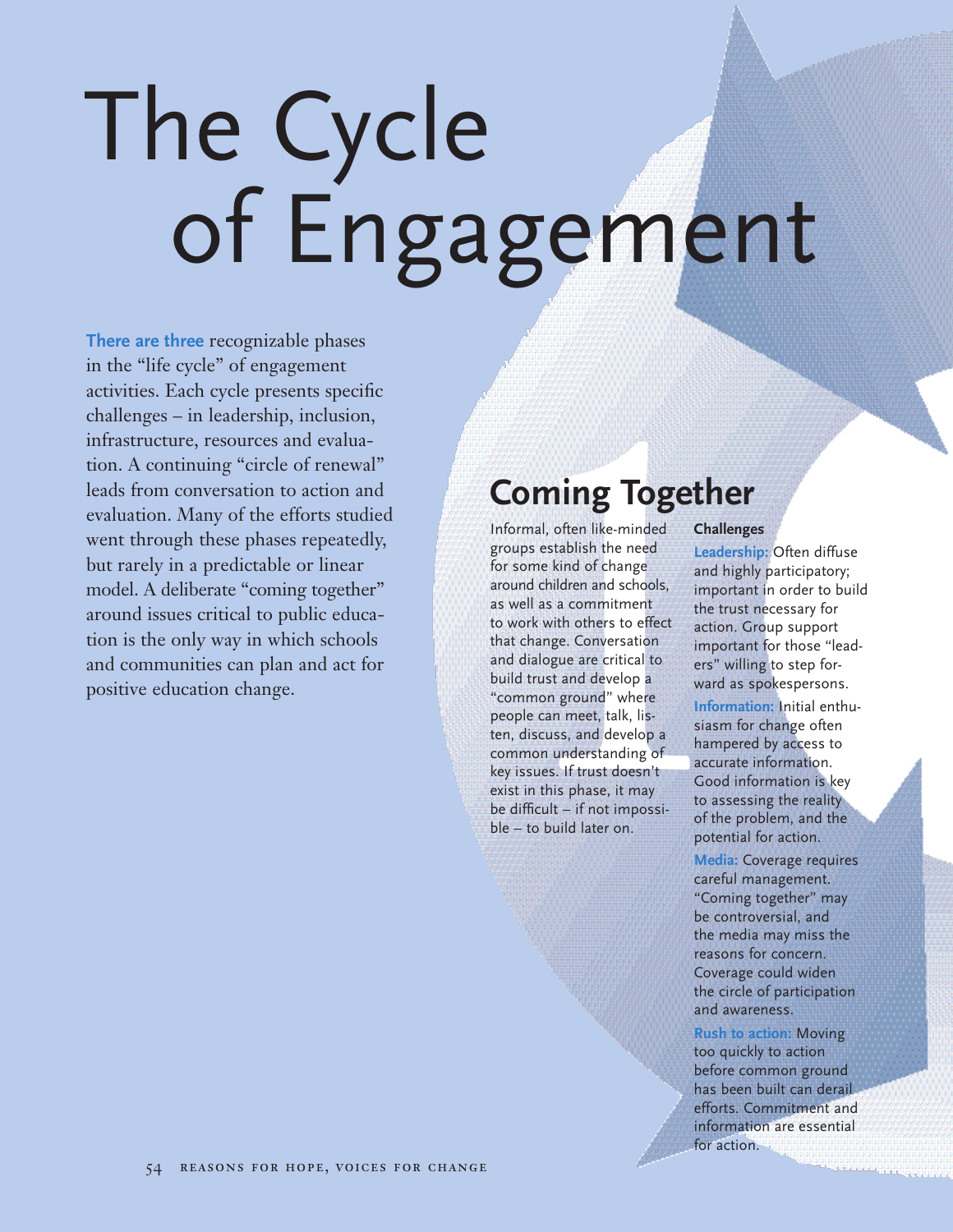# The Cycle of Engagement

**There are three** recognizable phases in the "life cycle" of engagement activities. Each cycle presents specific challenges – in leadership, inclusion, infrastructure, resources and evaluation. A continuing "circle of renewal" leads from conversation to action and evaluation. Many of the efforts studied went through these phases repeatedly, but rarely in a predictable or linear model. A deliberate "coming together" around issues critical to public education is the only way in which schools and communities can plan and act for positive education change.

## Coming Together

Informal, often like-minded groups establish the need for some kind of change around children and schools, as well as a commitment to work with others to effect that change. Conversation and dialogue are critical to build trust and develop a "common ground" where people can meet, talk, listen, discuss, and develop a common understanding of key issues. If trust doesn't exist in this phase, it may be difficult – if not impossible – to build later on.

**Challenges**

**Leadership:** Often diffuse and highly participatory; important in order to build the trust necessary for action. Group support important for those "leaders" willing to step forward as spokespersons.

**Information:** Initial enthusiasm for change often hampered by access to accurate information. Good information is key to assessing the reality of the problem, and the potential for action.

**Media:** Coverage requires careful management. "Coming together" may be controversial, and the media may miss the reasons for concern. Coverage could widen the circle of participation and awareness.

**Rush to action:** Moving too quickly to action before common ground has been built can derail efforts. Commitment and information are essential for action.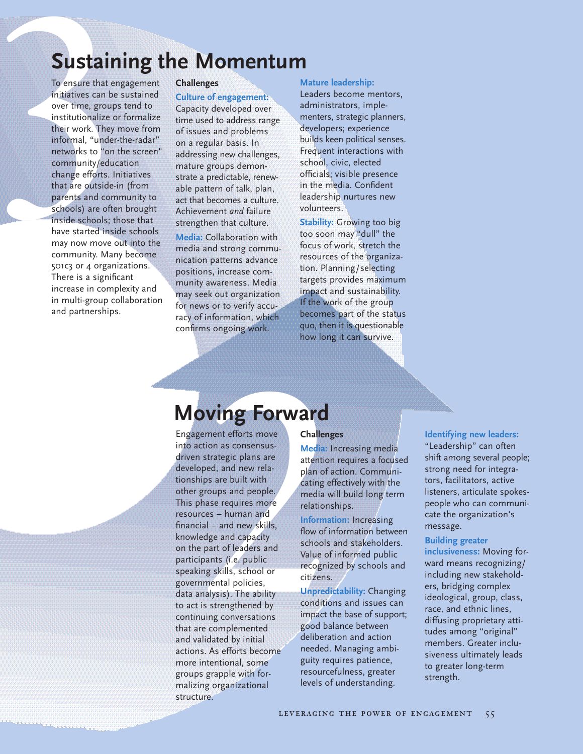## Sustaining the Momentum

To ensure that engagement initiatives can be sustained over time, groups tend to institutionalize or formalize their work. They move from informal, "under-the-radar" networks to "on the screen" community/education change efforts. Initiatives that are outside-in (from parents and community to schools) are often brought inside schools; those that have started inside schools may now move out into the community. Many become 501c3 or 4 organizations. There is a significant increase in complexity and in multi-group collaboration and partnerships.

**Challenges**

**Culture of engagement:** Capacity developed over time used to address range of issues and problems on a regular basis. In addressing new challenges, mature groups demonstrate a predictable, renewable pattern of talk, plan, act that becomes a culture. Achievement *and* failure strengthen that culture.

**Media:** Collaboration with media and strong communication patterns advance positions, increase community awareness. Media may seek out organization for news or to verify accuracy of information, which confirms ongoing work.

**Mature leadership:** Leaders become mentors, administrators, implementers, strategic planners, developers; experience builds keen political senses. Frequent interactions with school, civic, elected officials; visible presence in the media. Confident leadership nurtures new volunteers.

**Stability:** Growing too big too soon may "dull" the focus of work, stretch the resources of the organization. Planning/selecting targets provides maximum impact and sustainability. If the work of the group becomes part of the status quo, then it is questionable how long it can survive.

## Moving Forward

Engagement efforts move into action as consensus-driven strategic plans are developed, and new relationships are built with other groups and people. This phase requires more resources – human and financial – and new skills, knowledge and capacity on the part of leaders and participants (i.e. public speaking skills, school or governmental policies, data analysis). The ability to act is strengthened by continuing conversations that are complemented and validated by initial actions. As efforts become more intentional, some groups grapple with formalizing organizational structure.

**Challenges**

**Media:** Increasing media attention requires a focused plan of action. Communicating effectively with the media will build long term relationships.

**Information:** Increasing flow of information between schools and stakeholders. Value of informed public recognized by schools and citizens.

**Unpredictability:** Changing conditions and issues can impact the base of support; good balance between deliberation and action needed. Managing ambiguity requires patience, resourcefulness, greater levels of understanding.

**Identifying new leaders:** "Leadership" can often shift among several people; strong need for integrators, facilitators, active listeners, articulate spokespeople who can communicate the organization's message.

**Building greater inclusiveness:** Moving forward means recognizing/including new stakeholders, bridging complex ideological, group, class, race, and ethnic lines, diffusing proprietary attitudes among "original" members. Greater inclusiveness ultimately leads to greater long-term strength.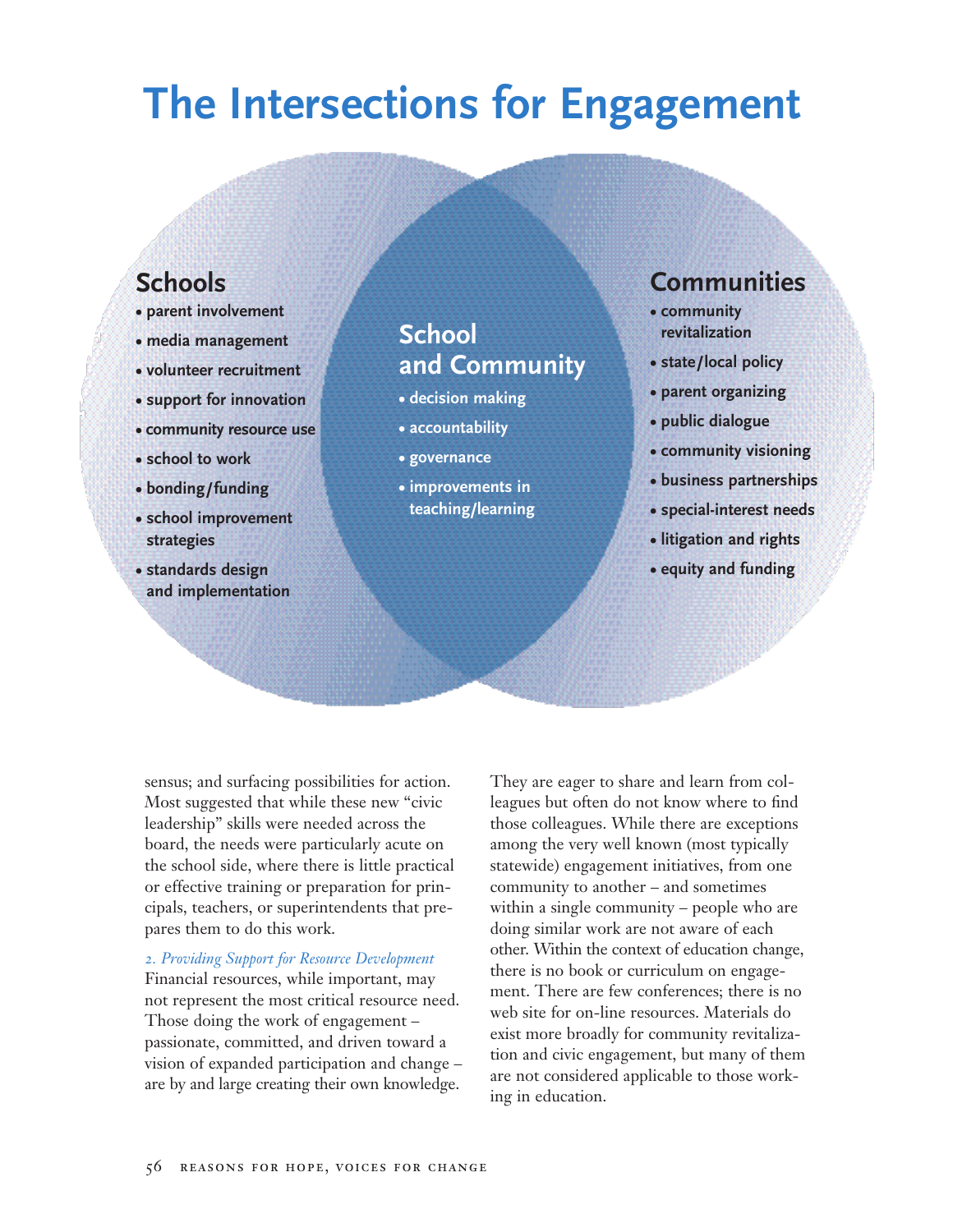# The Intersections for Engagement

### Schools

- parent involvement
- media management
- volunteer recruitment
- support for innovation
- community resource use
- school to work
- bonding/funding
- school improvement strategies
- standards design and implementation

### School and Community

- decision making
- accountability
- governance
- improvements in teaching/learning

### Communities

- community revitalization
- state/local policy
- parent organizing
- public dialogue
- community visioning
- business partnerships
- special-interest needs
- litigation and rights
- equity and funding

sensus; and surfacing possibilities for action. Most suggested that while these new "civic leadership" skills were needed across the board, the needs were particularly acute on the school side, where there is little practical or effective training or preparation for principals, teachers, or superintendents that prepares them to do this work.

*2. Providing Support for Resource Development*

Financial resources, while important, may not represent the most critical resource need. Those doing the work of engagement – passionate, committed, and driven toward a vision of expanded participation and change – are by and large creating their own knowledge. They are eager to share and learn from colleagues but often do not know where to find those colleagues. While there are exceptions among the very well known (most typically statewide) engagement initiatives, from one community to another – and sometimes within a single community – people who are doing similar work are not aware of each other. Within the context of education change, there is no book or curriculum on engagement. There are few conferences; there is no web site for on-line resources. Materials do exist more broadly for community revitalization and civic engagement, but many of them are not considered applicable to those working in education.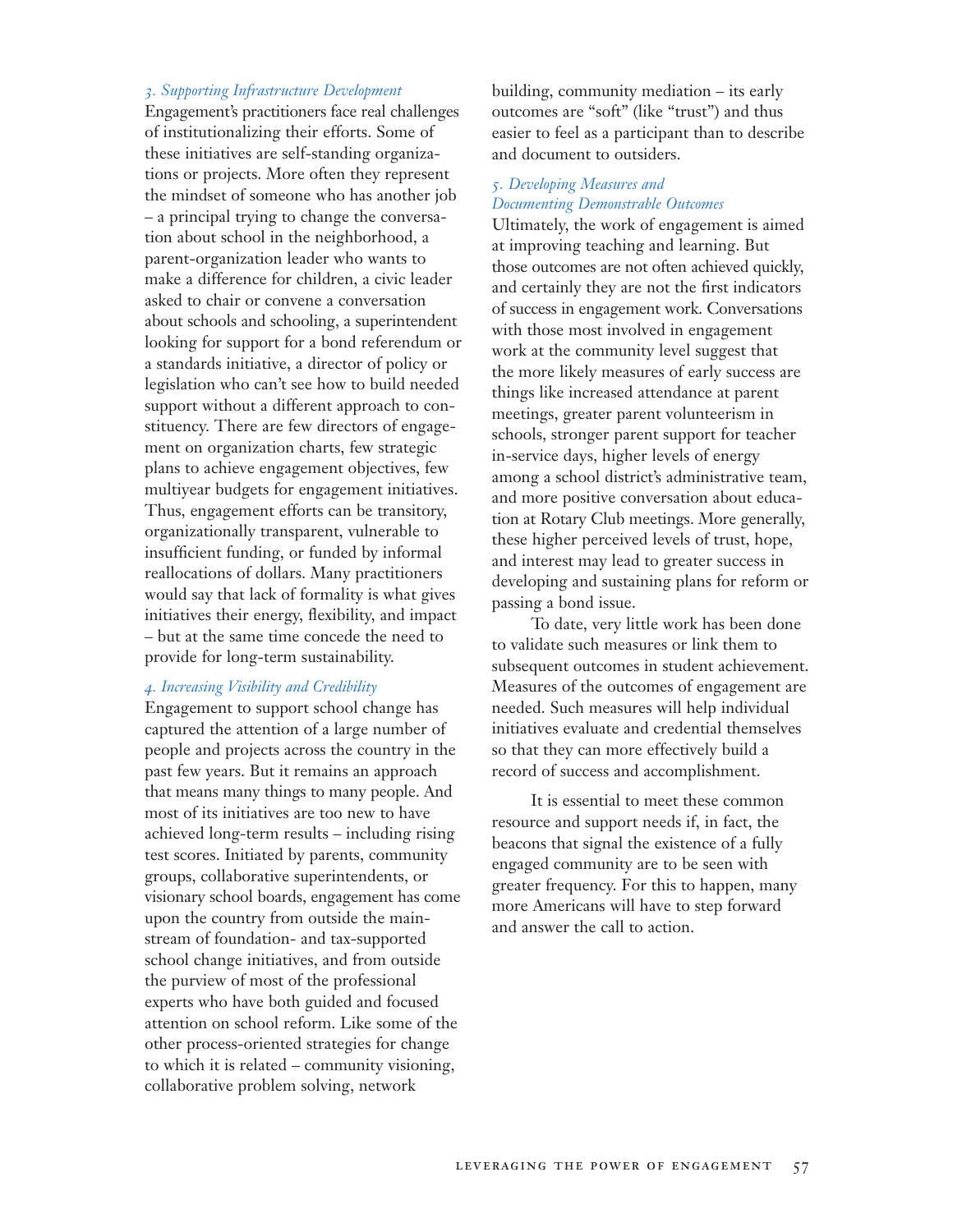*3. Supporting Infrastructure Development*

Engagement's practitioners face real challenges of institutionalizing their efforts. Some of these initiatives are self-standing organizations or projects. More often they represent the mindset of someone who has another job – a principal trying to change the conversation about school in the neighborhood, a parent-organization leader who wants to make a difference for children, a civic leader asked to chair or convene a conversation about schools and schooling, a superintendent looking for support for a bond referendum or a standards initiative, a director of policy or legislation who can't see how to build needed support without a different approach to constituency. There are few directors of engagement on organization charts, few strategic plans to achieve engagement objectives, few multiyear budgets for engagement initiatives. Thus, engagement efforts can be transitory, organizationally transparent, vulnerable to insufficient funding, or funded by informal reallocations of dollars. Many practitioners would say that lack of formality is what gives initiatives their energy, flexibility, and impact – but at the same time concede the need to provide for long-term sustainability.

*4. Increasing Visibility and Credibility*

Engagement to support school change has captured the attention of a large number of people and projects across the country in the past few years. But it remains an approach that means many things to many people. And most of its initiatives are too new to have achieved long-term results – including rising test scores. Initiated by parents, community groups, collaborative superintendents, or visionary school boards, engagement has come upon the country from outside the mainstream of foundation- and tax-supported school change initiatives, and from outside the purview of most of the professional experts who have both guided and focused attention on school reform. Like some of the other process-oriented strategies for change to which it is related – community visioning, collaborative problem solving, network building, community mediation – its early outcomes are "soft" (like "trust") and thus easier to feel as a participant than to describe and document to outsiders.

*5. Developing Measures and Documenting Demonstrable Outcomes*

Ultimately, the work of engagement is aimed at improving teaching and learning. But those outcomes are not often achieved quickly, and certainly they are not the first indicators of success in engagement work. Conversations with those most involved in engagement work at the community level suggest that the more likely measures of early success are things like increased attendance at parent meetings, greater parent volunteerism in schools, stronger parent support for teacher in-service days, higher levels of energy among a school district's administrative team, and more positive conversation about education at Rotary Club meetings. More generally, these higher perceived levels of trust, hope, and interest may lead to greater success in developing and sustaining plans for reform or passing a bond issue.

To date, very little work has been done to validate such measures or link them to subsequent outcomes in student achievement. Measures of the outcomes of engagement are needed. Such measures will help individual initiatives evaluate and credential themselves so that they can more effectively build a record of success and accomplishment.

It is essential to meet these common resource and support needs if, in fact, the beacons that signal the existence of a fully engaged community are to be seen with greater frequency. For this to happen, many more Americans will have to step forward and answer the call to action.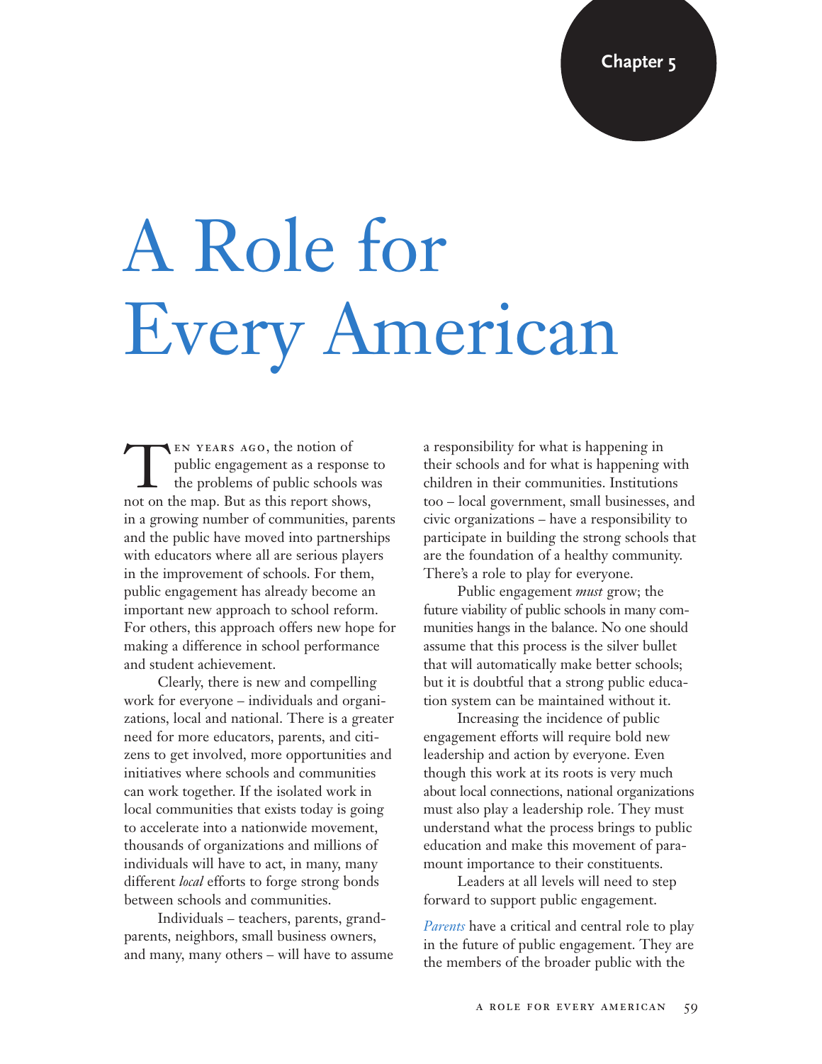Chapter 5

# A Role for Every American

Ten years ago, the notion of public engagement as a response to the problems of public schools was not on the map. But as this report shows, in a growing number of communities, parents and the public have moved into partnerships with educators where all are serious players in the improvement of schools. For them, public engagement has already become an important new approach to school reform. For others, this approach offers new hope for making a difference in school performance and student achievement.

Clearly, there is new and compelling work for everyone – individuals and organizations, local and national. There is a greater need for more educators, parents, and citizens to get involved, more opportunities and initiatives where schools and communities can work together. If the isolated work in local communities that exists today is going to accelerate into a nationwide movement, thousands of organizations and millions of individuals will have to act, in many, many different *local* efforts to forge strong bonds between schools and communities.

Individuals – teachers, parents, grandparents, neighbors, small business owners, and many, many others – will have to assume a responsibility for what is happening in their schools and for what is happening with children in their communities. Institutions too – local government, small businesses, and civic organizations – have a responsibility to participate in building the strong schools that are the foundation of a healthy community. There's a role to play for everyone.

Public engagement *must* grow; the future viability of public schools in many communities hangs in the balance. No one should assume that this process is the silver bullet that will automatically make better schools; but it is doubtful that a strong public education system can be maintained without it.

Increasing the incidence of public engagement efforts will require bold new leadership and action by everyone. Even though this work at its roots is very much about local connections, national organizations must also play a leadership role. They must understand what the process brings to public education and make this movement of paramount importance to their constituents.

Leaders at all levels will need to step forward to support public engagement.

*Parents* have a critical and central role to play in the future of public engagement. They are the members of the broader public with the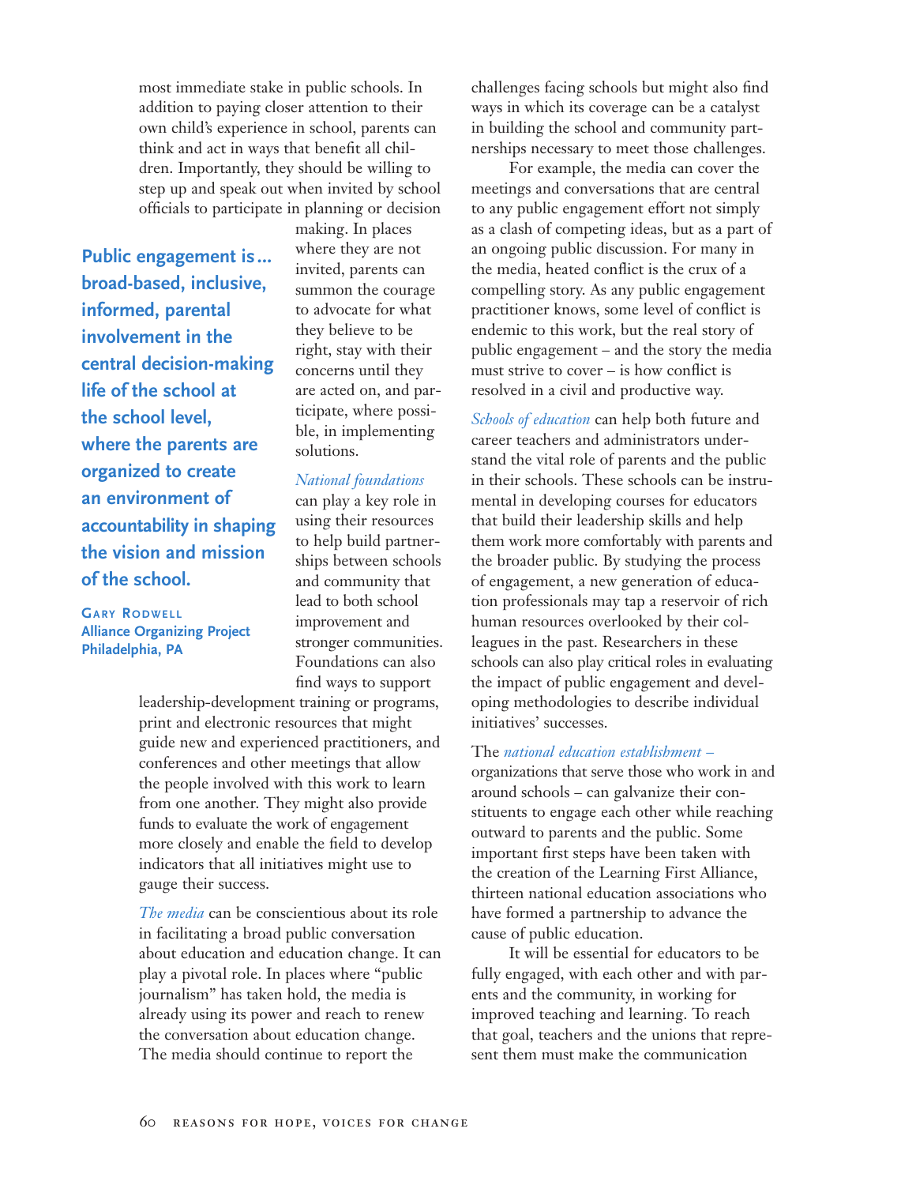most immediate stake in public schools. In addition to paying closer attention to their own child's experience in school, parents can think and act in ways that benefit all children. Importantly, they should be willing to step up and speak out when invited by school officials to participate in planning or decision making. In places where they are not invited, parents can summon the courage to advocate for what they believe to be right, stay with their concerns until they are acted on, and participate, where possible, in implementing solutions.

> **Public engagement is… broad-based, inclusive, informed, parental involvement in the central decision-making life of the school at the school level, where the parents are organized to create an environment of accountability in shaping the vision and mission of the school.**
>
> **Gary Rodwell**
> **Alliance Organizing Project**
> **Philadelphia, PA**

*National foundations* can play a key role in using their resources to help build partnerships between schools and community that lead to both school improvement and stronger communities. Foundations can also find ways to support leadership-development training or programs, print and electronic resources that might guide new and experienced practitioners, and conferences and other meetings that allow the people involved with this work to learn from one another. They might also provide funds to evaluate the work of engagement more closely and enable the field to develop indicators that all initiatives might use to gauge their success.

*The media* can be conscientious about its role in facilitating a broad public conversation about education and education change. It can play a pivotal role. In places where "public journalism" has taken hold, the media is already using its power and reach to renew the conversation about education change. The media should continue to report the challenges facing schools but might also find ways in which its coverage can be a catalyst in building the school and community partnerships necessary to meet those challenges.

For example, the media can cover the meetings and conversations that are central to any public engagement effort not simply as a clash of competing ideas, but as a part of an ongoing public discussion. For many in the media, heated conflict is the crux of a compelling story. As any public engagement practitioner knows, some level of conflict is endemic to this work, but the real story of public engagement – and the story the media must strive to cover – is how conflict is resolved in a civil and productive way.

*Schools of education* can help both future and career teachers and administrators understand the vital role of parents and the public in their schools. These schools can be instrumental in developing courses for educators that build their leadership skills and help them work more comfortably with parents and the broader public. By studying the process of engagement, a new generation of education professionals may tap a reservoir of rich human resources overlooked by their colleagues in the past. Researchers in these schools can also play critical roles in evaluating the impact of public engagement and developing methodologies to describe individual initiatives' successes.

The *national education establishment* – organizations that serve those who work in and around schools – can galvanize their constituents to engage each other while reaching outward to parents and the public. Some important first steps have been taken with the creation of the Learning First Alliance, thirteen national education associations who have formed a partnership to advance the cause of public education.

It will be essential for educators to be fully engaged, with each other and with parents and the community, in working for improved teaching and learning. To reach that goal, teachers and the unions that represent them must make the communication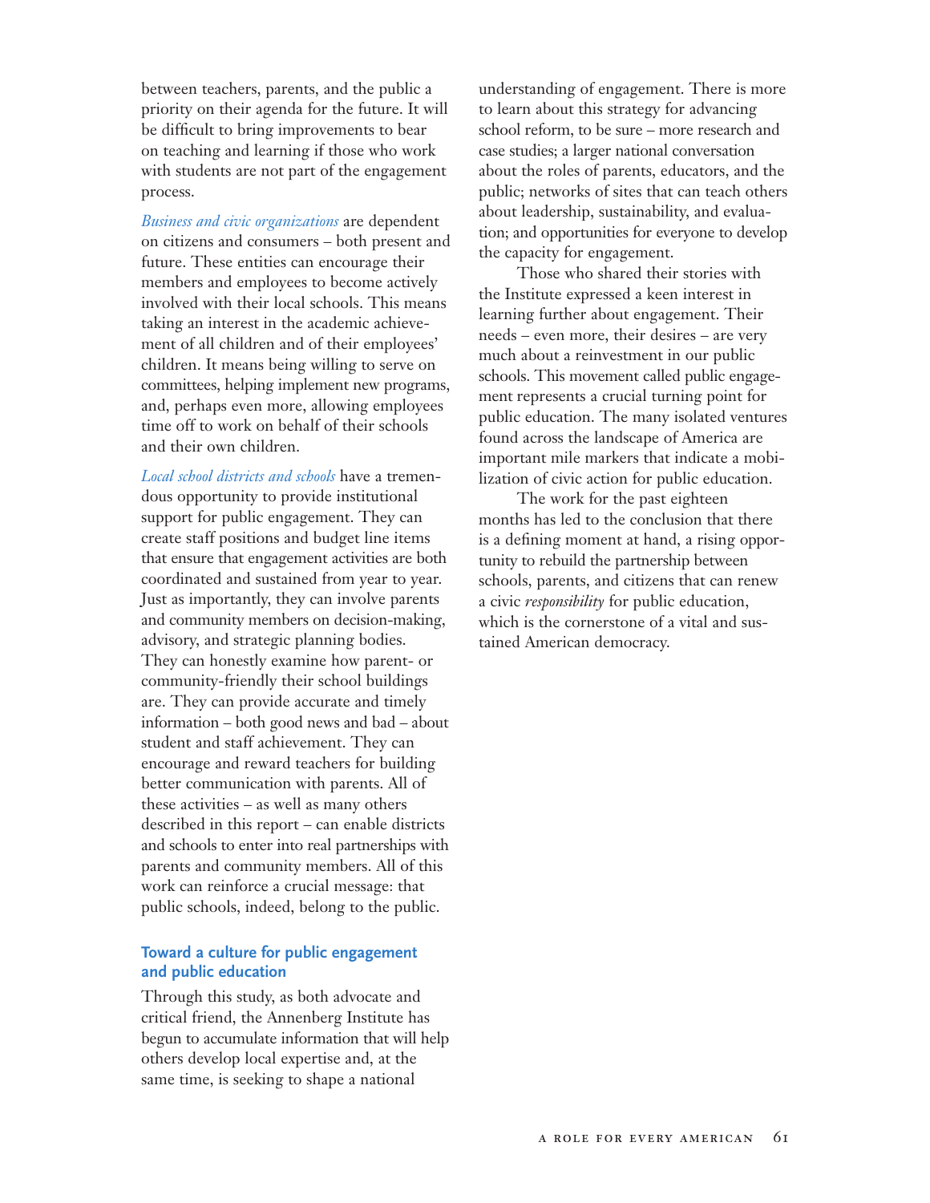between teachers, parents, and the public a priority on their agenda for the future. It will be difficult to bring improvements to bear on teaching and learning if those who work with students are not part of the engagement process.

*Business and civic organizations* are dependent on citizens and consumers – both present and future. These entities can encourage their members and employees to become actively involved with their local schools. This means taking an interest in the academic achievement of all children and of their employees' children. It means being willing to serve on committees, helping implement new programs, and, perhaps even more, allowing employees time off to work on behalf of their schools and their own children.

*Local school districts and schools* have a tremendous opportunity to provide institutional support for public engagement. They can create staff positions and budget line items that ensure that engagement activities are both coordinated and sustained from year to year. Just as importantly, they can involve parents and community members on decision-making, advisory, and strategic planning bodies. They can honestly examine how parent- or community-friendly their school buildings are. They can provide accurate and timely information – both good news and bad – about student and staff achievement. They can encourage and reward teachers for building better communication with parents. All of these activities – as well as many others described in this report – can enable districts and schools to enter into real partnerships with parents and community members. All of this work can reinforce a crucial message: that public schools, indeed, belong to the public.

### Toward a culture for public engagement and public education

Through this study, as both advocate and critical friend, the Annenberg Institute has begun to accumulate information that will help others develop local expertise and, at the same time, is seeking to shape a national understanding of engagement. There is more to learn about this strategy for advancing school reform, to be sure – more research and case studies; a larger national conversation about the roles of parents, educators, and the public; networks of sites that can teach others about leadership, sustainability, and evaluation; and opportunities for everyone to develop the capacity for engagement.

Those who shared their stories with the Institute expressed a keen interest in learning further about engagement. Their needs – even more, their desires – are very much about a reinvestment in our public schools. This movement called public engagement represents a crucial turning point for public education. The many isolated ventures found across the landscape of America are important mile markers that indicate a mobilization of civic action for public education.

The work for the past eighteen months has led to the conclusion that there is a defining moment at hand, a rising opportunity to rebuild the partnership between schools, parents, and citizens that can renew a civic *responsibility* for public education, which is the cornerstone of a vital and sustained American democracy.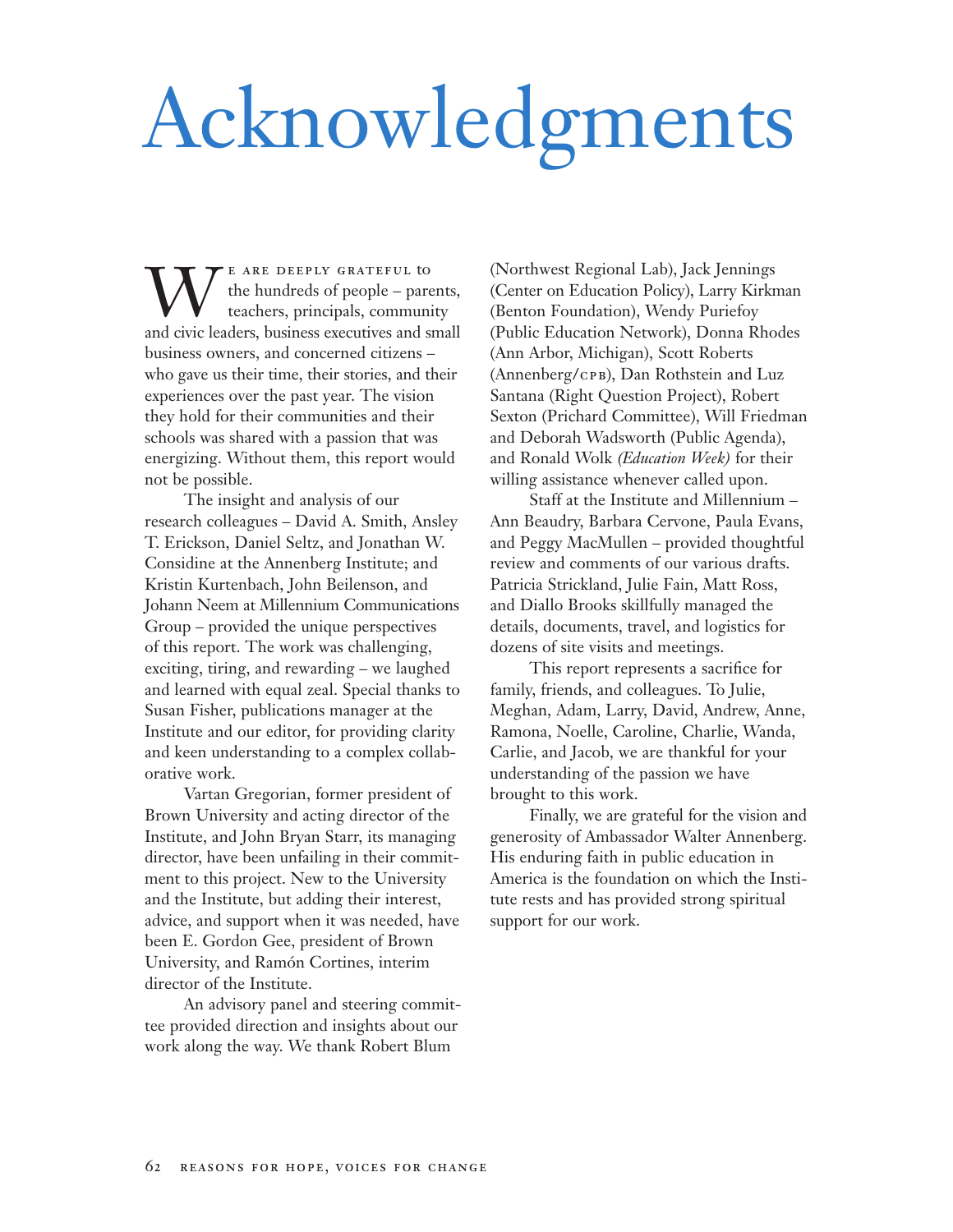# Acknowledgments

We are deeply grateful to the hundreds of people – parents, teachers, principals, community and civic leaders, business executives and small business owners, and concerned citizens – who gave us their time, their stories, and their experiences over the past year. The vision they hold for their communities and their schools was shared with a passion that was energizing. Without them, this report would not be possible.

The insight and analysis of our research colleagues – David A. Smith, Ansley T. Erickson, Daniel Seltz, and Jonathan W. Considine at the Annenberg Institute; and Kristin Kurtenbach, John Beilenson, and Johann Neem at Millennium Communications Group – provided the unique perspectives of this report. The work was challenging, exciting, tiring, and rewarding – we laughed and learned with equal zeal. Special thanks to Susan Fisher, publications manager at the Institute and our editor, for providing clarity and keen understanding to a complex collaborative work.

Vartan Gregorian, former president of Brown University and acting director of the Institute, and John Bryan Starr, its managing director, have been unfailing in their commitment to this project. New to the University and the Institute, but adding their interest, advice, and support when it was needed, have been E. Gordon Gee, president of Brown University, and Ramón Cortines, interim director of the Institute.

An advisory panel and steering committee provided direction and insights about our work along the way. We thank Robert Blum (Northwest Regional Lab), Jack Jennings (Center on Education Policy), Larry Kirkman (Benton Foundation), Wendy Puriefoy (Public Education Network), Donna Rhodes (Ann Arbor, Michigan), Scott Roberts (Annenberg/CPB), Dan Rothstein and Luz Santana (Right Question Project), Robert Sexton (Prichard Committee), Will Friedman and Deborah Wadsworth (Public Agenda), and Ronald Wolk *(Education Week)* for their willing assistance whenever called upon.

Staff at the Institute and Millennium – Ann Beaudry, Barbara Cervone, Paula Evans, and Peggy MacMullen – provided thoughtful review and comments of our various drafts. Patricia Strickland, Julie Fain, Matt Ross, and Diallo Brooks skillfully managed the details, documents, travel, and logistics for dozens of site visits and meetings.

This report represents a sacrifice for family, friends, and colleagues. To Julie, Meghan, Adam, Larry, David, Andrew, Anne, Ramona, Noelle, Caroline, Charlie, Wanda, Carlie, and Jacob, we are thankful for your understanding of the passion we have brought to this work.

Finally, we are grateful for the vision and generosity of Ambassador Walter Annenberg. His enduring faith in public education in America is the foundation on which the Institute rests and has provided strong spiritual support for our work.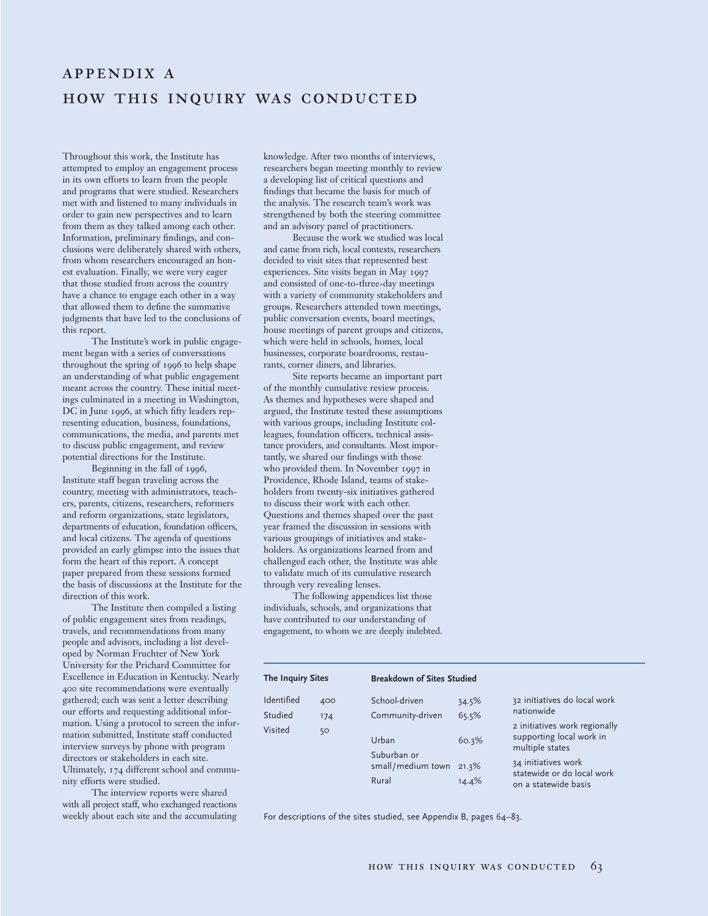# APPENDIX A
# HOW THIS INQUIRY WAS CONDUCTED

Throughout this work, the Institute has attempted to employ an engagement process in its own efforts to learn from the people and programs that were studied. Researchers met with and listened to many individuals in order to gain new perspectives and to learn from them as they talked among each other. Information, preliminary findings, and conclusions were deliberately shared with others, from whom researchers encouraged an honest evaluation. Finally, we were very eager that those studied from across the country have a chance to engage each other in a way that allowed them to define the summative judgments that have led to the conclusions of this report.

The Institute's work in public engagement began with a series of conversations throughout the spring of 1996 to help shape an understanding of what public engagement meant across the country. These initial meetings culminated in a meeting in Washington, DC in June 1996, at which fifty leaders representing education, business, foundations, communications, the media, and parents met to discuss public engagement, and review potential directions for the Institute.

Beginning in the fall of 1996, Institute staff began traveling across the country, meeting with administrators, teachers, parents, citizens, researchers, reformers and reform organizations, state legislators, departments of education, foundation officers, and local citizens. The agenda of questions provided an early glimpse into the issues that form the heart of this report. A concept paper prepared from these sessions formed the basis of discussions at the Institute for the direction of this work.

The Institute then compiled a listing of public engagement sites from readings, travels, and recommendations from many people and advisors, including a list developed by Norman Fruchter of New York University for the Prichard Committee for Excellence in Education in Kentucky. Nearly 400 site recommendations were eventually gathered; each was sent a letter describing our efforts and requesting additional information. Using a protocol to screen the information submitted, Institute staff conducted interview surveys by phone with program directors or stakeholders in each site. Ultimately, 174 different school and community efforts were studied.

The interview reports were shared with all project staff, who exchanged reactions weekly about each site and the accumulating knowledge. After two months of interviews, researchers began meeting monthly to review a developing list of critical questions and findings that became the basis for much of the analysis. The research team's work was strengthened by both the steering committee and an advisory panel of practitioners.

Because the work we studied was local and came from rich, local contexts, researchers decided to visit sites that represented best experiences. Site visits began in May 1997 and consisted of one-to-three-day meetings with a variety of community stakeholders and groups. Researchers attended town meetings, public conversation events, board meetings, house meetings of parent groups and citizens, which were held in schools, homes, local businesses, corporate boardrooms, restaurants, corner diners, and libraries.

Site reports became an important part of the monthly cumulative review process. As themes and hypotheses were shaped and argued, the Institute tested these assumptions with various groups, including Institute colleagues, foundation officers, technical assistance providers, and consultants. Most importantly, we shared our findings with those who provided them. In November 1997 in Providence, Rhode Island, teams of stakeholders from twenty-six initiatives gathered to discuss their work with each other. Questions and themes shaped over the past year framed the discussion in sessions with various groupings of initiatives and stakeholders. As organizations learned from and challenged each other, the Institute was able to validate much of its cumulative research through very revealing lenses.

The following appendices list those individuals, schools, and organizations that have contributed to our understanding of engagement, to whom we are deeply indebted.

**The Inquiry Sites**

| | |
|---|---|
| Identified | 400 |
| Studied | 174 |
| Visited | 50 |

**Breakdown of Sites Studied**

| | |
|---|---|
| School-driven | 34.5% |
| Community-driven | 65.5% |
| Urban | 60.3% |
| Suburban or small/medium town | 21.3% |
| Rural | 14.4% |

32 initiatives do local work nationwide

2 initiatives work regionally supporting local work in multiple states

34 initiatives work statewide or do local work on a statewide basis

For descriptions of the sites studied, see Appendix B, pages 64–83.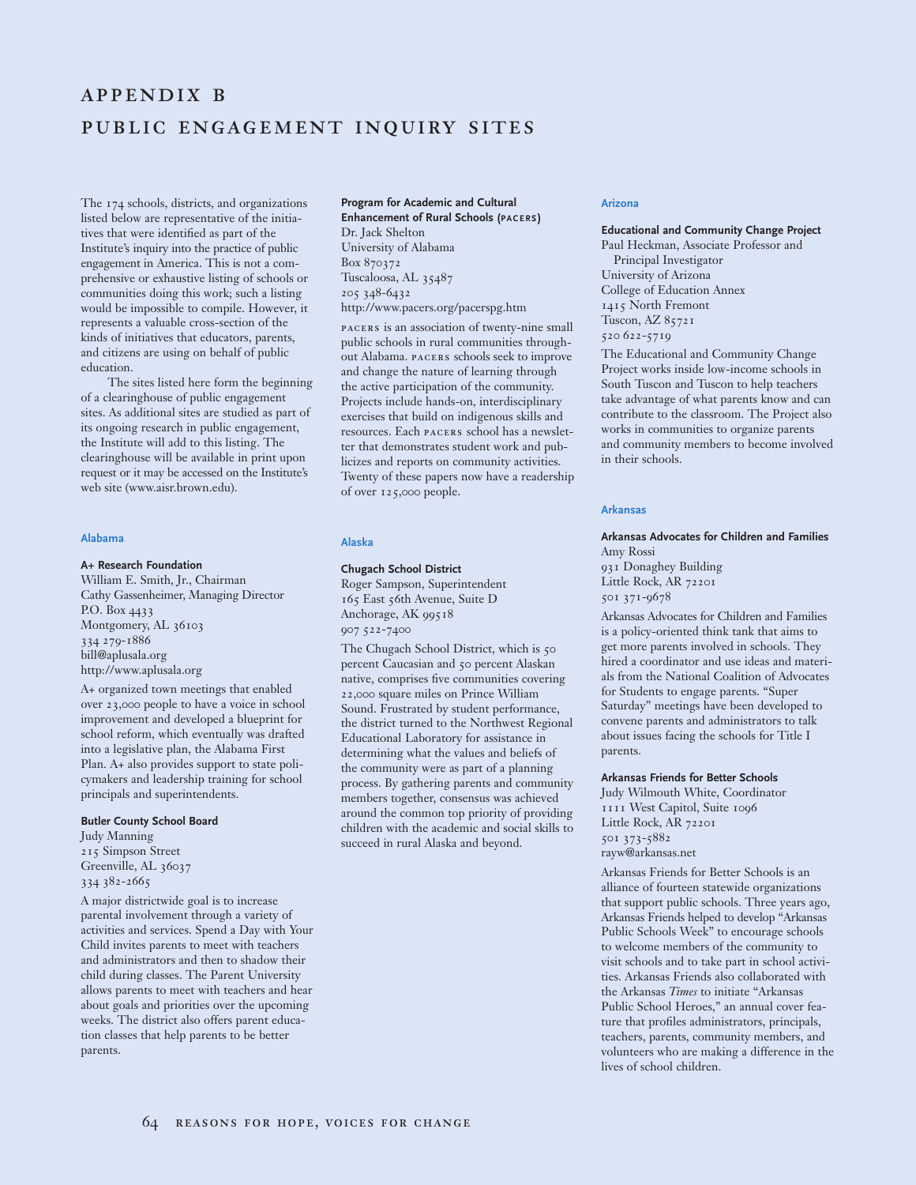# APPENDIX B

# PUBLIC ENGAGEMENT INQUIRY SITES

The 174 schools, districts, and organizations listed below are representative of the initiatives that were identified as part of the Institute's inquiry into the practice of public engagement in America. This is not a comprehensive or exhaustive listing of schools or communities doing this work; such a listing would be impossible to compile. However, it represents a valuable cross-section of the kinds of initiatives that educators, parents, and citizens are using on behalf of public education.

The sites listed here form the beginning of a clearinghouse of public engagement sites. As additional sites are studied as part of its ongoing research in public engagement, the Institute will add to this listing. The clearinghouse will be available in print upon request or it may be accessed on the Institute's web site (www.aisr.brown.edu).

## Alabama

**A+ Research Foundation**
William E. Smith, Jr., Chairman
Cathy Gassenheimer, Managing Director
P.O. Box 4433
Montgomery, AL 36103
334 279-1886
bill@aplusala.org
http://www.aplusala.org

A+ organized town meetings that enabled over 23,000 people to have a voice in school improvement and developed a blueprint for school reform, which eventually was drafted into a legislative plan, the Alabama First Plan. A+ also provides support to state policymakers and leadership training for school principals and superintendents.

**Butler County School Board**
Judy Manning
215 Simpson Street
Greenville, AL 36037
334 382-2665

A major districtwide goal is to increase parental involvement through a variety of activities and services. Spend a Day with Your Child invites parents to meet with teachers and administrators and then to shadow their child during classes. The Parent University allows parents to meet with teachers and hear about goals and priorities over the upcoming weeks. The district also offers parent education classes that help parents to be better parents.

**Program for Academic and Cultural Enhancement of Rural Schools (PACERS)**
Dr. Jack Shelton
University of Alabama
Box 870372
Tuscaloosa, AL 35487
205 348-6432
http://www.pacers.org/pacerspg.htm

PACERS is an association of twenty-nine small public schools in rural communities throughout Alabama. PACERS schools seek to improve and change the nature of learning through the active participation of the community. Projects include hands-on, interdisciplinary exercises that build on indigenous skills and resources. Each PACERS school has a newsletter that demonstrates student work and publicizes and reports on community activities. Twenty of these papers now have a readership of over 125,000 people.

## Alaska

**Chugach School District**
Roger Sampson, Superintendent
165 East 56th Avenue, Suite D
Anchorage, AK 99518
907 522-7400

The Chugach School District, which is 50 percent Caucasian and 50 percent Alaskan native, comprises five communities covering 22,000 square miles on Prince William Sound. Frustrated by student performance, the district turned to the Northwest Regional Educational Laboratory for assistance in determining what the values and beliefs of the community were as part of a planning process. By gathering parents and community members together, consensus was achieved around the common top priority of providing children with the academic and social skills to succeed in rural Alaska and beyond.

## Arizona

**Educational and Community Change Project**
Paul Heckman, Associate Professor and Principal Investigator
University of Arizona
College of Education Annex
1415 North Fremont
Tuscon, AZ 85721
520 622-5719

The Educational and Community Change Project works inside low-income schools in South Tuscon and Tuscon to help teachers take advantage of what parents know and can contribute to the classroom. The Project also works in communities to organize parents and community members to become involved in their schools.

## Arkansas

**Arkansas Advocates for Children and Families**
Amy Rossi
931 Donaghey Building
Little Rock, AR 72201
501 371-9678

Arkansas Advocates for Children and Families is a policy-oriented think tank that aims to get more parents involved in schools. They hired a coordinator and use ideas and materials from the National Coalition of Advocates for Students to engage parents. "Super Saturday" meetings have been developed to convene parents and administrators to talk about issues facing the schools for Title I parents.

**Arkansas Friends for Better Schools**
Judy Wilmouth White, Coordinator
1111 West Capitol, Suite 1096
Little Rock, AR 72201
501 373-5882
rayw@arkansas.net

Arkansas Friends for Better Schools is an alliance of fourteen statewide organizations that support public schools. Three years ago, Arkansas Friends helped to develop "Arkansas Public Schools Week" to encourage schools to welcome members of the community to visit schools and to take part in school activities. Arkansas Friends also collaborated with the Arkansas *Times* to initiate "Arkansas Public School Heroes," an annual cover feature that profiles administrators, principals, teachers, parents, community members, and volunteers who are making a difference in the lives of school children.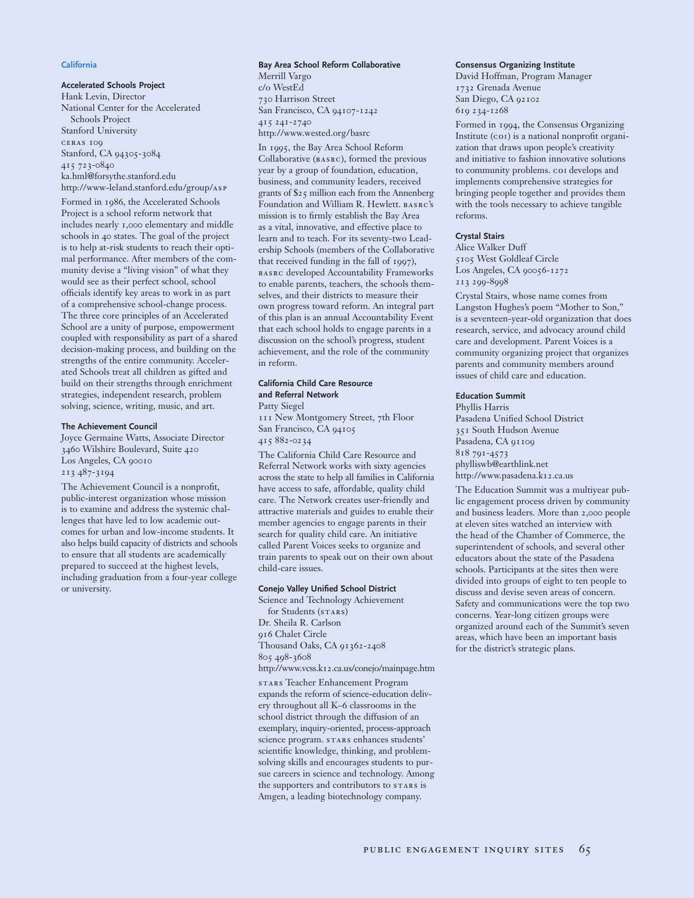## California

### Accelerated Schools Project

Hank Levin, Director
National Center for the Accelerated Schools Project
Stanford University
CERAS 109
Stanford, CA 94305-3084
415 723-0840
ka.hml@forsythe.stanford.edu
http://www-leland.stanford.edu/group/ASP

Formed in 1986, the Accelerated Schools Project is a school reform network that includes nearly 1,000 elementary and middle schools in 40 states. The goal of the project is to help at-risk students to reach their optimal performance. After members of the community devise a "living vision" of what they would see as their perfect school, school officials identify key areas to work in as part of a comprehensive school-change process. The three core principles of an Accelerated School are a unity of purpose, empowerment coupled with responsibility as part of a shared decision-making process, and building on the strengths of the entire community. Accelerated Schools treat all children as gifted and build on their strengths through enrichment strategies, independent research, problem solving, science, writing, music, and art.

### The Achievement Council

Joyce Germaine Watts, Associate Director
3460 Wilshire Boulevard, Suite 420
Los Angeles, CA 90010
213 487-3194

The Achievement Council is a nonprofit, public-interest organization whose mission is to examine and address the systemic challenges that have led to low academic outcomes for urban and low-income students. It also helps build capacity of districts and schools to ensure that all students are academically prepared to succeed at the highest levels, including graduation from a four-year college or university.

### Bay Area School Reform Collaborative

Merrill Vargo
c/o WestEd
730 Harrison Street
San Francisco, CA 94107-1242
415 241-2740
http://www.wested.org/basrc

In 1995, the Bay Area School Reform Collaborative (BASRC), formed the previous year by a group of foundation, education, business, and community leaders, received grants of $25 million each from the Annenberg Foundation and William R. Hewlett. BASRC's mission is to firmly establish the Bay Area as a vital, innovative, and effective place to learn and to teach. For its seventy-two Leadership Schools (members of the Collaborative that received funding in the fall of 1997), BASRC developed Accountability Frameworks to enable parents, teachers, the schools themselves, and their districts to measure their own progress toward reform. An integral part of this plan is an annual Accountability Event that each school holds to engage parents in a discussion on the school's progress, student achievement, and the role of the community in reform.

### California Child Care Resource and Referral Network

Patty Siegel
111 New Montgomery Street, 7th Floor
San Francisco, CA 94105
415 882-0234

The California Child Care Resource and Referral Network works with sixty agencies across the state to help all families in California have access to safe, affordable, quality child care. The Network creates user-friendly and attractive materials and guides to enable their member agencies to engage parents in their search for quality child care. An initiative called Parent Voices seeks to organize and train parents to speak out on their own about child-care issues.

### Conejo Valley Unified School District

Science and Technology Achievement for Students (STARS)
Dr. Sheila R. Carlson
916 Chalet Circle
Thousand Oaks, CA 91362-2408
805 498-3608
http://www.vcss.k12.ca.us/conejo/mainpage.htm

STARS Teacher Enhancement Program expands the reform of science-education delivery throughout all K–6 classrooms in the school district through the diffusion of an exemplary, inquiry-oriented, process-approach science program. STARS enhances students' scientific knowledge, thinking, and problem-solving skills and encourages students to pursue careers in science and technology. Among the supporters and contributors to STARS is Amgen, a leading biotechnology company.

### Consensus Organizing Institute

David Hoffman, Program Manager
1732 Grenada Avenue
San Diego, CA 92102
619 234-1268

Formed in 1994, the Consensus Organizing Institute (COI) is a national nonprofit organization that draws upon people's creativity and initiative to fashion innovative solutions to community problems. COI develops and implements comprehensive strategies for bringing people together and provides them with the tools necessary to achieve tangible reforms.

### Crystal Stairs

Alice Walker Duff
5105 West Goldleaf Circle
Los Angeles, CA 90056-1272
213 299-8998

Crystal Stairs, whose name comes from Langston Hughes's poem "Mother to Son," is a seventeen-year-old organization that does research, service, and advocacy around child care and development. Parent Voices is a community organizing project that organizes parents and community members around issues of child care and education.

### Education Summit

Phyllis Harris
Pasadena Unified School District
351 South Hudson Avenue
Pasadena, CA 91109
818 791-4573
phylliswb@earthlink.net
http://www.pasadena.k12.ca.us

The Education Summit was a multiyear public engagement process driven by community and business leaders. More than 2,000 people at eleven sites watched an interview with the head of the Chamber of Commerce, the superintendent of schools, and several other educators about the state of the Pasadena schools. Participants at the sites then were divided into groups of eight to ten people to discuss and devise seven areas of concern. Safety and communications were the top two concerns. Year-long citizen groups were organized around each of the Summit's seven areas, which have been an important basis for the district's strategic plans.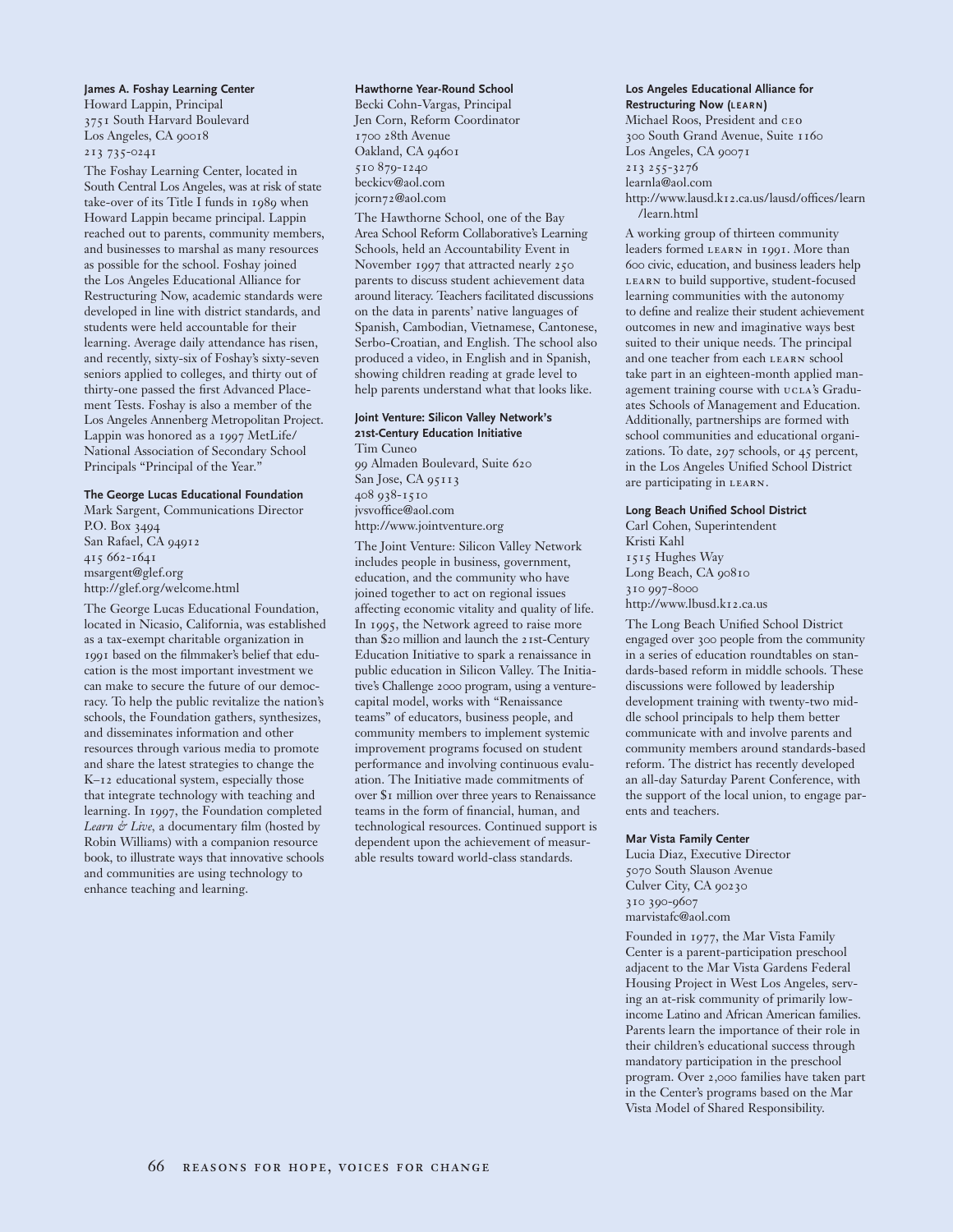**James A. Foshay Learning Center**
Howard Lappin, Principal
3751 South Harvard Boulevard
Los Angeles, CA 90018
213 735-0241

The Foshay Learning Center, located in South Central Los Angeles, was at risk of state take-over of its Title I funds in 1989 when Howard Lappin became principal. Lappin reached out to parents, community members, and businesses to marshal as many resources as possible for the school. Foshay joined the Los Angeles Educational Alliance for Restructuring Now, academic standards were developed in line with district standards, and students were held accountable for their learning. Average daily attendance has risen, and recently, sixty-six of Foshay's sixty-seven seniors applied to colleges, and thirty out of thirty-one passed the first Advanced Placement Tests. Foshay is also a member of the Los Angeles Annenberg Metropolitan Project. Lappin was honored as a 1997 MetLife/National Association of Secondary School Principals "Principal of the Year."

**The George Lucas Educational Foundation**
Mark Sargent, Communications Director
P.O. Box 3494
San Rafael, CA 94912
415 662-1641
msargent@glef.org
http://glef.org/welcome.html

The George Lucas Educational Foundation, located in Nicasio, California, was established as a tax-exempt charitable organization in 1991 based on the filmmaker's belief that education is the most important investment we can make to secure the future of our democracy. To help the public revitalize the nation's schools, the Foundation gathers, synthesizes, and disseminates information and other resources through various media to promote and share the latest strategies to change the K–12 educational system, especially those that integrate technology with teaching and learning. In 1997, the Foundation completed *Learn & Live*, a documentary film (hosted by Robin Williams) with a companion resource book, to illustrate ways that innovative schools and communities are using technology to enhance teaching and learning.

**Hawthorne Year-Round School**
Becki Cohn-Vargas, Principal
Jen Corn, Reform Coordinator
1700 28th Avenue
Oakland, CA 94601
510 879-1240
beckicv@aol.com
jcorn72@aol.com

The Hawthorne School, one of the Bay Area School Reform Collaborative's Learning Schools, held an Accountability Event in November 1997 that attracted nearly 250 parents to discuss student achievement data around literacy. Teachers facilitated discussions on the data in parents' native languages of Spanish, Cambodian, Vietnamese, Cantonese, Serbo-Croatian, and English. The school also produced a video, in English and in Spanish, showing children reading at grade level to help parents understand what that looks like.

**Joint Venture: Silicon Valley Network's 21st-Century Education Initiative**
Tim Cuneo
99 Almaden Boulevard, Suite 620
San Jose, CA 95113
408 938-1510
jvsvoffice@aol.com
http://www.jointventure.org

The Joint Venture: Silicon Valley Network includes people in business, government, education, and the community who have joined together to act on regional issues affecting economic vitality and quality of life. In 1995, the Network agreed to raise more than $20 million and launch the 21st-Century Education Initiative to spark a renaissance in public education in Silicon Valley. The Initiative's Challenge 2000 program, using a venture-capital model, works with "Renaissance teams" of educators, business people, and community members to implement systemic improvement programs focused on student performance and involving continuous evaluation. The Initiative made commitments of over $1 million over three years to Renaissance teams in the form of financial, human, and technological resources. Continued support is dependent upon the achievement of measurable results toward world-class standards.

**Los Angeles Educational Alliance for Restructuring Now (LEARN)**
Michael Roos, President and CEO
300 South Grand Avenue, Suite 1160
Los Angeles, CA 90071
213 255-3276
learnla@aol.com
http://www.lausd.k12.ca.us/lausd/offices/learn/learn.html

A working group of thirteen community leaders formed LEARN in 1991. More than 600 civic, education, and business leaders help LEARN to build supportive, student-focused learning communities with the autonomy to define and realize their student achievement outcomes in new and imaginative ways best suited to their unique needs. The principal and one teacher from each LEARN school take part in an eighteen-month applied management training course with UCLA's Graduates Schools of Management and Education. Additionally, partnerships are formed with school communities and educational organizations. To date, 297 schools, or 45 percent, in the Los Angeles Unified School District are participating in LEARN.

**Long Beach Unified School District**
Carl Cohen, Superintendent
Kristi Kahl
1515 Hughes Way
Long Beach, CA 90810
310 997-8000
http://www.lbusd.k12.ca.us

The Long Beach Unified School District engaged over 300 people from the community in a series of education roundtables on standards-based reform in middle schools. These discussions were followed by leadership development training with twenty-two middle school principals to help them better communicate with and involve parents and community members around standards-based reform. The district has recently developed an all-day Saturday Parent Conference, with the support of the local union, to engage parents and teachers.

**Mar Vista Family Center**
Lucia Diaz, Executive Director
5070 South Slauson Avenue
Culver City, CA 90230
310 390-9607
marvistafc@aol.com

Founded in 1977, the Mar Vista Family Center is a parent-participation preschool adjacent to the Mar Vista Gardens Federal Housing Project in West Los Angeles, serving an at-risk community of primarily low-income Latino and African American families. Parents learn the importance of their role in their children's educational success through mandatory participation in the preschool program. Over 2,000 families have taken part in the Center's programs based on the Mar Vista Model of Shared Responsibility.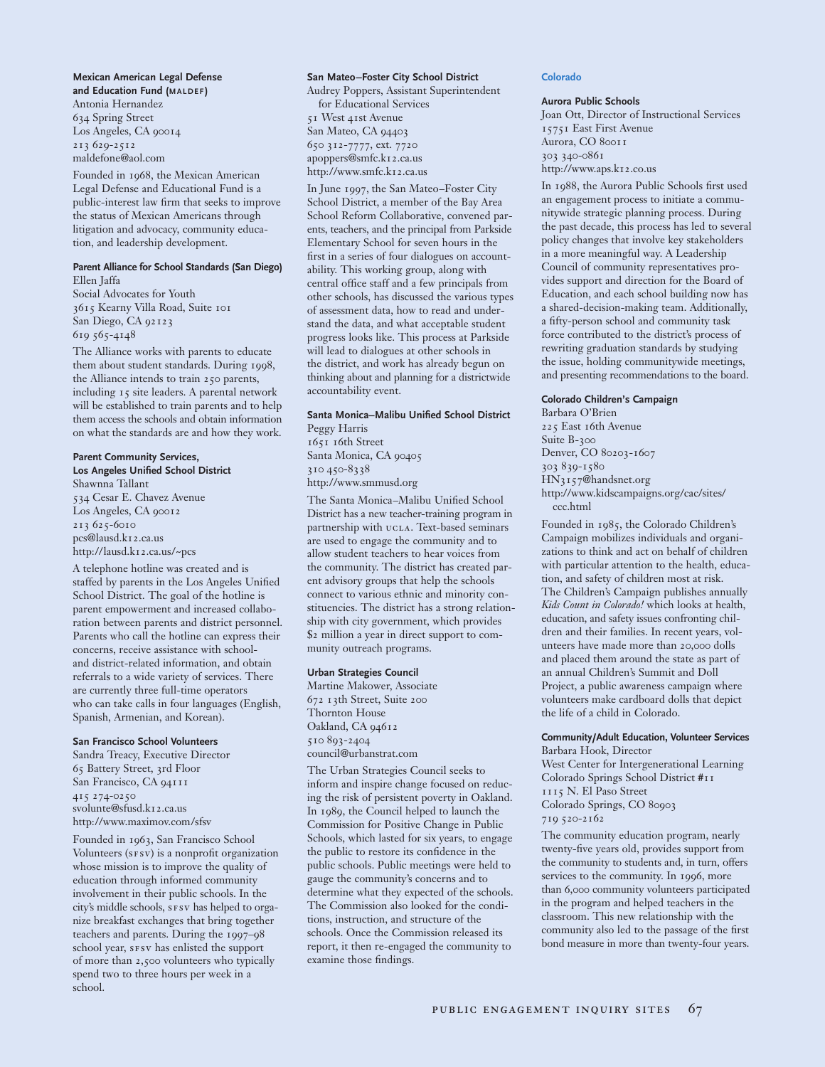**Mexican American Legal Defense and Education Fund (MALDEF)**
Antonia Hernandez
634 Spring Street
Los Angeles, CA 90014
213 629-2512
maldefone@aol.com

Founded in 1968, the Mexican American Legal Defense and Educational Fund is a public-interest law firm that seeks to improve the status of Mexican Americans through litigation and advocacy, community education, and leadership development.

**Parent Alliance for School Standards (San Diego)**
Ellen Jaffa
Social Advocates for Youth
3615 Kearny Villa Road, Suite 101
San Diego, CA 92123
619 565-4148

The Alliance works with parents to educate them about student standards. During 1998, the Alliance intends to train 250 parents, including 15 site leaders. A parental network will be established to train parents and to help them access the schools and obtain information on what the standards are and how they work.

**Parent Community Services, Los Angeles Unified School District**
Shawnna Tallant
534 Cesar E. Chavez Avenue
Los Angeles, CA 90012
213 625-6010
pcs@lausd.k12.ca.us
http://lausd.k12.ca.us/~pcs

A telephone hotline was created and is staffed by parents in the Los Angeles Unified School District. The goal of the hotline is parent empowerment and increased collaboration between parents and district personnel. Parents who call the hotline can express their concerns, receive assistance with school- and district-related information, and obtain referrals to a wide variety of services. There are currently three full-time operators who can take calls in four languages (English, Spanish, Armenian, and Korean).

**San Francisco School Volunteers**
Sandra Treacy, Executive Director
65 Battery Street, 3rd Floor
San Francisco, CA 94111
415 274-0250
svolunte@sfusd.k12.ca.us
http://www.maximov.com/sfsv

Founded in 1963, San Francisco School Volunteers (SFSV) is a nonprofit organization whose mission is to improve the quality of education through informed community involvement in their public schools. In the city's middle schools, SFSV has helped to organize breakfast exchanges that bring together teachers and parents. During the 1997–98 school year, SFSV has enlisted the support of more than 2,500 volunteers who typically spend two to three hours per week in a school.

**San Mateo–Foster City School District**
Audrey Poppers, Assistant Superintendent for Educational Services
51 West 41st Avenue
San Mateo, CA 94403
650 312-7777, ext. 7720
apoppers@smfc.k12.ca.us
http://www.smfc.k12.ca.us

In June 1997, the San Mateo–Foster City School District, a member of the Bay Area School Reform Collaborative, convened parents, teachers, and the principal from Parkside Elementary School for seven hours in the first in a series of four dialogues on accountability. This working group, along with central office staff and a few principals from other schools, has discussed the various types of assessment data, how to read and understand the data, and what acceptable student progress looks like. This process at Parkside will lead to dialogues at other schools in the district, and work has already begun on thinking about and planning for a districtwide accountability event.

**Santa Monica–Malibu Unified School District**
Peggy Harris
1651 16th Street
Santa Monica, CA 90405
310 450-8338
http://www.smmusd.org

The Santa Monica–Malibu Unified School District has a new teacher-training program in partnership with UCLA. Text-based seminars are used to engage the community and to allow student teachers to hear voices from the community. The district has created parent advisory groups that help the schools connect to various ethnic and minority constituencies. The district has a strong relationship with city government, which provides $2 million a year in direct support to community outreach programs.

**Urban Strategies Council**
Martine Makower, Associate
672 13th Street, Suite 200
Thornton House
Oakland, CA 94612
510 893-2404
council@urbanstrat.com

The Urban Strategies Council seeks to inform and inspire change focused on reducing the risk of persistent poverty in Oakland. In 1989, the Council helped to launch the Commission for Positive Change in Public Schools, which lasted for six years, to engage the public to restore its confidence in the public schools. Public meetings were held to gauge the community's concerns and to determine what they expected of the schools. The Commission also looked for the conditions, instruction, and structure of the schools. Once the Commission released its report, it then re-engaged the community to examine those findings.

## Colorado

**Aurora Public Schools**
Joan Ott, Director of Instructional Services
15751 East First Avenue
Aurora, CO 80011
303 340-0861
http://www.aps.k12.co.us

In 1988, the Aurora Public Schools first used an engagement process to initiate a communitywide strategic planning process. During the past decade, this process has led to several policy changes that involve key stakeholders in a more meaningful way. A Leadership Council of community representatives provides support and direction for the Board of Education, and each school building now has a shared-decision-making team. Additionally, a fifty-person school and community task force contributed to the district's process of rewriting graduation standards by studying the issue, holding communitywide meetings, and presenting recommendations to the board.

**Colorado Children's Campaign**
Barbara O'Brien
225 East 16th Avenue
Suite B-300
Denver, CO 80203-1607
303 839-1580
HN3157@handsnet.org
http://www.kidscampaigns.org/cac/sites/ccc.html

Founded in 1985, the Colorado Children's Campaign mobilizes individuals and organizations to think and act on behalf of children with particular attention to the health, education, and safety of children most at risk. The Children's Campaign publishes annually *Kids Count in Colorado!* which looks at health, education, and safety issues confronting children and their families. In recent years, volunteers have made more than 20,000 dolls and placed them around the state as part of an annual Children's Summit and Doll Project, a public awareness campaign where volunteers make cardboard dolls that depict the life of a child in Colorado.

**Community/Adult Education, Volunteer Services**
Barbara Hook, Director
West Center for Intergenerational Learning
Colorado Springs School District #11
1115 N. El Paso Street
Colorado Springs, CO 80903
719 520-2162

The community education program, nearly twenty-five years old, provides support from the community to students and, in turn, offers services to the community. In 1996, more than 6,000 community volunteers participated in the program and helped teachers in the classroom. This new relationship with the community also led to the passage of the first bond measure in more than twenty-four years.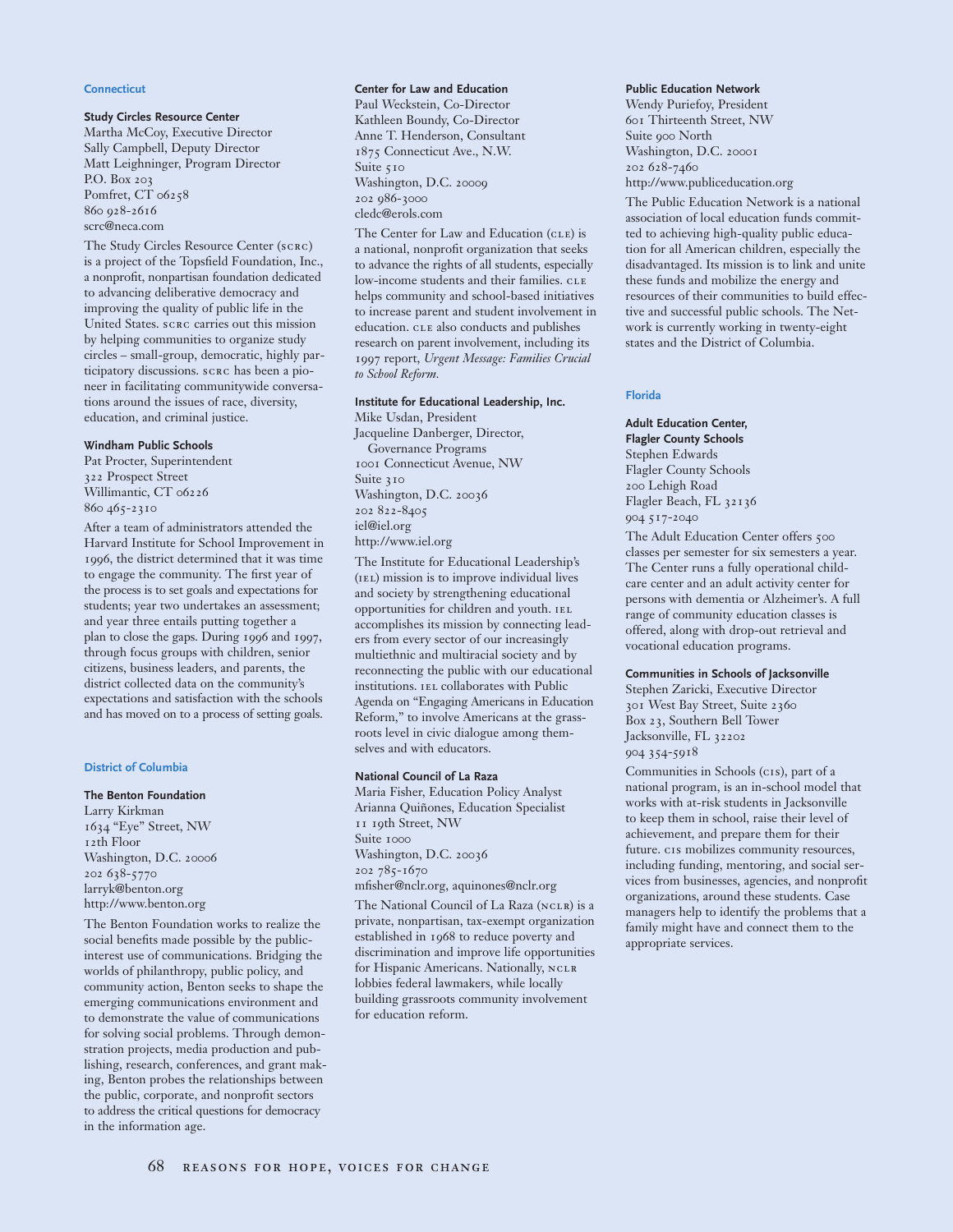## Connecticut

**Study Circles Resource Center**
Martha McCoy, Executive Director
Sally Campbell, Deputy Director
Matt Leighninger, Program Director
P.O. Box 203
Pomfret, CT 06258
860 928-2616
scrc@neca.com

The Study Circles Resource Center (SCRC) is a project of the Topsfield Foundation, Inc., a nonprofit, nonpartisan foundation dedicated to advancing deliberative democracy and improving the quality of public life in the United States. SCRC carries out this mission by helping communities to organize study circles – small-group, democratic, highly participatory discussions. SCRC has been a pioneer in facilitating communitywide conversations around the issues of race, diversity, education, and criminal justice.

**Windham Public Schools**
Pat Procter, Superintendent
322 Prospect Street
Willimantic, CT 06226
860 465-2310

After a team of administrators attended the Harvard Institute for School Improvement in 1996, the district determined that it was time to engage the community. The first year of the process is to set goals and expectations for students; year two undertakes an assessment; and year three entails putting together a plan to close the gaps. During 1996 and 1997, through focus groups with children, senior citizens, business leaders, and parents, the district collected data on the community's expectations and satisfaction with the schools and has moved on to a process of setting goals.

## District of Columbia

**The Benton Foundation**
Larry Kirkman
1634 "Eye" Street, NW
12th Floor
Washington, D.C. 20006
202 638-5770
larryk@benton.org
http://www.benton.org

The Benton Foundation works to realize the social benefits made possible by the public-interest use of communications. Bridging the worlds of philanthropy, public policy, and community action, Benton seeks to shape the emerging communications environment and to demonstrate the value of communications for solving social problems. Through demonstration projects, media production and publishing, research, conferences, and grant making, Benton probes the relationships between the public, corporate, and nonprofit sectors to address the critical questions for democracy in the information age.

**Center for Law and Education**
Paul Weckstein, Co-Director
Kathleen Boundy, Co-Director
Anne T. Henderson, Consultant
1875 Connecticut Ave., N.W.
Suite 510
Washington, D.C. 20009
202 986-3000
cledc@erols.com

The Center for Law and Education (CLE) is a national, nonprofit organization that seeks to advance the rights of all students, especially low-income students and their families. CLE helps community and school-based initiatives to increase parent and student involvement in education. CLE also conducts and publishes research on parent involvement, including its 1997 report, *Urgent Message: Families Crucial to School Reform.*

**Institute for Educational Leadership, Inc.**
Mike Usdan, President
Jacqueline Danberger, Director, Governance Programs
1001 Connecticut Avenue, NW
Suite 310
Washington, D.C. 20036
202 822-8405
iel@iel.org
http://www.iel.org

The Institute for Educational Leadership's (IEL) mission is to improve individual lives and society by strengthening educational opportunities for children and youth. IEL accomplishes its mission by connecting leaders from every sector of our increasingly multiethnic and multiracial society and by reconnecting the public with our educational institutions. IEL collaborates with Public Agenda on "Engaging Americans in Education Reform," to involve Americans at the grassroots level in civic dialogue among themselves and with educators.

**National Council of La Raza**
Maria Fisher, Education Policy Analyst
Arianna Quiñones, Education Specialist
11 19th Street, NW
Suite 1000
Washington, D.C. 20036
202 785-1670
mfisher@nclr.org, aquinones@nclr.org

The National Council of La Raza (NCLR) is a private, nonpartisan, tax-exempt organization established in 1968 to reduce poverty and discrimination and improve life opportunities for Hispanic Americans. Nationally, NCLR lobbies federal lawmakers, while locally building grassroots community involvement for education reform.

**Public Education Network**
Wendy Puriefoy, President
601 Thirteenth Street, NW
Suite 900 North
Washington, D.C. 20001
202 628-7460
http://www.publiceducation.org

The Public Education Network is a national association of local education funds committed to achieving high-quality public education for all American children, especially the disadvantaged. Its mission is to link and unite these funds and mobilize the energy and resources of their communities to build effective and successful public schools. The Network is currently working in twenty-eight states and the District of Columbia.

## Florida

**Adult Education Center, Flagler County Schools**
Stephen Edwards
Flagler County Schools
200 Lehigh Road
Flagler Beach, FL 32136
904 517-2040

The Adult Education Center offers 500 classes per semester for six semesters a year. The Center runs a fully operational child-care center and an adult activity center for persons with dementia or Alzheimer's. A full range of community education classes is offered, along with drop-out retrieval and vocational education programs.

**Communities in Schools of Jacksonville**
Stephen Zaricki, Executive Director
301 West Bay Street, Suite 2360
Box 23, Southern Bell Tower
Jacksonville, FL 32202
904 354-5918

Communities in Schools (CIS), part of a national program, is an in-school model that works with at-risk students in Jacksonville to keep them in school, raise their level of achievement, and prepare them for their future. CIS mobilizes community resources, including funding, mentoring, and social services from businesses, agencies, and nonprofit organizations, around these students. Case managers help to identify the problems that a family might have and connect them to the appropriate services.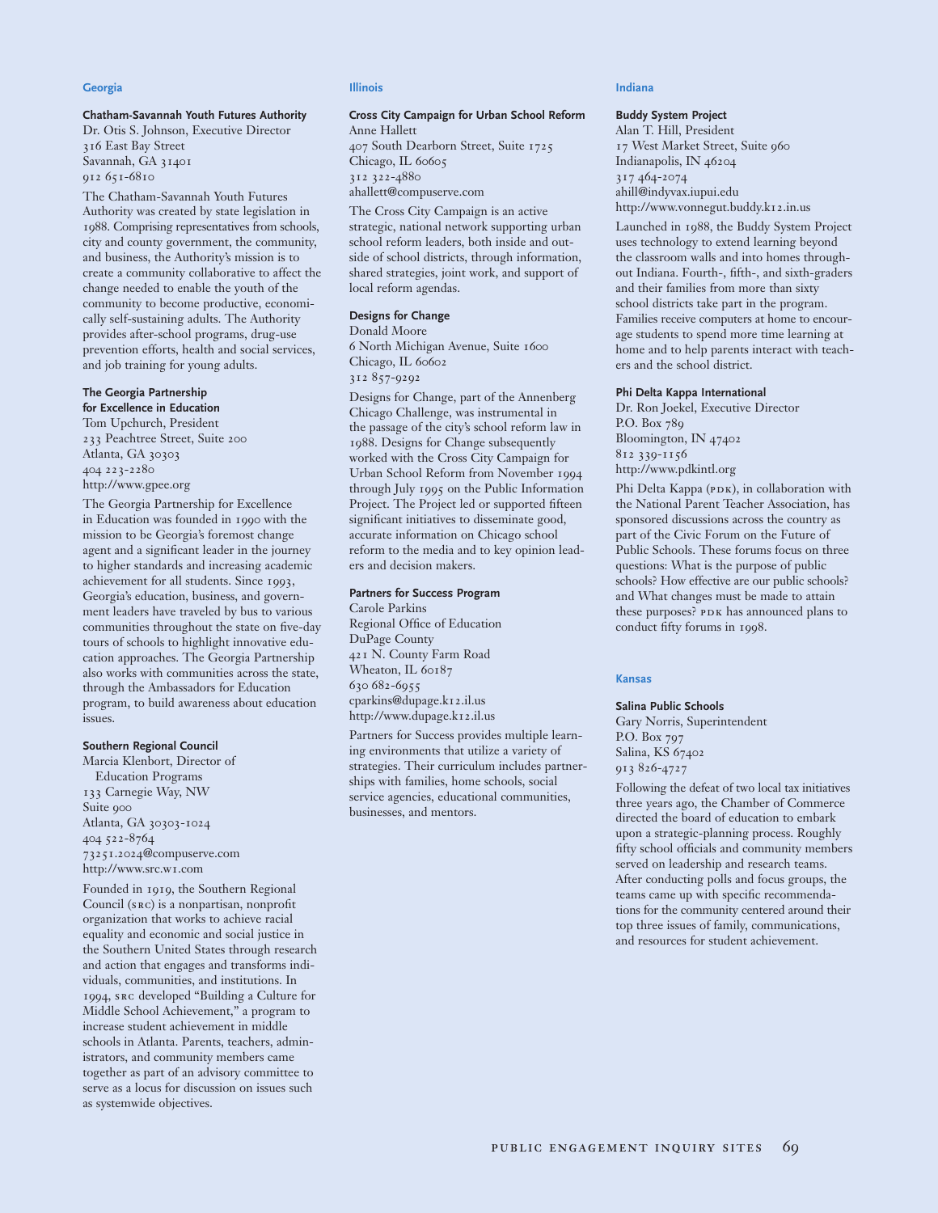## Georgia

### Chatham-Savannah Youth Futures Authority

Dr. Otis S. Johnson, Executive Director
316 East Bay Street
Savannah, GA 31401
912 651-6810

The Chatham-Savannah Youth Futures Authority was created by state legislation in 1988. Comprising representatives from schools, city and county government, the community, and business, the Authority's mission is to create a community collaborative to affect the change needed to enable the youth of the community to become productive, economically self-sustaining adults. The Authority provides after-school programs, drug-use prevention efforts, health and social services, and job training for young adults.

### The Georgia Partnership for Excellence in Education

Tom Upchurch, President
233 Peachtree Street, Suite 200
Atlanta, GA 30303
404 223-2280
http://www.gpee.org

The Georgia Partnership for Excellence in Education was founded in 1990 with the mission to be Georgia's foremost change agent and a significant leader in the journey to higher standards and increasing academic achievement for all students. Since 1993, Georgia's education, business, and government leaders have traveled by bus to various communities throughout the state on five-day tours of schools to highlight innovative education approaches. The Georgia Partnership also works with communities across the state, through the Ambassadors for Education program, to build awareness about education issues.

### Southern Regional Council

Marcia Klenbort, Director of Education Programs
133 Carnegie Way, NW
Suite 900
Atlanta, GA 30303-1024
404 522-8764
73251.2024@compuserve.com
http://www.src.w1.com

Founded in 1919, the Southern Regional Council (SRC) is a nonpartisan, nonprofit organization that works to achieve racial equality and economic and social justice in the Southern United States through research and action that engages and transforms individuals, communities, and institutions. In 1994, SRC developed "Building a Culture for Middle School Achievement," a program to increase student achievement in middle schools in Atlanta. Parents, teachers, administrators, and community members came together as part of an advisory committee to serve as a locus for discussion on issues such as systemwide objectives.

## Illinois

### Cross City Campaign for Urban School Reform

Anne Hallett
407 South Dearborn Street, Suite 1725
Chicago, IL 60605
312 322-4880
ahallett@compuserve.com

The Cross City Campaign is an active strategic, national network supporting urban school reform leaders, both inside and outside of school districts, through information, shared strategies, joint work, and support of local reform agendas.

### Designs for Change

Donald Moore
6 North Michigan Avenue, Suite 1600
Chicago, IL 60602
312 857-9292

Designs for Change, part of the Annenberg Chicago Challenge, was instrumental in the passage of the city's school reform law in 1988. Designs for Change subsequently worked with the Cross City Campaign for Urban School Reform from November 1994 through July 1995 on the Public Information Project. The Project led or supported fifteen significant initiatives to disseminate good, accurate information on Chicago school reform to the media and to key opinion leaders and decision makers.

### Partners for Success Program

Carole Parkins
Regional Office of Education
DuPage County
421 N. County Farm Road
Wheaton, IL 60187
630 682-6955
cparkins@dupage.k12.il.us
http://www.dupage.k12.il.us

Partners for Success provides multiple learning environments that utilize a variety of strategies. Their curriculum includes partnerships with families, home schools, social service agencies, educational communities, businesses, and mentors.

## Indiana

### Buddy System Project

Alan T. Hill, President
17 West Market Street, Suite 960
Indianapolis, IN 46204
317 464-2074
ahill@indyvax.iupui.edu
http://www.vonnegut.buddy.k12.in.us

Launched in 1988, the Buddy System Project uses technology to extend learning beyond the classroom walls and into homes throughout Indiana. Fourth-, fifth-, and sixth-graders and their families from more than sixty school districts take part in the program. Families receive computers at home to encourage students to spend more time learning at home and to help parents interact with teachers and the school district.

### Phi Delta Kappa International

Dr. Ron Joekel, Executive Director
P.O. Box 789
Bloomington, IN 47402
812 339-1156
http://www.pdkintl.org

Phi Delta Kappa (PDK), in collaboration with the National Parent Teacher Association, has sponsored discussions across the country as part of the Civic Forum on the Future of Public Schools. These forums focus on three questions: What is the purpose of public schools? How effective are our public schools? and What changes must be made to attain these purposes? PDK has announced plans to conduct fifty forums in 1998.

## Kansas

### Salina Public Schools

Gary Norris, Superintendent
P.O. Box 797
Salina, KS 67402
913 826-4727

Following the defeat of two local tax initiatives three years ago, the Chamber of Commerce directed the board of education to embark upon a strategic-planning process. Roughly fifty school officials and community members served on leadership and research teams. After conducting polls and focus groups, the teams came up with specific recommendations for the community centered around their top three issues of family, communications, and resources for student achievement.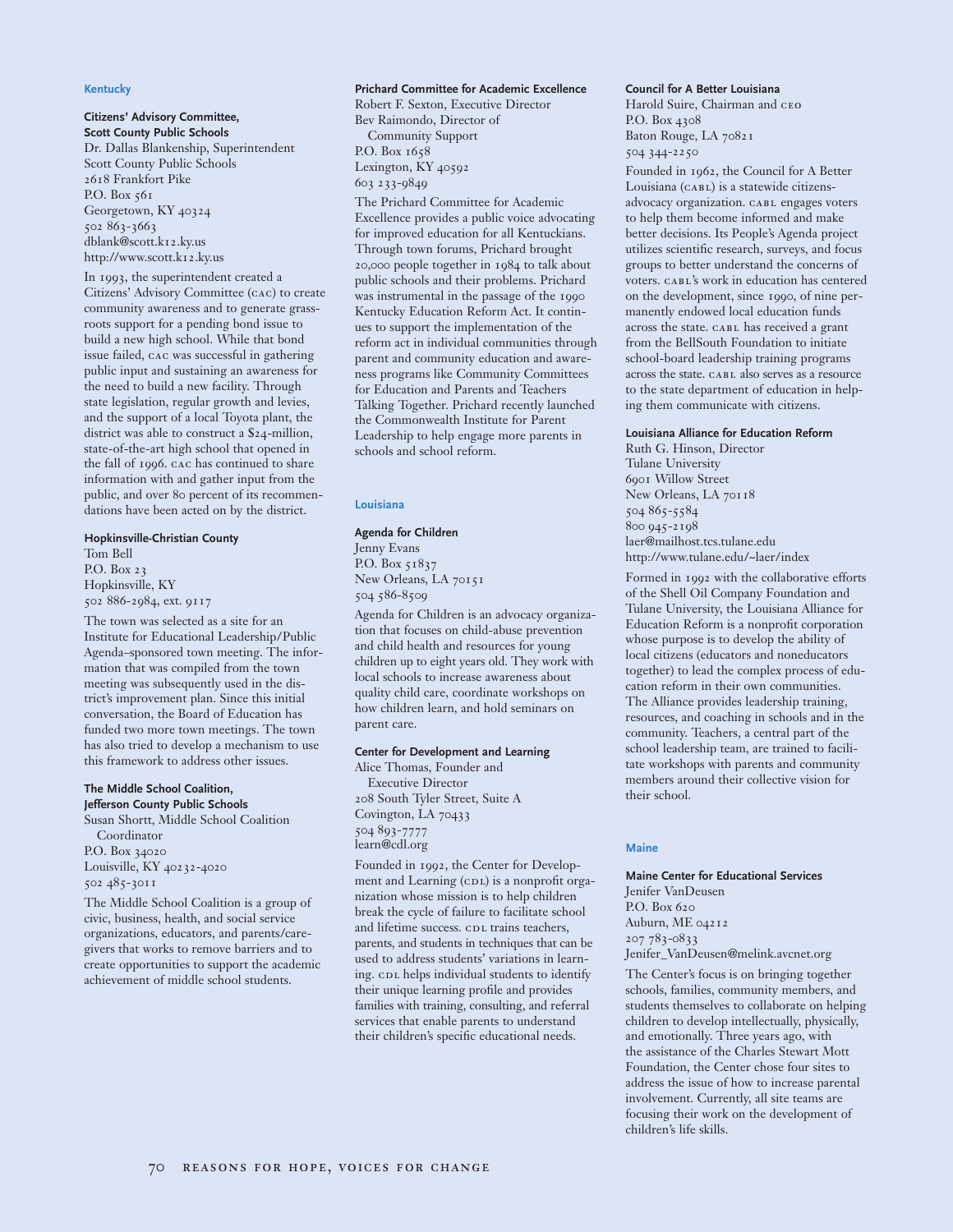## Kentucky

**Citizens' Advisory Committee, Scott County Public Schools**
Dr. Dallas Blankenship, Superintendent
Scott County Public Schools
2618 Frankfort Pike
P.O. Box 561
Georgetown, KY 40324
502 863-3663
dblank@scott.k12.ky.us
http://www.scott.k12.ky.us

In 1993, the superintendent created a Citizens' Advisory Committee (CAC) to create community awareness and to generate grassroots support for a pending bond issue to build a new high school. While that bond issue failed, CAC was successful in gathering public input and sustaining an awareness for the need to build a new facility. Through state legislation, regular growth and levies, and the support of a local Toyota plant, the district was able to construct a $24-million, state-of-the-art high school that opened in the fall of 1996. CAC has continued to share information with and gather input from the public, and over 80 percent of its recommendations have been acted on by the district.

**Hopkinsville-Christian County**
Tom Bell
P.O. Box 23
Hopkinsville, KY
502 886-2984, ext. 9117

The town was selected as a site for an Institute for Educational Leadership/Public Agenda–sponsored town meeting. The information that was compiled from the town meeting was subsequently used in the district's improvement plan. Since this initial conversation, the Board of Education has funded two more town meetings. The town has also tried to develop a mechanism to use this framework to address other issues.

**The Middle School Coalition, Jefferson County Public Schools**
Susan Shortt, Middle School Coalition Coordinator
P.O. Box 34020
Louisville, KY 40232-4020
502 485-3011

The Middle School Coalition is a group of civic, business, health, and social service organizations, educators, and parents/caregivers that works to remove barriers and to create opportunities to support the academic achievement of middle school students.

**Prichard Committee for Academic Excellence**
Robert F. Sexton, Executive Director
Bev Raimondo, Director of Community Support
P.O. Box 1658
Lexington, KY 40592
603 233-9849

The Prichard Committee for Academic Excellence provides a public voice advocating for improved education for all Kentuckians. Through town forums, Prichard brought 20,000 people together in 1984 to talk about public schools and their problems. Prichard was instrumental in the passage of the 1990 Kentucky Education Reform Act. It continues to support the implementation of the reform act in individual communities through parent and community education and awareness programs like Community Committees for Education and Parents and Teachers Talking Together. Prichard recently launched the Commonwealth Institute for Parent Leadership to help engage more parents in schools and school reform.

## Louisiana

**Agenda for Children**
Jenny Evans
P.O. Box 51837
New Orleans, LA 70151
504 586-8509

Agenda for Children is an advocacy organization that focuses on child-abuse prevention and child health and resources for young children up to eight years old. They work with local schools to increase awareness about quality child care, coordinate workshops on how children learn, and hold seminars on parent care.

**Center for Development and Learning**
Alice Thomas, Founder and Executive Director
208 South Tyler Street, Suite A
Covington, LA 70433
504 893-7777
learn@cdl.org

Founded in 1992, the Center for Development and Learning (CDL) is a nonprofit organization whose mission is to help children break the cycle of failure to facilitate school and lifetime success. CDL trains teachers, parents, and students in techniques that can be used to address students' variations in learning. CDL helps individual students to identify their unique learning profile and provides families with training, consulting, and referral services that enable parents to understand their children's specific educational needs.

**Council for A Better Louisiana**
Harold Suire, Chairman and CEO
P.O. Box 4308
Baton Rouge, LA 70821
504 344-2250

Founded in 1962, the Council for A Better Louisiana (CABL) is a statewide citizens-advocacy organization. CABL engages voters to help them become informed and make better decisions. Its People's Agenda project utilizes scientific research, surveys, and focus groups to better understand the concerns of voters. CABL's work in education has centered on the development, since 1990, of nine permanently endowed local education funds across the state. CABL has received a grant from the BellSouth Foundation to initiate school-board leadership training programs across the state. CABL also serves as a resource to the state department of education in helping them communicate with citizens.

**Louisiana Alliance for Education Reform**
Ruth G. Hinson, Director
Tulane University
6901 Willow Street
New Orleans, LA 70118
504 865-5584
800 945-2198
laer@mailhost.tcs.tulane.edu
http://www.tulane.edu/~laer/index

Formed in 1992 with the collaborative efforts of the Shell Oil Company Foundation and Tulane University, the Louisiana Alliance for Education Reform is a nonprofit corporation whose purpose is to develop the ability of local citizens (educators and noneducators together) to lead the complex process of education reform in their own communities. The Alliance provides leadership training, resources, and coaching in schools and in the community. Teachers, a central part of the school leadership team, are trained to facilitate workshops with parents and community members around their collective vision for their school.

## Maine

**Maine Center for Educational Services**
Jenifer VanDeusen
P.O. Box 620
Auburn, ME 04212
207 783-0833
Jenifer_VanDeusen@melink.avcnet.org

The Center's focus is on bringing together schools, families, community members, and students themselves to collaborate on helping children to develop intellectually, physically, and emotionally. Three years ago, with the assistance of the Charles Stewart Mott Foundation, the Center chose four sites to address the issue of how to increase parental involvement. Currently, all site teams are focusing their work on the development of children's life skills.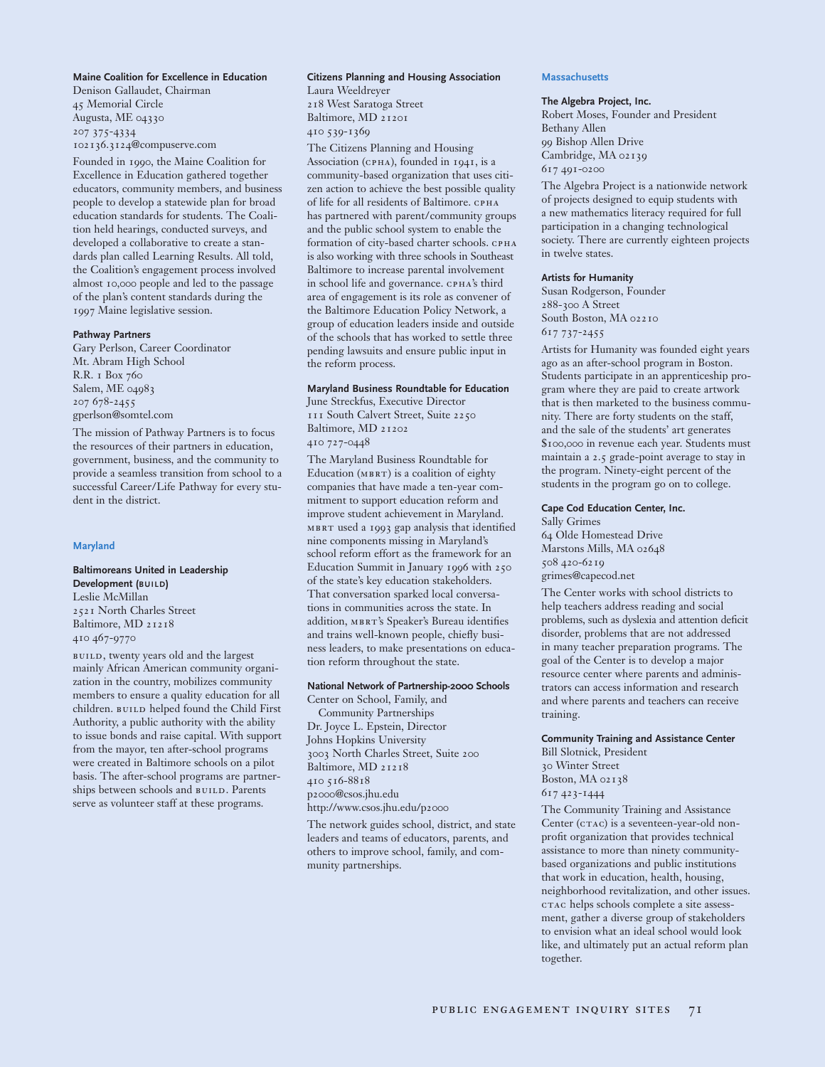**Maine Coalition for Excellence in Education**
Denison Gallaudet, Chairman
45 Memorial Circle
Augusta, ME 04330
207 375-4334
102136.3124@compuserve.com

Founded in 1990, the Maine Coalition for Excellence in Education gathered together educators, community members, and business people to develop a statewide plan for broad education standards for students. The Coalition held hearings, conducted surveys, and developed a collaborative to create a standards plan called Learning Results. All told, the Coalition's engagement process involved almost 10,000 people and led to the passage of the plan's content standards during the 1997 Maine legislative session.

**Pathway Partners**
Gary Perlson, Career Coordinator
Mt. Abram High School
R.R. 1 Box 760
Salem, ME 04983
207 678-2455
gperlson@somtel.com

The mission of Pathway Partners is to focus the resources of their partners in education, government, business, and the community to provide a seamless transition from school to a successful Career/Life Pathway for every student in the district.

## Maryland

**Baltimoreans United in Leadership Development (BUILD)**
Leslie McMillan
2521 North Charles Street
Baltimore, MD 21218
410 467-9770

BUILD, twenty years old and the largest mainly African American community organization in the country, mobilizes community members to ensure a quality education for all children. BUILD helped found the Child First Authority, a public authority with the ability to issue bonds and raise capital. With support from the mayor, ten after-school programs were created in Baltimore schools on a pilot basis. The after-school programs are partnerships between schools and BUILD. Parents serve as volunteer staff at these programs.

**Citizens Planning and Housing Association**
Laura Weeldreyer
218 West Saratoga Street
Baltimore, MD 21201
410 539-1369

The Citizens Planning and Housing Association (CPHA), founded in 1941, is a community-based organization that uses citizen action to achieve the best possible quality of life for all residents of Baltimore. CPHA has partnered with parent/community groups and the public school system to enable the formation of city-based charter schools. CPHA is also working with three schools in Southeast Baltimore to increase parental involvement in school life and governance. CPHA's third area of engagement is its role as convener of the Baltimore Education Policy Network, a group of education leaders inside and outside of the schools that has worked to settle three pending lawsuits and ensure public input in the reform process.

**Maryland Business Roundtable for Education**
June Streckfus, Executive Director
111 South Calvert Street, Suite 2250
Baltimore, MD 21202
410 727-0448

The Maryland Business Roundtable for Education (MBRT) is a coalition of eighty companies that have made a ten-year commitment to support education reform and improve student achievement in Maryland. MBRT used a 1993 gap analysis that identified nine components missing in Maryland's school reform effort as the framework for an Education Summit in January 1996 with 250 of the state's key education stakeholders. That conversation sparked local conversations in communities across the state. In addition, MBRT's Speaker's Bureau identifies and trains well-known people, chiefly business leaders, to make presentations on education reform throughout the state.

**National Network of Partnership-2000 Schools**
Center on School, Family, and Community Partnerships
Dr. Joyce L. Epstein, Director
Johns Hopkins University
3003 North Charles Street, Suite 200
Baltimore, MD 21218
410 516-8818
p2000@csos.jhu.edu
http://www.csos.jhu.edu/p2000

The network guides school, district, and state leaders and teams of educators, parents, and others to improve school, family, and community partnerships.

## Massachusetts

**The Algebra Project, Inc.**
Robert Moses, Founder and President
Bethany Allen
99 Bishop Allen Drive
Cambridge, MA 02139
617 491-0200

The Algebra Project is a nationwide network of projects designed to equip students with a new mathematics literacy required for full participation in a changing technological society. There are currently eighteen projects in twelve states.

**Artists for Humanity**
Susan Rodgerson, Founder
288-300 A Street
South Boston, MA 02210
617 737-2455

Artists for Humanity was founded eight years ago as an after-school program in Boston. Students participate in an apprenticeship program where they are paid to create artwork that is then marketed to the business community. There are forty students on the staff, and the sale of the students' art generates $100,000 in revenue each year. Students must maintain a 2.5 grade-point average to stay in the program. Ninety-eight percent of the students in the program go on to college.

**Cape Cod Education Center, Inc.**
Sally Grimes
64 Olde Homestead Drive
Marstons Mills, MA 02648
508 420-6219
grimes@capecod.net

The Center works with school districts to help teachers address reading and social problems, such as dyslexia and attention deficit disorder, problems that are not addressed in many teacher preparation programs. The goal of the Center is to develop a major resource center where parents and administrators can access information and research and where parents and teachers can receive training.

**Community Training and Assistance Center**
Bill Slotnick, President
30 Winter Street
Boston, MA 02138
617 423-1444

The Community Training and Assistance Center (CTAC) is a seventeen-year-old nonprofit organization that provides technical assistance to more than ninety community-based organizations and public institutions that work in education, health, housing, neighborhood revitalization, and other issues. CTAC helps schools complete a site assessment, gather a diverse group of stakeholders to envision what an ideal school would look like, and ultimately put an actual reform plan together.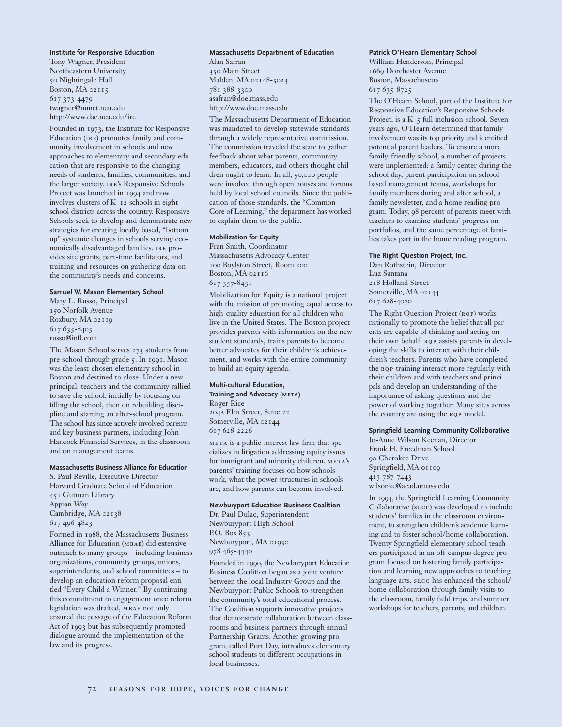**Institute for Responsive Education**

Tony Wagner, President
Northeastern University
50 Nightingale Hall
Boston, MA 02115
617 373-4479
twagner@nunet.neu.edu
http://www.dac.neu.edu/ire

Founded in 1973, the Institute for Responsive Education (IRE) promotes family and community involvement in schools and new approaches to elementary and secondary education that are responsive to the changing needs of students, families, communities, and the larger society. IRE's Responsive Schools Project was launched in 1994 and now involves clusters of K–12 schools in eight school districts across the country. Responsive Schools seek to develop and demonstrate new strategies for creating locally based, "bottom up" systemic changes in schools serving economically disadvantaged families. IRE provides site grants, part-time facilitators, and training and resources on gathering data on the community's needs and concerns.

**Samuel W. Mason Elementary School**

Mary L. Russo, Principal
150 Norfolk Avenue
Roxbury, MA 02119
617 635-8405
russo@infl.com

The Mason School serves 273 students from pre-school through grade 5. In 1991, Mason was the least-chosen elementary school in Boston and destined to close. Under a new principal, teachers and the community rallied to save the school, initially by focusing on filling the school, then on rebuilding discipline and starting an after-school program. The school has since actively involved parents and key business partners, including John Hancock Financial Services, in the classroom and on management teams.

**Massachusetts Business Alliance for Education**

S. Paul Reville, Executive Director
Harvard Graduate School of Education
451 Gutman Library
Appian Way
Cambridge, MA 02138
617 496-4823

Formed in 1988, the Massachusetts Business Alliance for Education (MBAE) did extensive outreach to many groups – including business organizations, community groups, unions, superintendents, and school committees – to develop an education reform proposal entitled "Every Child a Winner." By continuing this commitment to engagement once reform legislation was drafted, MBAE not only ensured the passage of the Education Reform Act of 1993 but has subsequently promoted dialogue around the implementation of the law and its progress.

**Massachusetts Department of Education**

Alan Safran
350 Main Street
Malden, MA 02148-5023
781 388-3300
asafran@doe.mass.edu
http://www.doe.mass.edu

The Massachusetts Department of Education was mandated to develop statewide standards through a widely representative commission. The commission traveled the state to gather feedback about what parents, community members, educators, and others thought children ought to learn. In all, 50,000 people were involved through open houses and forums held by local school councils. Since the publication of those standards, the "Common Core of Learning," the department has worked to explain them to the public.

**Mobilization for Equity**

Fran Smith, Coordinator
Massachusetts Advocacy Center
100 Boylston Street, Room 200
Boston, MA 02116
617 357-8431

Mobilization for Equity is a national project with the mission of promoting equal access to high-quality education for all children who live in the United States. The Boston project provides parents with information on the new student standards, trains parents to become better advocates for their children's achievement, and works with the entire community to build an equity agenda.

**Multi-cultural Education, Training and Advocacy (META)**

Roger Rice
204A Elm Street, Suite 22
Somerville, MA 02144
617 628-2226

META is a public-interest law firm that specializes in litigation addressing equity issues for immigrant and minority children. META's parents' training focuses on how schools work, what the power structures in schools are, and how parents can become involved.

**Newburyport Education Business Coalition**

Dr. Paul Dulac, Superintendent
Newburyport High School
P.O. Box 853
Newburyport, MA 01950
978 465-4440

Founded in 1990, the Newburyport Education Business Coalition began as a joint venture between the local Industry Group and the Newburyport Public Schools to strengthen the community's total educational process. The Coalition supports innovative projects that demonstrate collaboration between classrooms and business partners through annual Partnership Grants. Another growing program, called Port Day, introduces elementary school students to different occupations in local businesses.

**Patrick O'Hearn Elementary School**

William Henderson, Principal
1669 Dorchester Avenue
Boston, Massachusetts
617 635-8725

The O'Hearn School, part of the Institute for Responsive Education's Responsive Schools Project, is a K–5 full inclusion-school. Seven years ago, O'Hearn determined that family involvement was its top priority and identified potential parent leaders. To ensure a more family-friendly school, a number of projects were implemented: a family center during the school day, parent participation on school-based management teams, workshops for family members during and after school, a family newsletter, and a home reading program. Today, 98 percent of parents meet with teachers to examine students' progress on portfolios, and the same percentage of families takes part in the home reading program.

**The Right Question Project, Inc.**

Dan Rothstein, Director
Luz Santana
218 Holland Street
Somerville, MA 02144
617 628-4070

The Right Question Project (RQP) works nationally to promote the belief that all parents are capable of thinking and acting on their own behalf. RQP assists parents in developing the skills to interact with their children's teachers. Parents who have completed the RQP training interact more regularly with their children and with teachers and principals and develop an understanding of the importance of asking questions and the power of working together. Many sites across the country are using the RQP model.

**Springfield Learning Community Collaborative**

Jo-Anne Wilson Keenan, Director
Frank H. Freedman School
90 Cherokee Drive
Springfield, MA 01109
413 787-7443
wilsonke@acad.umass.edu

In 1994, the Springfield Learning Community Collaborative (SLCC) was developed to include students' families in the classroom environment, to strengthen children's academic learning and to foster school/home collaboration. Twenty Springfield elementary school teachers participated in an off-campus degree program focused on fostering family participation and learning new approaches to teaching language arts. SLCC has enhanced the school/home collaboration through family visits to the classroom, family field trips, and summer workshops for teachers, parents, and children.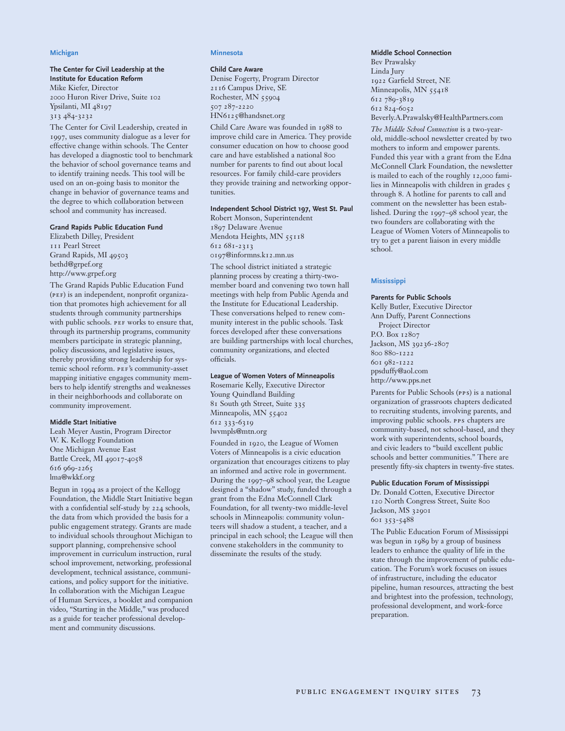## Michigan

### The Center for Civil Leadership at the Institute for Education Reform

Mike Kiefer, Director
2000 Huron River Drive, Suite 102
Ypsilanti, MI 48197
313 484-3232

The Center for Civil Leadership, created in 1997, uses community dialogue as a lever for effective change within schools. The Center has developed a diagnostic tool to benchmark the behavior of school governance teams and to identify training needs. This tool will be used on an on-going basis to monitor the change in behavior of governance teams and the degree to which collaboration between school and community has increased.

### Grand Rapids Public Education Fund

Elizabeth Dilley, President
111 Pearl Street
Grand Rapids, MI 49503
bethd@grpef.org
http://www.grpef.org

The Grand Rapids Public Education Fund (PEF) is an independent, nonprofit organization that promotes high achievement for all students through community partnerships with public schools. PEF works to ensure that, through its partnership programs, community members participate in strategic planning, policy discussions, and legislative issues, thereby providing strong leadership for systemic school reform. PEF's community-asset mapping initiative engages community members to help identify strengths and weaknesses in their neighborhoods and collaborate on community improvement.

### Middle Start Initiative

Leah Meyer Austin, Program Director
W. K. Kellogg Foundation
One Michigan Avenue East
Battle Creek, MI 49017-4058
616 969-2265
lma@wkkf.org

Begun in 1994 as a project of the Kellogg Foundation, the Middle Start Initiative began with a confidential self-study by 224 schools, the data from which provided the basis for a public engagement strategy. Grants are made to individual schools throughout Michigan to support planning, comprehensive school improvement in curriculum instruction, rural school improvement, networking, professional development, technical assistance, communications, and policy support for the initiative. In collaboration with the Michigan League of Human Services, a booklet and companion video, "Starting in the Middle," was produced as a guide for teacher professional development and community discussions.

## Minnesota

### Child Care Aware

Denise Fogerty, Program Director
2116 Campus Drive, SE
Rochester, MN 55904
507 287-2220
HN6125@handsnet.org

Child Care Aware was founded in 1988 to improve child care in America. They provide consumer education on how to choose good care and have established a national 800 number for parents to find out about local resources. For family child-care providers they provide training and networking opportunities.

### Independent School District 197, West St. Paul

Robert Monson, Superintendent
1897 Delaware Avenue
Mendota Heights, MN 55118
612 681-2313
0197@informns.k12.mn.us

The school district initiated a strategic planning process by creating a thirty-two-member board and convening two town hall meetings with help from Public Agenda and the Institute for Educational Leadership. These conversations helped to renew community interest in the public schools. Task forces developed after these conversations are building partnerships with local churches, community organizations, and elected officials.

### League of Women Voters of Minneapolis

Rosemarie Kelly, Executive Director
Young Quindland Building
81 South 9th Street, Suite 335
Minneapolis, MN 55402
612 333-6319
lwvmpls@mtn.org

Founded in 1920, the League of Women Voters of Minneapolis is a civic education organization that encourages citizens to play an informed and active role in government. During the 1997–98 school year, the League designed a "shadow" study, funded through a grant from the Edna McConnell Clark Foundation, for all twenty-two middle-level schools in Minneapolis: community volunteers will shadow a student, a teacher, and a principal in each school; the League will then convene stakeholders in the community to disseminate the results of the study.

### Middle School Connection

Bev Prawalsky
Linda Jury
1922 Garfield Street, NE
Minneapolis, MN 55418
612 789-3819
612 824-6052
Beverly.A.Prawalsky@HealthPartners.com

*The Middle School Connection* is a two-year-old, middle-school newsletter created by two mothers to inform and empower parents. Funded this year with a grant from the Edna McConnell Clark Foundation, the newsletter is mailed to each of the roughly 12,000 families in Minneapolis with children in grades 5 through 8. A hotline for parents to call and comment on the newsletter has been established. During the 1997–98 school year, the two founders are collaborating with the League of Women Voters of Minneapolis to try to get a parent liaison in every middle school.

## Mississippi

### Parents for Public Schools

Kelly Butler, Executive Director
Ann Duffy, Parent Connections Project Director
P.O. Box 12807
Jackson, MS 39236-2807
800 880-1222
601 982-1222
ppsduffy@aol.com
http://www.pps.net

Parents for Public Schools (PPS) is a national organization of grassroots chapters dedicated to recruiting students, involving parents, and improving public schools. PPS chapters are community-based, not school-based, and they work with superintendents, school boards, and civic leaders to "build excellent public schools and better communities." There are presently fifty-six chapters in twenty-five states.

### Public Education Forum of Mississippi

Dr. Donald Cotten, Executive Director
120 North Congress Street, Suite 800
Jackson, MS 32901
601 353-5488

The Public Education Forum of Mississippi was begun in 1989 by a group of business leaders to enhance the quality of life in the state through the improvement of public education. The Forum's work focuses on issues of infrastructure, including the educator pipeline, human resources, attracting the best and brightest into the profession, technology, professional development, and work-force preparation.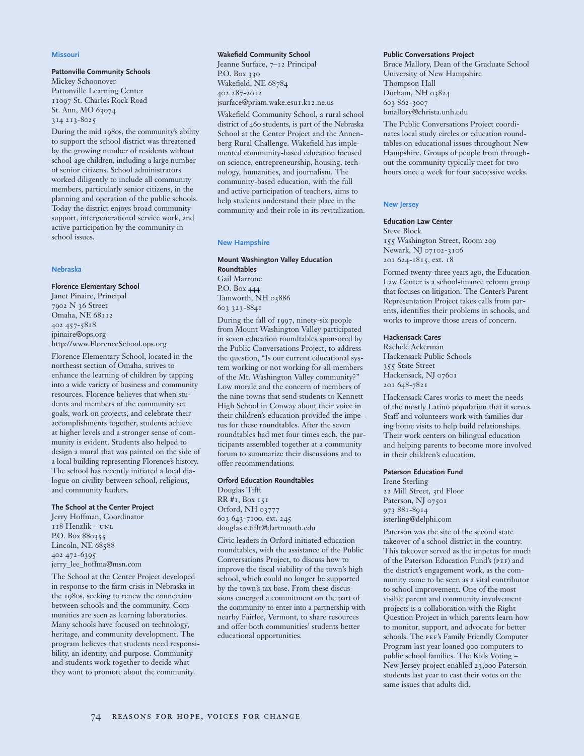## Missouri

### Pattonville Community Schools

Mickey Schoonover
Pattonville Learning Center
11097 St. Charles Rock Road
St. Ann, MO 63074
314 213-8025

During the mid 1980s, the community's ability to support the school district was threatened by the growing number of residents without school-age children, including a large number of senior citizens. School administrators worked diligently to include all community members, particularly senior citizens, in the planning and operation of the public schools. Today the district enjoys broad community support, intergenerational service work, and active participation by the community in school issues.

## Nebraska

### Florence Elementary School

Janet Pinaire, Principal
7902 N 36 Street
Omaha, NE 68112
402 457-5818
jpinaire@ops.org
http://www.FlorenceSchool.ops.org

Florence Elementary School, located in the northeast section of Omaha, strives to enhance the learning of children by tapping into a wide variety of business and community resources. Florence believes that when students and members of the community set goals, work on projects, and celebrate their accomplishments together, students achieve at higher levels and a stronger sense of community is evident. Students also helped to design a mural that was painted on the side of a local building representing Florence's history. The school has recently initiated a local dialogue on civility between school, religious, and community leaders.

### The School at the Center Project

Jerry Hoffman, Coordinator
118 Henzlik – UNL
P.O. Box 880355
Lincoln, NE 68588
402 472-6395
jerry_lee_hoffma@msn.com

The School at the Center Project developed in response to the farm crisis in Nebraska in the 1980s, seeking to renew the connection between schools and the community. Communities are seen as learning laboratories. Many schools have focused on technology, heritage, and community development. The program believes that students need responsibility, an identity, and purpose. Community and students work together to decide what they want to promote about the community.

### Wakefield Community School

Jeanne Surface, 7–12 Principal
P.O. Box 330
Wakefield, NE 68784
402 287-2012
jsurface@priam.wake.esu1.k12.ne.us

Wakefield Community School, a rural school district of 460 students, is part of the Nebraska School at the Center Project and the Annenberg Rural Challenge. Wakefield has implemented community-based education focused on science, entrepreneurship, housing, technology, humanities, and journalism. The community-based education, with the full and active participation of teachers, aims to help students understand their place in the community and their role in its revitalization.

## New Hampshire

### Mount Washington Valley Education Roundtables

Gail Marrone
P.O. Box 444
Tamworth, NH 03886
603 323-8841

During the fall of 1997, ninety-six people from Mount Washington Valley participated in seven education roundtables sponsored by the Public Conversations Project, to address the question, "Is our current educational system working or not working for all members of the Mt. Washington Valley community?" Low morale and the concern of members of the nine towns that send students to Kennett High School in Conway about their voice in their children's education provided the impetus for these roundtables. After the seven roundtables had met four times each, the participants assembled together at a community forum to summarize their discussions and to offer recommendations.

### Orford Education Roundtables

Douglas Tifft
RR #1, Box 151
Orford, NH 03777
603 643-7100, ext. 245
douglas.c.tifft@dartmouth.edu

Civic leaders in Orford initiated education roundtables, with the assistance of the Public Conversations Project, to discuss how to improve the fiscal viability of the town's high school, which could no longer be supported by the town's tax base. From these discussions emerged a commitment on the part of the community to enter into a partnership with nearby Fairlee, Vermont, to share resources and offer both communities' students better educational opportunities.

### Public Conversations Project

Bruce Mallory, Dean of the Graduate School
University of New Hampshire
Thompson Hall
Durham, NH 03824
603 862-3007
bmallory@christa.unh.edu

The Public Conversations Project coordinates local study circles or education roundtables on educational issues throughout New Hampshire. Groups of people from throughout the community typically meet for two hours once a week for four successive weeks.

## New Jersey

### Education Law Center

Steve Block
155 Washington Street, Room 209
Newark, NJ 07102-3106
201 624-1815, ext. 18

Formed twenty-three years ago, the Education Law Center is a school-finance reform group that focuses on litigation. The Center's Parent Representation Project takes calls from parents, identifies their problems in schools, and works to improve those areas of concern.

### Hackensack Cares

Rachele Ackerman
Hackensack Public Schools
355 State Street
Hackensack, NJ 07601
201 648-7821

Hackensack Cares works to meet the needs of the mostly Latino population that it serves. Staff and volunteers work with families during home visits to help build relationships. Their work centers on bilingual education and helping parents to become more involved in their children's education.

### Paterson Education Fund

Irene Sterling
22 Mill Street, 3rd Floor
Paterson, NJ 07501
973 881-8914
isterling@delphi.com

Paterson was the site of the second state takeover of a school district in the country. This takeover served as the impetus for much of the Paterson Education Fund's (PEF) and the district's engagement work, as the community came to be seen as a vital contributor to school improvement. One of the most visible parent and community involvement projects is a collaboration with the Right Question Project in which parents learn how to monitor, support, and advocate for better schools. The PEF's Family Friendly Computer Program last year loaned 900 computers to public school families. The Kids Voting – New Jersey project enabled 23,000 Paterson students last year to cast their votes on the same issues that adults did.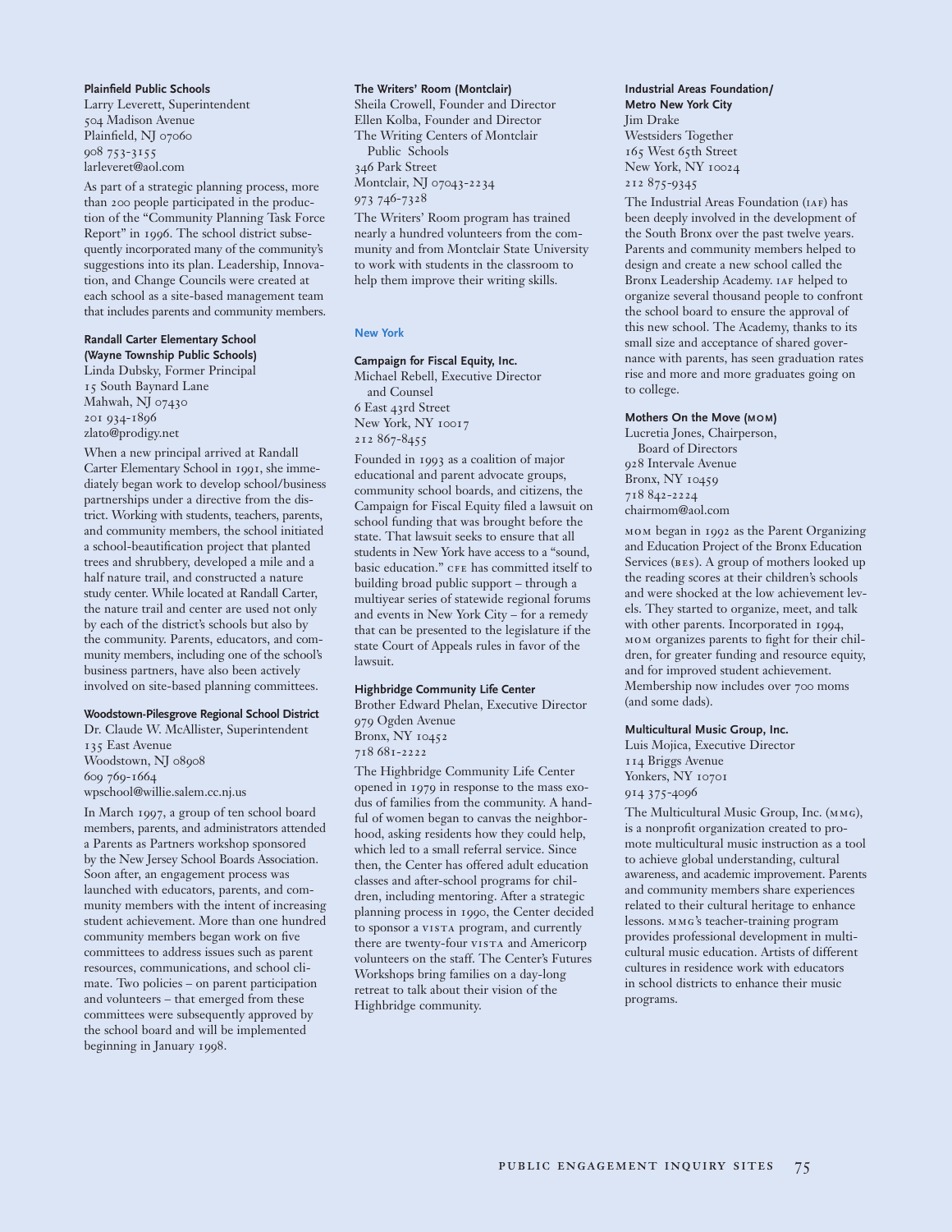**Plainfield Public Schools**
Larry Leverett, Superintendent
504 Madison Avenue
Plainfield, NJ 07060
908 753-3155
larleveret@aol.com

As part of a strategic planning process, more than 200 people participated in the production of the "Community Planning Task Force Report" in 1996. The school district subsequently incorporated many of the community's suggestions into its plan. Leadership, Innovation, and Change Councils were created at each school as a site-based management team that includes parents and community members.

**Randall Carter Elementary School (Wayne Township Public Schools)**
Linda Dubsky, Former Principal
15 South Baynard Lane
Mahwah, NJ 07430
201 934-1896
zlato@prodigy.net

When a new principal arrived at Randall Carter Elementary School in 1991, she immediately began work to develop school/business partnerships under a directive from the district. Working with students, teachers, parents, and community members, the school initiated a school-beautification project that planted trees and shrubbery, developed a mile and a half nature trail, and constructed a nature study center. While located at Randall Carter, the nature trail and center are used not only by each of the district's schools but also by the community. Parents, educators, and community members, including one of the school's business partners, have also been actively involved on site-based planning committees.

**Woodstown-Pilesgrove Regional School District**
Dr. Claude W. McAllister, Superintendent
135 East Avenue
Woodstown, NJ 08908
609 769-1664
wpschool@willie.salem.cc.nj.us

In March 1997, a group of ten school board members, parents, and administrators attended a Parents as Partners workshop sponsored by the New Jersey School Boards Association. Soon after, an engagement process was launched with educators, parents, and community members with the intent of increasing student achievement. More than one hundred community members began work on five committees to address issues such as parent resources, communications, and school climate. Two policies – on parent participation and volunteers – that emerged from these committees were subsequently approved by the school board and will be implemented beginning in January 1998.

**The Writers' Room (Montclair)**
Sheila Crowell, Founder and Director
Ellen Kolba, Founder and Director
The Writing Centers of Montclair Public Schools
346 Park Street
Montclair, NJ 07043-2234
973 746-7328

The Writers' Room program has trained nearly a hundred volunteers from the community and from Montclair State University to work with students in the classroom to help them improve their writing skills.

## New York

**Campaign for Fiscal Equity, Inc.**
Michael Rebell, Executive Director and Counsel
6 East 43rd Street
New York, NY 10017
212 867-8455

Founded in 1993 as a coalition of major educational and parent advocate groups, community school boards, and citizens, the Campaign for Fiscal Equity filed a lawsuit on school funding that was brought before the state. That lawsuit seeks to ensure that all students in New York have access to a "sound, basic education." CFE has committed itself to building broad public support – through a multiyear series of statewide regional forums and events in New York City – for a remedy that can be presented to the legislature if the state Court of Appeals rules in favor of the lawsuit.

**Highbridge Community Life Center**
Brother Edward Phelan, Executive Director
979 Ogden Avenue
Bronx, NY 10452
718 681-2222

The Highbridge Community Life Center opened in 1979 in response to the mass exodus of families from the community. A handful of women began to canvas the neighborhood, asking residents how they could help, which led to a small referral service. Since then, the Center has offered adult education classes and after-school programs for children, including mentoring. After a strategic planning process in 1990, the Center decided to sponsor a VISTA program, and currently there are twenty-four VISTA and Americorp volunteers on the staff. The Center's Futures Workshops bring families on a day-long retreat to talk about their vision of the Highbridge community.

**Industrial Areas Foundation/ Metro New York City**
Jim Drake
Westsiders Together
165 West 65th Street
New York, NY 10024
212 875-9345

The Industrial Areas Foundation (IAF) has been deeply involved in the development of the South Bronx over the past twelve years. Parents and community members helped to design and create a new school called the Bronx Leadership Academy. IAF helped to organize several thousand people to confront the school board to ensure the approval of this new school. The Academy, thanks to its small size and acceptance of shared governance with parents, has seen graduation rates rise and more and more graduates going on to college.

**Mothers On the Move (MOM)**
Lucretia Jones, Chairperson, Board of Directors
928 Intervale Avenue
Bronx, NY 10459
718 842-2224
chairmom@aol.com

MOM began in 1992 as the Parent Organizing and Education Project of the Bronx Education Services (BES). A group of mothers looked up the reading scores at their children's schools and were shocked at the low achievement levels. They started to organize, meet, and talk with other parents. Incorporated in 1994, MOM organizes parents to fight for their children, for greater funding and resource equity, and for improved student achievement. Membership now includes over 700 moms (and some dads).

**Multicultural Music Group, Inc.**
Luis Mojica, Executive Director
114 Briggs Avenue
Yonkers, NY 10701
914 375-4096

The Multicultural Music Group, Inc. (MMG), is a nonprofit organization created to promote multicultural music instruction as a tool to achieve global understanding, cultural awareness, and academic improvement. Parents and community members share experiences related to their cultural heritage to enhance lessons. MMG's teacher-training program provides professional development in multicultural music education. Artists of different cultures in residence work with educators in school districts to enhance their music programs.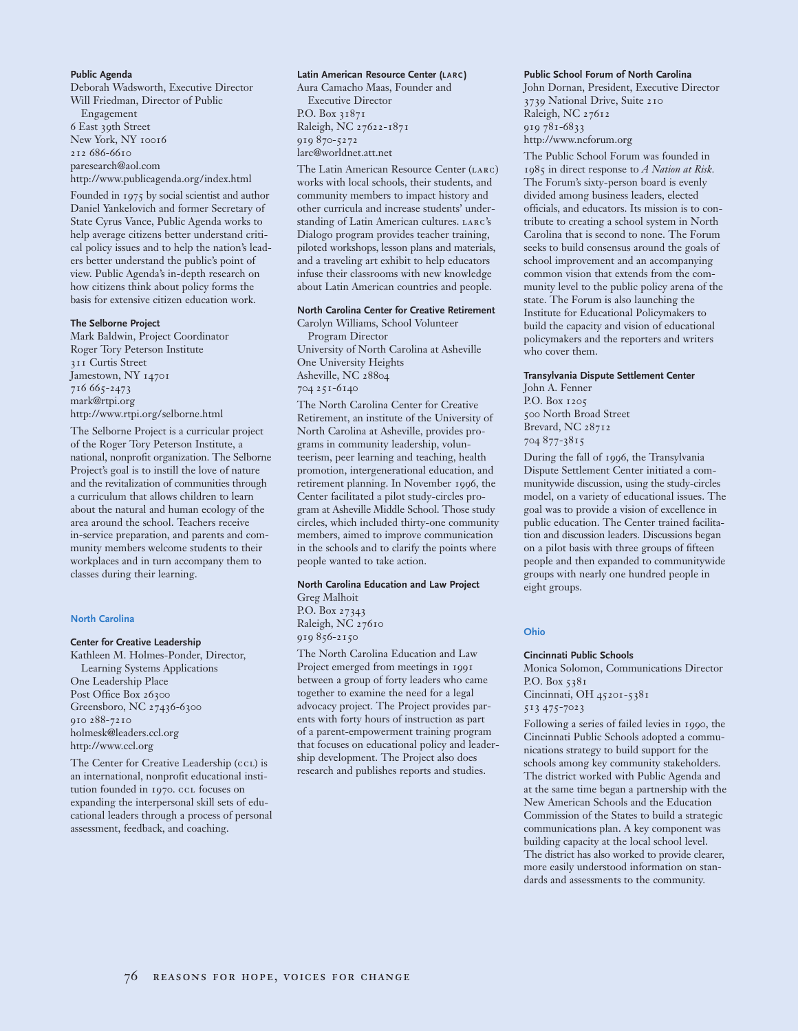**Public Agenda**
Deborah Wadsworth, Executive Director
Will Friedman, Director of Public Engagement
6 East 39th Street
New York, NY 10016
212 686-6610
paresearch@aol.com
http://www.publicagenda.org/index.html

Founded in 1975 by social scientist and author Daniel Yankelovich and former Secretary of State Cyrus Vance, Public Agenda works to help average citizens better understand critical policy issues and to help the nation's leaders better understand the public's point of view. Public Agenda's in-depth research on how citizens think about policy forms the basis for extensive citizen education work.

**The Selborne Project**
Mark Baldwin, Project Coordinator
Roger Tory Peterson Institute
311 Curtis Street
Jamestown, NY 14701
716 665-2473
mark@rtpi.org
http://www.rtpi.org/selborne.html

The Selborne Project is a curricular project of the Roger Tory Peterson Institute, a national, nonprofit organization. The Selborne Project's goal is to instill the love of nature and the revitalization of communities through a curriculum that allows children to learn about the natural and human ecology of the area around the school. Teachers receive in-service preparation, and parents and community members welcome students to their workplaces and in turn accompany them to classes during their learning.

## North Carolina

**Center for Creative Leadership**
Kathleen M. Holmes-Ponder, Director, Learning Systems Applications
One Leadership Place
Post Office Box 26300
Greensboro, NC 27436-6300
910 288-7210
holmesk@leaders.ccl.org
http://www.ccl.org

The Center for Creative Leadership (CCL) is an international, nonprofit educational institution founded in 1970. CCL focuses on expanding the interpersonal skill sets of educational leaders through a process of personal assessment, feedback, and coaching.

**Latin American Resource Center (LARC)**
Aura Camacho Maas, Founder and Executive Director
P.O. Box 31871
Raleigh, NC 27622-1871
919 870-5272
larc@worldnet.att.net

The Latin American Resource Center (LARC) works with local schools, their students, and community members to impact history and other curricula and increase students' understanding of Latin American cultures. LARC's Dialogo program provides teacher training, piloted workshops, lesson plans and materials, and a traveling art exhibit to help educators infuse their classrooms with new knowledge about Latin American countries and people.

**North Carolina Center for Creative Retirement**
Carolyn Williams, School Volunteer Program Director
University of North Carolina at Asheville
One University Heights
Asheville, NC 28804
704 251-6140

The North Carolina Center for Creative Retirement, an institute of the University of North Carolina at Asheville, provides programs in community leadership, volunteerism, peer learning and teaching, health promotion, intergenerational education, and retirement planning. In November 1996, the Center facilitated a pilot study-circles program at Asheville Middle School. Those study circles, which included thirty-one community members, aimed to improve communication in the schools and to clarify the points where people wanted to take action.

**North Carolina Education and Law Project**
Greg Malhoit
P.O. Box 27343
Raleigh, NC 27610
919 856-2150

The North Carolina Education and Law Project emerged from meetings in 1991 between a group of forty leaders who came together to examine the need for a legal advocacy project. The Project provides parents with forty hours of instruction as part of a parent-empowerment training program that focuses on educational policy and leadership development. The Project also does research and publishes reports and studies.

**Public School Forum of North Carolina**
John Dornan, President, Executive Director
3739 National Drive, Suite 210
Raleigh, NC 27612
919 781-6833
http://www.ncforum.org

The Public School Forum was founded in 1985 in direct response to *A Nation at Risk*. The Forum's sixty-person board is evenly divided among business leaders, elected officials, and educators. Its mission is to contribute to creating a school system in North Carolina that is second to none. The Forum seeks to build consensus around the goals of school improvement and an accompanying common vision that extends from the community level to the public policy arena of the state. The Forum is also launching the Institute for Educational Policymakers to build the capacity and vision of educational policymakers and the reporters and writers who cover them.

**Transylvania Dispute Settlement Center**
John A. Fenner
P.O. Box 1205
500 North Broad Street
Brevard, NC 28712
704 877-3815

During the fall of 1996, the Transylvania Dispute Settlement Center initiated a communitywide discussion, using the study-circles model, on a variety of educational issues. The goal was to provide a vision of excellence in public education. The Center trained facilitation and discussion leaders. Discussions began on a pilot basis with three groups of fifteen people and then expanded to communitywide groups with nearly one hundred people in eight groups.

## Ohio

**Cincinnati Public Schools**
Monica Solomon, Communications Director
P.O. Box 5381
Cincinnati, OH 45201-5381
513 475-7023

Following a series of failed levies in 1990, the Cincinnati Public Schools adopted a communications strategy to build support for the schools among key community stakeholders. The district worked with Public Agenda and at the same time began a partnership with the New American Schools and the Education Commission of the States to build a strategic communications plan. A key component was building capacity at the local school level. The district has also worked to provide clearer, more easily understood information on standards and assessments to the community.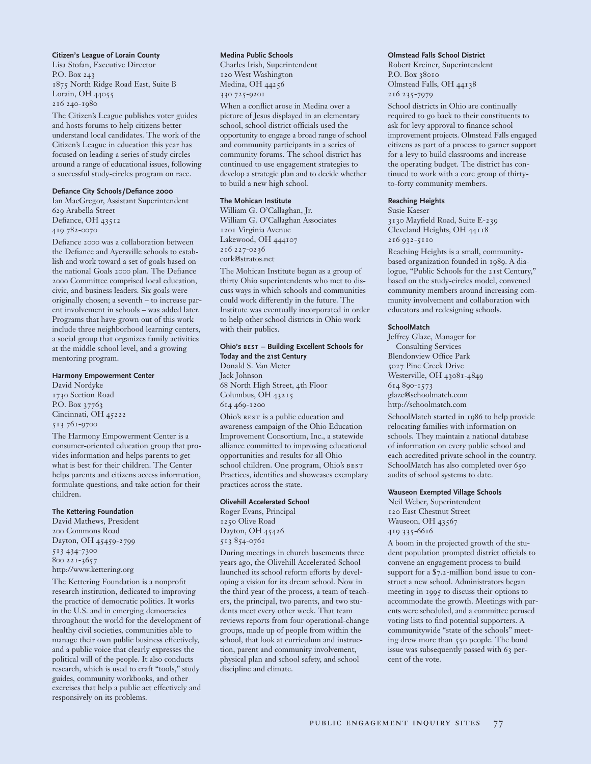**Citizen's League of Lorain County**
Lisa Stofan, Executive Director
P.O. Box 243
1875 North Ridge Road East, Suite B
Lorain, OH 44055
216 240-1980

The Citizen's League publishes voter guides and hosts forums to help citizens better understand local candidates. The work of the Citizen's League in education this year has focused on leading a series of study circles around a range of educational issues, following a successful study-circles program on race.

**Defiance City Schools/Defiance 2000**
Ian MacGregor, Assistant Superintendent
629 Arabella Street
Defiance, OH 43512
419 782-0070

Defiance 2000 was a collaboration between the Defiance and Ayersville schools to establish and work toward a set of goals based on the national Goals 2000 plan. The Defiance 2000 Committee comprised local education, civic, and business leaders. Six goals were originally chosen; a seventh – to increase parent involvement in schools – was added later. Programs that have grown out of this work include three neighborhood learning centers, a social group that organizes family activities at the middle school level, and a growing mentoring program.

**Harmony Empowerment Center**
David Nordyke
1730 Section Road
P.O. Box 37763
Cincinnati, OH 45222
513 761-9700

The Harmony Empowerment Center is a consumer-oriented education group that provides information and helps parents to get what is best for their children. The Center helps parents and citizens access information, formulate questions, and take action for their children.

**The Kettering Foundation**
David Mathews, President
200 Commons Road
Dayton, OH 45459-2799
513 434-7300
800 221-3657
http://www.kettering.org

The Kettering Foundation is a nonprofit research institution, dedicated to improving the practice of democratic politics. It works in the U.S. and in emerging democracies throughout the world for the development of healthy civil societies, communities able to manage their own public business effectively, and a public voice that clearly expresses the political will of the people. It also conducts research, which is used to craft "tools," study guides, community workbooks, and other exercises that help a public act effectively and responsively on its problems.

**Medina Public Schools**
Charles Irish, Superintendent
120 West Washington
Medina, OH 44256
330 725-9201

When a conflict arose in Medina over a picture of Jesus displayed in an elementary school, school district officials used the opportunity to engage a broad range of school and community participants in a series of community forums. The school district has continued to use engagement strategies to develop a strategic plan and to decide whether to build a new high school.

**The Mohican Institute**
William G. O'Callaghan, Jr.
William G. O'Callaghan Associates
1201 Virginia Avenue
Lakewood, OH 444107
216 227-0236
cork@stratos.net

The Mohican Institute began as a group of thirty Ohio superintendents who met to discuss ways in which schools and communities could work differently in the future. The Institute was eventually incorporated in order to help other school districts in Ohio work with their publics.

**Ohio's BEST – Building Excellent Schools for Today and the 21st Century**
Donald S. Van Meter
Jack Johnson
68 North High Street, 4th Floor
Columbus, OH 43215
614 469-1200

Ohio's BEST is a public education and awareness campaign of the Ohio Education Improvement Consortium, Inc., a statewide alliance committed to improving educational opportunities and results for all Ohio school children. One program, Ohio's BEST Practices, identifies and showcases exemplary practices across the state.

**Olivehill Accelerated School**
Roger Evans, Principal
1250 Olive Road
Dayton, OH 45426
513 854-0761

During meetings in church basements three years ago, the Olivehill Accelerated School launched its school reform efforts by developing a vision for its dream school. Now in the third year of the process, a team of teachers, the principal, two parents, and two students meet every other week. That team reviews reports from four operational-change groups, made up of people from within the school, that look at curriculum and instruction, parent and community involvement, physical plan and school safety, and school discipline and climate.

**Olmstead Falls School District**
Robert Kreiner, Superintendent
P.O. Box 38010
Olmstead Falls, OH 44138
216 235-7979

School districts in Ohio are continually required to go back to their constituents to ask for levy approval to finance school improvement projects. Olmstead Falls engaged citizens as part of a process to garner support for a levy to build classrooms and increase the operating budget. The district has continued to work with a core group of thirty-to-forty community members.

**Reaching Heights**
Susie Kaeser
3130 Mayfield Road, Suite E-239
Cleveland Heights, OH 44118
216 932-5110

Reaching Heights is a small, community-based organization founded in 1989. A dialogue, "Public Schools for the 21st Century," based on the study-circles model, convened community members around increasing community involvement and collaboration with educators and redesigning schools.

**SchoolMatch**
Jeffrey Glaze, Manager for Consulting Services
Blendonview Office Park
5027 Pine Creek Drive
Westerville, OH 43081-4849
614 890-1573
glaze@schoolmatch.com
http://schoolmatch.com

SchoolMatch started in 1986 to help provide relocating families with information on schools. They maintain a national database of information on every public school and each accredited private school in the country. SchoolMatch has also completed over 650 audits of school systems to date.

**Wauseon Exempted Village Schools**
Neil Weber, Superintendent
120 East Chestnut Street
Wauseon, OH 43567
419 335-6616

A boom in the projected growth of the student population prompted district officials to convene an engagement process to build support for a $7.2-million bond issue to construct a new school. Administrators began meeting in 1995 to discuss their options to accommodate the growth. Meetings with parents were scheduled, and a committee perused voting lists to find potential supporters. A communitywide "state of the schools" meeting drew more than 550 people. The bond issue was subsequently passed with 63 percent of the vote.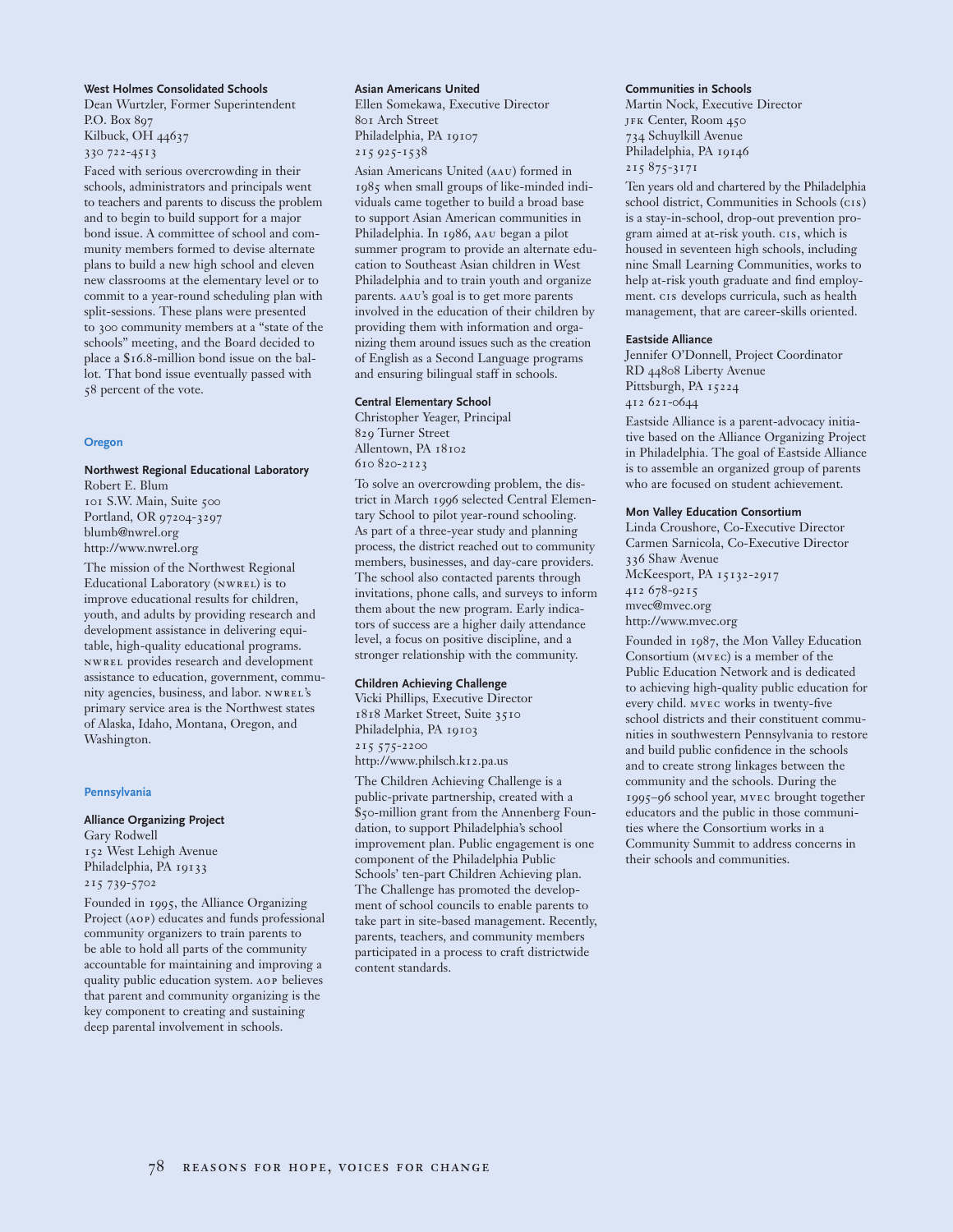**West Holmes Consolidated Schools**
Dean Wurtzler, Former Superintendent
P.O. Box 897
Kilbuck, OH 44637
330 722-4513

Faced with serious overcrowding in their schools, administrators and principals went to teachers and parents to discuss the problem and to begin to build support for a major bond issue. A committee of school and community members formed to devise alternate plans to build a new high school and eleven new classrooms at the elementary level or to commit to a year-round scheduling plan with split-sessions. These plans were presented to 300 community members at a "state of the schools" meeting, and the Board decided to place a $16.8-million bond issue on the ballot. That bond issue eventually passed with 58 percent of the vote.

## Oregon

**Northwest Regional Educational Laboratory**
Robert E. Blum
101 S.W. Main, Suite 500
Portland, OR 97204-3297
blumb@nwrel.org
http://www.nwrel.org

The mission of the Northwest Regional Educational Laboratory (NWREL) is to improve educational results for children, youth, and adults by providing research and development assistance in delivering equitable, high-quality educational programs. NWREL provides research and development assistance to education, government, community agencies, business, and labor. NWREL's primary service area is the Northwest states of Alaska, Idaho, Montana, Oregon, and Washington.

## Pennsylvania

**Alliance Organizing Project**
Gary Rodwell
152 West Lehigh Avenue
Philadelphia, PA 19133
215 739-5702

Founded in 1995, the Alliance Organizing Project (AOP) educates and funds professional community organizers to train parents to be able to hold all parts of the community accountable for maintaining and improving a quality public education system. AOP believes that parent and community organizing is the key component to creating and sustaining deep parental involvement in schools.

**Asian Americans United**
Ellen Somekawa, Executive Director
801 Arch Street
Philadelphia, PA 19107
215 925-1538

Asian Americans United (AAU) formed in 1985 when small groups of like-minded individuals came together to build a broad base to support Asian American communities in Philadelphia. In 1986, AAU began a pilot summer program to provide an alternate education to Southeast Asian children in West Philadelphia and to train youth and organize parents. AAU's goal is to get more parents involved in the education of their children by providing them with information and organizing them around issues such as the creation of English as a Second Language programs and ensuring bilingual staff in schools.

**Central Elementary School**
Christopher Yeager, Principal
829 Turner Street
Allentown, PA 18102
610 820-2123

To solve an overcrowding problem, the district in March 1996 selected Central Elementary School to pilot year-round schooling. As part of a three-year study and planning process, the district reached out to community members, businesses, and day-care providers. The school also contacted parents through invitations, phone calls, and surveys to inform them about the new program. Early indicators of success are a higher daily attendance level, a focus on positive discipline, and a stronger relationship with the community.

**Children Achieving Challenge**
Vicki Phillips, Executive Director
1818 Market Street, Suite 3510
Philadelphia, PA 19103
215 575-2200
http://www.philsch.k12.pa.us

The Children Achieving Challenge is a public-private partnership, created with a $50-million grant from the Annenberg Foundation, to support Philadelphia's school improvement plan. Public engagement is one component of the Philadelphia Public Schools' ten-part Children Achieving plan. The Challenge has promoted the development of school councils to enable parents to take part in site-based management. Recently, parents, teachers, and community members participated in a process to craft districtwide content standards.

**Communities in Schools**
Martin Nock, Executive Director
JFK Center, Room 450
734 Schuylkill Avenue
Philadelphia, PA 19146
215 875-3171

Ten years old and chartered by the Philadelphia school district, Communities in Schools (CIS) is a stay-in-school, drop-out prevention program aimed at at-risk youth. CIS, which is housed in seventeen high schools, including nine Small Learning Communities, works to help at-risk youth graduate and find employment. CIS develops curricula, such as health management, that are career-skills oriented.

**Eastside Alliance**
Jennifer O'Donnell, Project Coordinator
RD 44808 Liberty Avenue
Pittsburgh, PA 15224
412 621-0644

Eastside Alliance is a parent-advocacy initiative based on the Alliance Organizing Project in Philadelphia. The goal of Eastside Alliance is to assemble an organized group of parents who are focused on student achievement.

**Mon Valley Education Consortium**
Linda Croushore, Co-Executive Director
Carmen Sarnicola, Co-Executive Director
336 Shaw Avenue
McKeesport, PA 15132-2917
412 678-9215
mvec@mvec.org
http://www.mvec.org

Founded in 1987, the Mon Valley Education Consortium (MVEC) is a member of the Public Education Network and is dedicated to achieving high-quality public education for every child. MVEC works in twenty-five school districts and their constituent communities in southwestern Pennsylvania to restore and build public confidence in the schools and to create strong linkages between the community and the schools. During the 1995–96 school year, MVEC brought together educators and the public in those communities where the Consortium works in a Community Summit to address concerns in their schools and communities.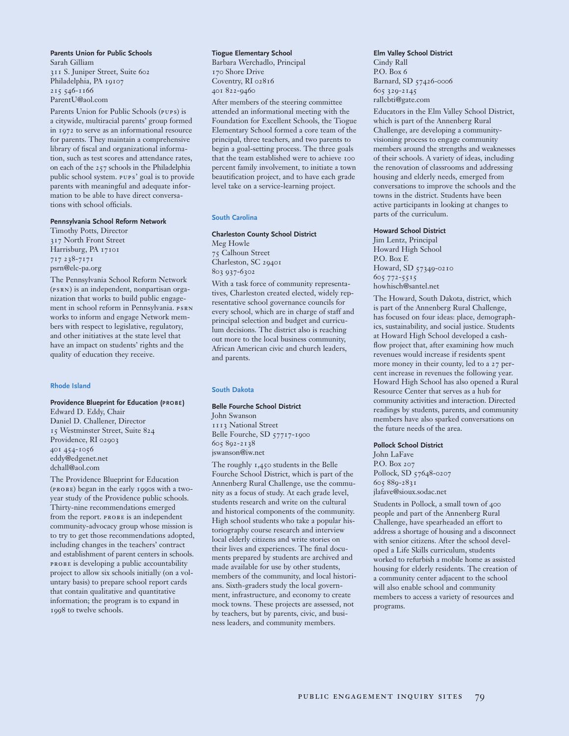**Parents Union for Public Schools**
Sarah Gilliam
311 S. Juniper Street, Suite 602
Philadelphia, PA 19107
215 546-1166
ParentU@aol.com

Parents Union for Public Schools (PUPS) is a citywide, multiracial parents' group formed in 1972 to serve as an informational resource for parents. They maintain a comprehensive library of fiscal and organizational information, such as test scores and attendance rates, on each of the 257 schools in the Philadelphia public school system. PUPS' goal is to provide parents with meaningful and adequate information to be able to have direct conversations with school officials.

**Pennsylvania School Reform Network**
Timothy Potts, Director
317 North Front Street
Harrisburg, PA 17101
717 238-7171
psrn@elc-pa.org

The Pennsylvania School Reform Network (PSRN) is an independent, nonpartisan organization that works to build public engagement in school reform in Pennsylvania. PSRN works to inform and engage Network members with respect to legislative, regulatory, and other initiatives at the state level that have an impact on students' rights and the quality of education they receive.

### Rhode Island

**Providence Blueprint for Education (PROBE)**
Edward D. Eddy, Chair
Daniel D. Challener, Director
15 Westminster Street, Suite 824
Providence, RI 02903
401 454-1056
eddy@edgenet.net
dchall@aol.com

The Providence Blueprint for Education (PROBE) began in the early 1990s with a two-year study of the Providence public schools. Thirty-nine recommendations emerged from the report. PROBE is an independent community-advocacy group whose mission is to try to get those recommendations adopted, including changes in the teachers' contract and establishment of parent centers in schools. PROBE is developing a public accountability project to allow six schools initially (on a voluntary basis) to prepare school report cards that contain qualitative and quantitative information; the program is to expand in 1998 to twelve schools.

**Tiogue Elementary School**
Barbara Werchadlo, Principal
170 Shore Drive
Coventry, RI 02816
401 822-9460

After members of the steering committee attended an informational meeting with the Foundation for Excellent Schools, the Tiogue Elementary School formed a core team of the principal, three teachers, and two parents to begin a goal-setting process. The three goals that the team established were to achieve 100 percent family involvement, to initiate a town beautification project, and to have each grade level take on a service-learning project.

### South Carolina

**Charleston County School District**
Meg Howle
75 Calhoun Street
Charleston, SC 29401
803 937-6302

With a task force of community representatives, Charleston created elected, widely representative school governance councils for every school, which are in charge of staff and principal selection and budget and curriculum decisions. The district also is reaching out more to the local business community, African American civic and church leaders, and parents.

### South Dakota

**Belle Fourche School District**
John Swanson
1113 National Street
Belle Fourche, SD 57717-1900
605 892-2138
jswanson@iw.net

The roughly 1,450 students in the Belle Fourche School District, which is part of the Annenberg Rural Challenge, use the community as a focus of study. At each grade level, students research and write on the cultural and historical components of the community. High school students who take a popular historiography course research and interview local elderly citizens and write stories on their lives and experiences. The final documents prepared by students are archived and made available for use by other students, members of the community, and local historians. Sixth-graders study the local government, infrastructure, and economy to create mock towns. These projects are assessed, not by teachers, but by parents, civic, and business leaders, and community members.

**Elm Valley School District**
Cindy Rall
P.O. Box 6
Barnard, SD 57426-0006
605 329-2145
rallcbti@gate.com

Educators in the Elm Valley School District, which is part of the Annenberg Rural Challenge, are developing a community-visioning process to engage community members around the strengths and weaknesses of their schools. A variety of ideas, including the renovation of classrooms and addressing housing and elderly needs, emerged from conversations to improve the schools and the towns in the district. Students have been active participants in looking at changes to parts of the curriculum.

**Howard School District**
Jim Lentz, Principal
Howard High School
P.O. Box E
Howard, SD 57349-0210
605 772-5515
howhisch@santel.net

The Howard, South Dakota, district, which is part of the Annenberg Rural Challenge, has focused on four ideas: place, demographics, sustainability, and social justice. Students at Howard High School developed a cash-flow project that, after examining how much revenues would increase if residents spent more money in their county, led to a 27 percent increase in revenues the following year. Howard High School has also opened a Rural Resource Center that serves as a hub for community activities and interaction. Directed readings by students, parents, and community members have also sparked conversations on the future needs of the area.

**Pollock School District**
John LaFave
P.O. Box 207
Pollock, SD 57648-0207
605 889-2831
jlafave@sioux.sodac.net

Students in Pollock, a small town of 400 people and part of the Annenberg Rural Challenge, have spearheaded an effort to address a shortage of housing and a disconnect with senior citizens. After the school developed a Life Skills curriculum, students worked to refurbish a mobile home as assisted housing for elderly residents. The creation of a community center adjacent to the school will also enable school and community members to access a variety of resources and programs.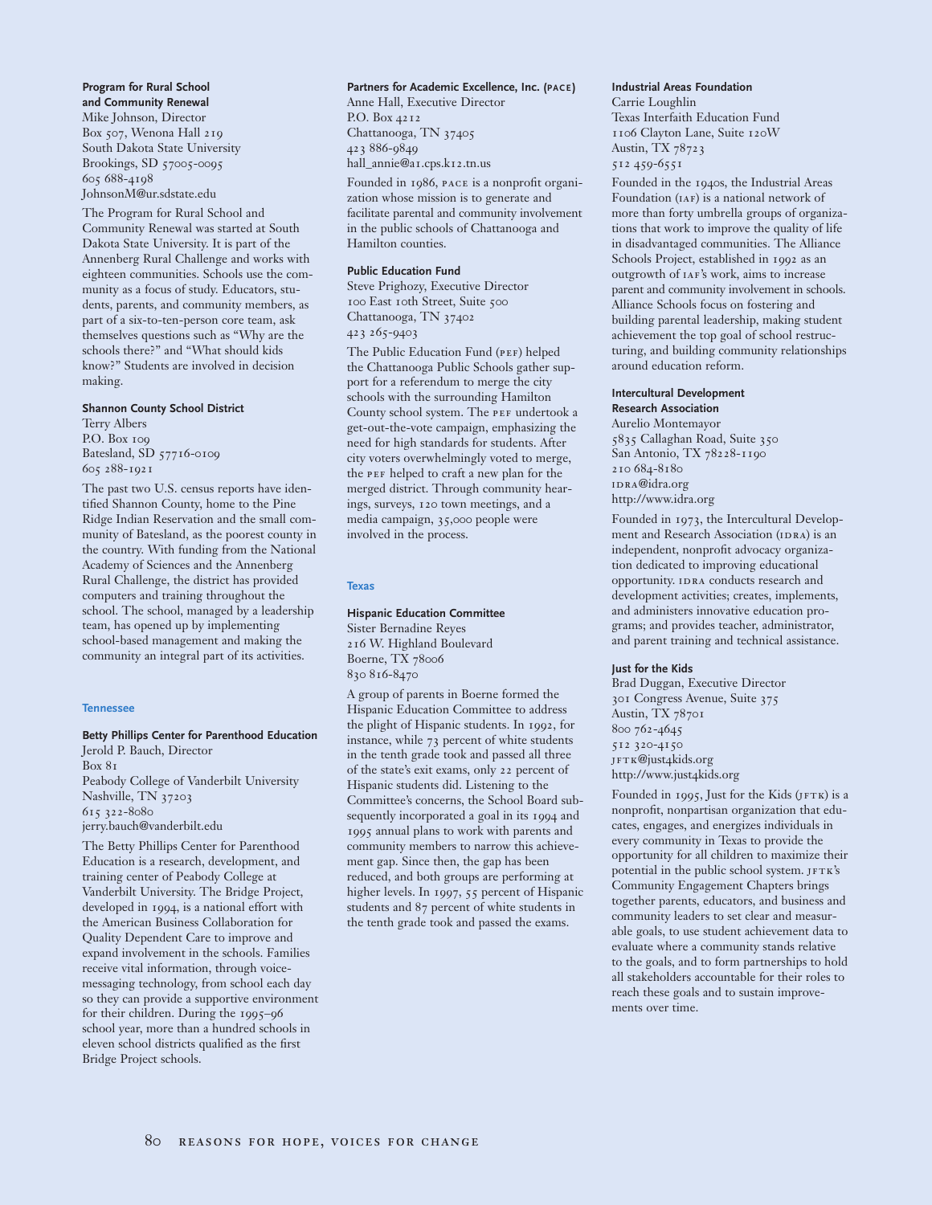**Program for Rural School and Community Renewal**
Mike Johnson, Director
Box 507, Wenona Hall 219
South Dakota State University
Brookings, SD 57005-0095
605 688-4198
JohnsonM@ur.sdstate.edu

The Program for Rural School and Community Renewal was started at South Dakota State University. It is part of the Annenberg Rural Challenge and works with eighteen communities. Schools use the community as a focus of study. Educators, students, parents, and community members, as part of a six-to-ten-person core team, ask themselves questions such as "Why are the schools there?" and "What should kids know?" Students are involved in decision making.

**Shannon County School District**
Terry Albers
P.O. Box 109
Batesland, SD 57716-0109
605 288-1921

The past two U.S. census reports have identified Shannon County, home to the Pine Ridge Indian Reservation and the small community of Batesland, as the poorest county in the country. With funding from the National Academy of Sciences and the Annenberg Rural Challenge, the district has provided computers and training throughout the school. The school, managed by a leadership team, has opened up by implementing school-based management and making the community an integral part of its activities.

## Tennessee

**Betty Phillips Center for Parenthood Education**
Jerold P. Bauch, Director
Box 81
Peabody College of Vanderbilt University
Nashville, TN 37203
615 322-8080
jerry.bauch@vanderbilt.edu

The Betty Phillips Center for Parenthood Education is a research, development, and training center of Peabody College at Vanderbilt University. The Bridge Project, developed in 1994, is a national effort with the American Business Collaboration for Quality Dependent Care to improve and expand involvement in the schools. Families receive vital information, through voice-messaging technology, from school each day so they can provide a supportive environment for their children. During the 1995–96 school year, more than a hundred schools in eleven school districts qualified as the first Bridge Project schools.

**Partners for Academic Excellence, Inc. (PACE)**
Anne Hall, Executive Director
P.O. Box 4212
Chattanooga, TN 37405
423 886-9849
hall_annie@a1.cps.k12.tn.us

Founded in 1986, PACE is a nonprofit organization whose mission is to generate and facilitate parental and community involvement in the public schools of Chattanooga and Hamilton counties.

**Public Education Fund**
Steve Prighozy, Executive Director
100 East 10th Street, Suite 500
Chattanooga, TN 37402
423 265-9403

The Public Education Fund (PEF) helped the Chattanooga Public Schools gather support for a referendum to merge the city schools with the surrounding Hamilton County school system. The PEF undertook a get-out-the-vote campaign, emphasizing the need for high standards for students. After city voters overwhelmingly voted to merge, the PEF helped to craft a new plan for the merged district. Through community hearings, surveys, 120 town meetings, and a media campaign, 35,000 people were involved in the process.

## Texas

**Hispanic Education Committee**
Sister Bernadine Reyes
216 W. Highland Boulevard
Boerne, TX 78006
830 816-8470

A group of parents in Boerne formed the Hispanic Education Committee to address the plight of Hispanic students. In 1992, for instance, while 73 percent of white students in the tenth grade took and passed all three of the state's exit exams, only 22 percent of Hispanic students did. Listening to the Committee's concerns, the School Board subsequently incorporated a goal in its 1994 and 1995 annual plans to work with parents and community members to narrow this achievement gap. Since then, the gap has been reduced, and both groups are performing at higher levels. In 1997, 55 percent of Hispanic students and 87 percent of white students in the tenth grade took and passed the exams.

**Industrial Areas Foundation**
Carrie Loughlin
Texas Interfaith Education Fund
1106 Clayton Lane, Suite 120W
Austin, TX 78723
512 459-6551

Founded in the 1940s, the Industrial Areas Foundation (IAF) is a national network of more than forty umbrella groups of organizations that work to improve the quality of life in disadvantaged communities. The Alliance Schools Project, established in 1992 as an outgrowth of IAF's work, aims to increase parent and community involvement in schools. Alliance Schools focus on fostering and building parental leadership, making student achievement the top goal of school restructuring, and building community relationships around education reform.

**Intercultural Development Research Association**
Aurelio Montemayor
5835 Callaghan Road, Suite 350
San Antonio, TX 78228-1190
210 684-8180
IDRA@idra.org
http://www.idra.org

Founded in 1973, the Intercultural Development and Research Association (IDRA) is an independent, nonprofit advocacy organization dedicated to improving educational opportunity. IDRA conducts research and development activities; creates, implements, and administers innovative education programs; and provides teacher, administrator, and parent training and technical assistance.

**Just for the Kids**
Brad Duggan, Executive Director
301 Congress Avenue, Suite 375
Austin, TX 78701
800 762-4645
512 320-4150
JFTK@just4kids.org
http://www.just4kids.org

Founded in 1995, Just for the Kids (JFTK) is a nonprofit, nonpartisan organization that educates, engages, and energizes individuals in every community in Texas to provide the opportunity for all children to maximize their potential in the public school system. JFTK's Community Engagement Chapters brings together parents, educators, and business and community leaders to set clear and measurable goals, to use student achievement data to evaluate where a community stands relative to the goals, and to form partnerships to hold all stakeholders accountable for their roles to reach these goals and to sustain improvements over time.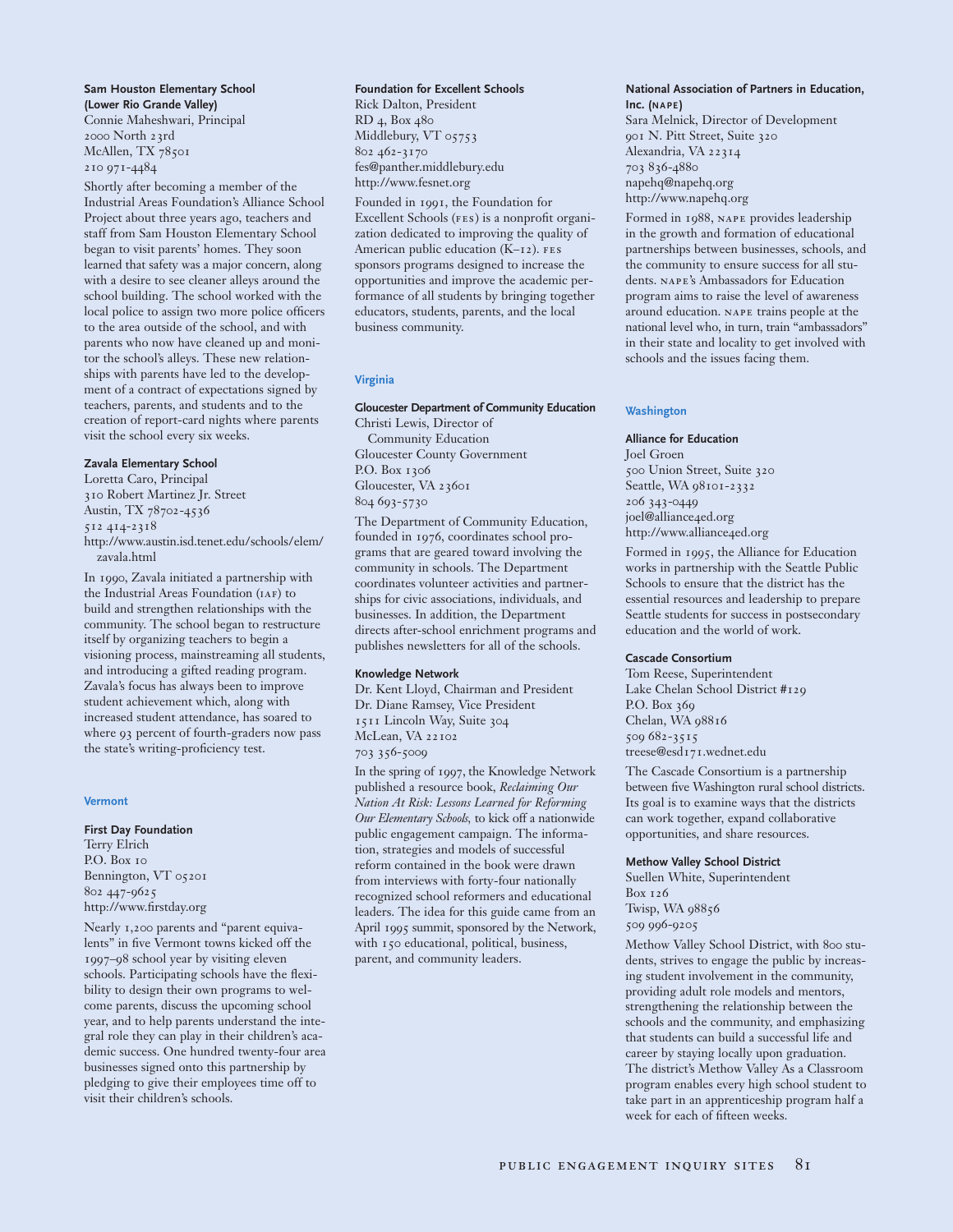**Sam Houston Elementary School (Lower Rio Grande Valley)**
Connie Maheshwari, Principal
2000 North 23rd
McAllen, TX 78501
210 971-4484

Shortly after becoming a member of the Industrial Areas Foundation's Alliance School Project about three years ago, teachers and staff from Sam Houston Elementary School began to visit parents' homes. They soon learned that safety was a major concern, along with a desire to see cleaner alleys around the school building. The school worked with the local police to assign two more police officers to the area outside of the school, and with parents who now have cleaned up and monitor the school's alleys. These new relationships with parents have led to the development of a contract of expectations signed by teachers, parents, and students and to the creation of report-card nights where parents visit the school every six weeks.

**Zavala Elementary School**
Loretta Caro, Principal
310 Robert Martinez Jr. Street
Austin, TX 78702-4536
512 414-2318
http://www.austin.isd.tenet.edu/schools/elem/zavala.html

In 1990, Zavala initiated a partnership with the Industrial Areas Foundation (IAF) to build and strengthen relationships with the community. The school began to restructure itself by organizing teachers to begin a visioning process, mainstreaming all students, and introducing a gifted reading program. Zavala's focus has always been to improve student achievement which, along with increased student attendance, has soared to where 93 percent of fourth-graders now pass the state's writing-proficiency test.

## Vermont

**First Day Foundation**
Terry Elrich
P.O. Box 10
Bennington, VT 05201
802 447-9625
http://www.firstday.org

Nearly 1,200 parents and "parent equivalents" in five Vermont towns kicked off the 1997–98 school year by visiting eleven schools. Participating schools have the flexibility to design their own programs to welcome parents, discuss the upcoming school year, and to help parents understand the integral role they can play in their children's academic success. One hundred twenty-four area businesses signed onto this partnership by pledging to give their employees time off to visit their children's schools.

**Foundation for Excellent Schools**
Rick Dalton, President
RD 4, Box 480
Middlebury, VT 05753
802 462-3170
fes@panther.middlebury.edu
http://www.fesnet.org

Founded in 1991, the Foundation for Excellent Schools (FES) is a nonprofit organization dedicated to improving the quality of American public education (K–12). FES sponsors programs designed to increase the opportunities and improve the academic performance of all students by bringing together educators, students, parents, and the local business community.

## Virginia

**Gloucester Department of Community Education**
Christi Lewis, Director of Community Education
Gloucester County Government
P.O. Box 1306
Gloucester, VA 23601
804 693-5730

The Department of Community Education, founded in 1976, coordinates school programs that are geared toward involving the community in schools. The Department coordinates volunteer activities and partnerships for civic associations, individuals, and businesses. In addition, the Department directs after-school enrichment programs and publishes newsletters for all of the schools.

**Knowledge Network**
Dr. Kent Lloyd, Chairman and President
Dr. Diane Ramsey, Vice President
1511 Lincoln Way, Suite 304
McLean, VA 22102
703 356-5009

In the spring of 1997, the Knowledge Network published a resource book, *Reclaiming Our Nation At Risk: Lessons Learned for Reforming Our Elementary Schools,* to kick off a nationwide public engagement campaign. The information, strategies and models of successful reform contained in the book were drawn from interviews with forty-four nationally recognized school reformers and educational leaders. The idea for this guide came from an April 1995 summit, sponsored by the Network, with 150 educational, political, business, parent, and community leaders.

**National Association of Partners in Education, Inc. (NAPE)**
Sara Melnick, Director of Development
901 N. Pitt Street, Suite 320
Alexandria, VA 22314
703 836-4880
napehq@napehq.org
http://www.napehq.org

Formed in 1988, NAPE provides leadership in the growth and formation of educational partnerships between businesses, schools, and the community to ensure success for all students. NAPE's Ambassadors for Education program aims to raise the level of awareness around education. NAPE trains people at the national level who, in turn, train "ambassadors" in their state and locality to get involved with schools and the issues facing them.

## Washington

**Alliance for Education**
Joel Groen
500 Union Street, Suite 320
Seattle, WA 98101-2332
206 343-0449
joel@alliance4ed.org
http://www.alliance4ed.org

Formed in 1995, the Alliance for Education works in partnership with the Seattle Public Schools to ensure that the district has the essential resources and leadership to prepare Seattle students for success in postsecondary education and the world of work.

**Cascade Consortium**
Tom Reese, Superintendent
Lake Chelan School District #129
P.O. Box 369
Chelan, WA 98816
509 682-3515
treese@esd171.wednet.edu

The Cascade Consortium is a partnership between five Washington rural school districts. Its goal is to examine ways that the districts can work together, expand collaborative opportunities, and share resources.

**Methow Valley School District**
Suellen White, Superintendent
Box 126
Twisp, WA 98856
509 996-9205

Methow Valley School District, with 800 students, strives to engage the public by increasing student involvement in the community, providing adult role models and mentors, strengthening the relationship between the schools and the community, and emphasizing that students can build a successful life and career by staying locally upon graduation. The district's Methow Valley As a Classroom program enables every high school student to take part in an apprenticeship program half a week for each of fifteen weeks.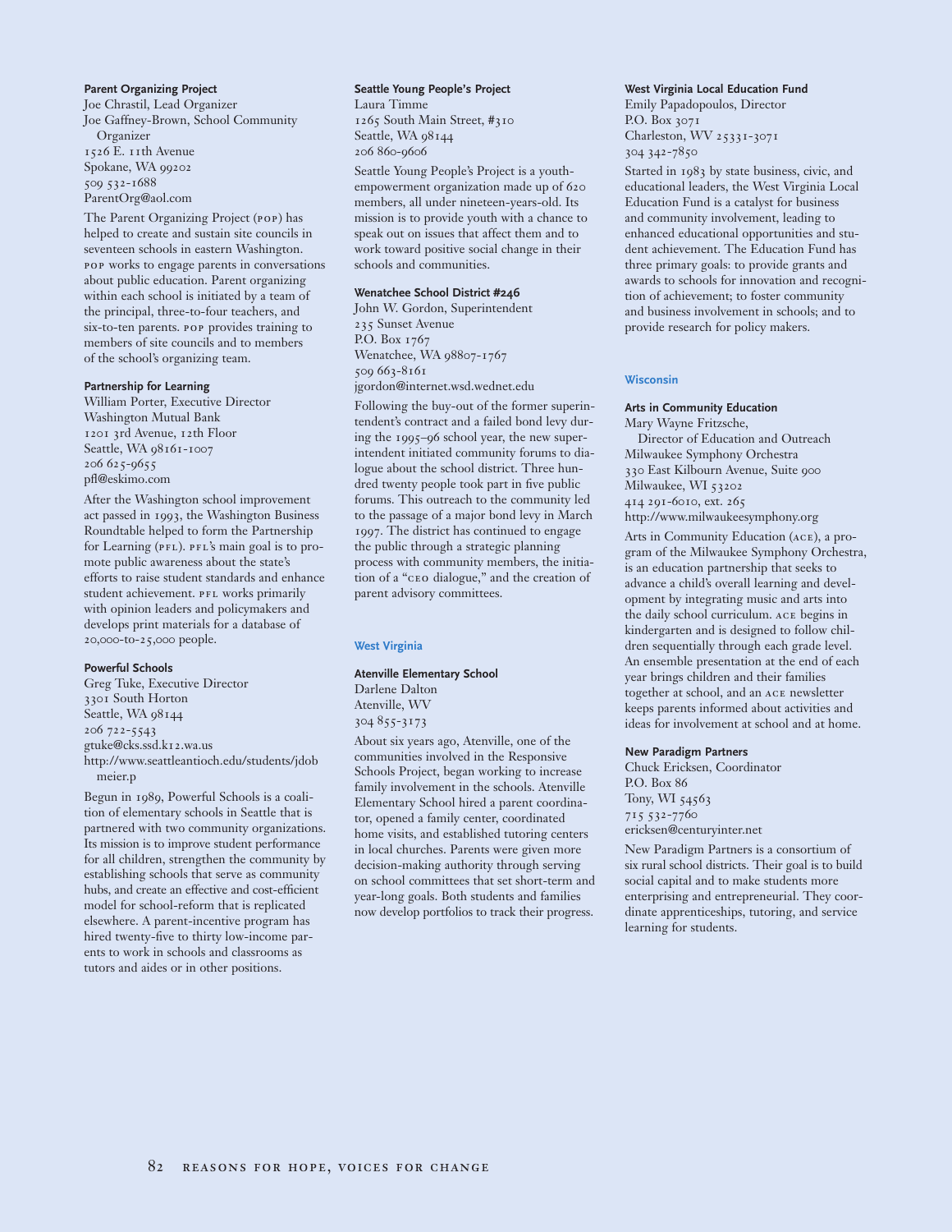**Parent Organizing Project**
Joe Chrastil, Lead Organizer
Joe Gaffney-Brown, School Community Organizer
1526 E. 11th Avenue
Spokane, WA 99202
509 532-1688
ParentOrg@aol.com

The Parent Organizing Project (POP) has helped to create and sustain site councils in seventeen schools in eastern Washington. POP works to engage parents in conversations about public education. Parent organizing within each school is initiated by a team of the principal, three-to-four teachers, and six-to-ten parents. POP provides training to members of site councils and to members of the school's organizing team.

**Partnership for Learning**
William Porter, Executive Director
Washington Mutual Bank
1201 3rd Avenue, 12th Floor
Seattle, WA 98161-1007
206 625-9655
pfl@eskimo.com

After the Washington school improvement act passed in 1993, the Washington Business Roundtable helped to form the Partnership for Learning (PFL). PFL's main goal is to promote public awareness about the state's efforts to raise student standards and enhance student achievement. PFL works primarily with opinion leaders and policymakers and develops print materials for a database of 20,000-to-25,000 people.

**Powerful Schools**
Greg Tuke, Executive Director
3301 South Horton
Seattle, WA 98144
206 722-5543
gtuke@cks.ssd.k12.wa.us
http://www.seattleantioch.edu/students/jdobmeier.p

Begun in 1989, Powerful Schools is a coalition of elementary schools in Seattle that is partnered with two community organizations. Its mission is to improve student performance for all children, strengthen the community by establishing schools that serve as community hubs, and create an effective and cost-efficient model for school-reform that is replicated elsewhere. A parent-incentive program has hired twenty-five to thirty low-income parents to work in schools and classrooms as tutors and aides or in other positions.

**Seattle Young People's Project**
Laura Timme
1265 South Main Street, #310
Seattle, WA 98144
206 860-9606

Seattle Young People's Project is a youth-empowerment organization made up of 620 members, all under nineteen-years-old. Its mission is to provide youth with a chance to speak out on issues that affect them and to work toward positive social change in their schools and communities.

**Wenatchee School District #246**
John W. Gordon, Superintendent
235 Sunset Avenue
P.O. Box 1767
Wenatchee, WA 98807-1767
509 663-8161
jgordon@internet.wsd.wednet.edu

Following the buy-out of the former superintendent's contract and a failed bond levy during the 1995–96 school year, the new superintendent initiated community forums to dialogue about the school district. Three hundred twenty people took part in five public forums. This outreach to the community led to the passage of a major bond levy in March 1997. The district has continued to engage the public through a strategic planning process with community members, the initiation of a "CEO dialogue," and the creation of parent advisory committees.

## West Virginia

**Atenville Elementary School**
Darlene Dalton
Atenville, WV
304 855-3173

About six years ago, Atenville, one of the communities involved in the Responsive Schools Project, began working to increase family involvement in the schools. Atenville Elementary School hired a parent coordinator, opened a family center, coordinated home visits, and established tutoring centers in local churches. Parents were given more decision-making authority through serving on school committees that set short-term and year-long goals. Both students and families now develop portfolios to track their progress.

**West Virginia Local Education Fund**
Emily Papadopoulos, Director
P.O. Box 3071
Charleston, WV 25331-3071
304 342-7850

Started in 1983 by state business, civic, and educational leaders, the West Virginia Local Education Fund is a catalyst for business and community involvement, leading to enhanced educational opportunities and student achievement. The Education Fund has three primary goals: to provide grants and awards to schools for innovation and recognition of achievement; to foster community and business involvement in schools; and to provide research for policy makers.

## Wisconsin

**Arts in Community Education**
Mary Wayne Fritzsche, Director of Education and Outreach
Milwaukee Symphony Orchestra
330 East Kilbourn Avenue, Suite 900
Milwaukee, WI 53202
414 291-6010, ext. 265
http://www.milwaukeesymphony.org

Arts in Community Education (ACE), a program of the Milwaukee Symphony Orchestra, is an education partnership that seeks to advance a child's overall learning and development by integrating music and arts into the daily school curriculum. ACE begins in kindergarten and is designed to follow children sequentially through each grade level. An ensemble presentation at the end of each year brings children and their families together at school, and an ACE newsletter keeps parents informed about activities and ideas for involvement at school and at home.

**New Paradigm Partners**
Chuck Ericksen, Coordinator
P.O. Box 86
Tony, WI 54563
715 532-7760
ericksen@centuryinter.net

New Paradigm Partners is a consortium of six rural school districts. Their goal is to build social capital and to make students more enterprising and entrepreneurial. They coordinate apprenticeships, tutoring, and service learning for students.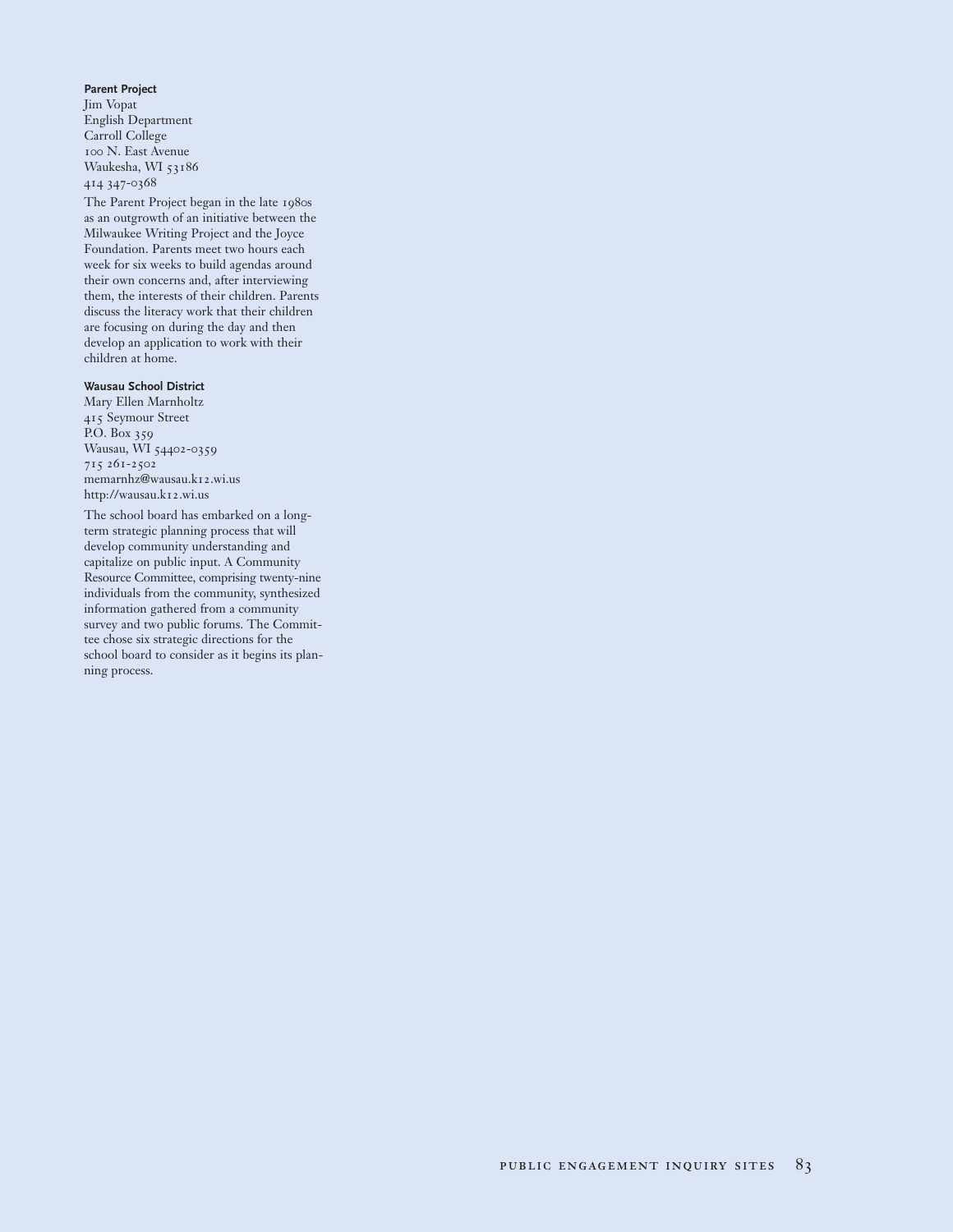**Parent Project**
Jim Vopat
English Department
Carroll College
100 N. East Avenue
Waukesha, WI 53186
414 347-0368

The Parent Project began in the late 1980s as an outgrowth of an initiative between the Milwaukee Writing Project and the Joyce Foundation. Parents meet two hours each week for six weeks to build agendas around their own concerns and, after interviewing them, the interests of their children. Parents discuss the literacy work that their children are focusing on during the day and then develop an application to work with their children at home.

**Wausau School District**
Mary Ellen Marnholtz
415 Seymour Street
P.O. Box 359
Wausau, WI 54402-0359
715 261-2502
memarnhz@wausau.k12.wi.us
http://wausau.k12.wi.us

The school board has embarked on a long-term strategic planning process that will develop community understanding and capitalize on public input. A Community Resource Committee, comprising twenty-nine individuals from the community, synthesized information gathered from a community survey and two public forums. The Committee chose six strategic directions for the school board to consider as it begins its planning process.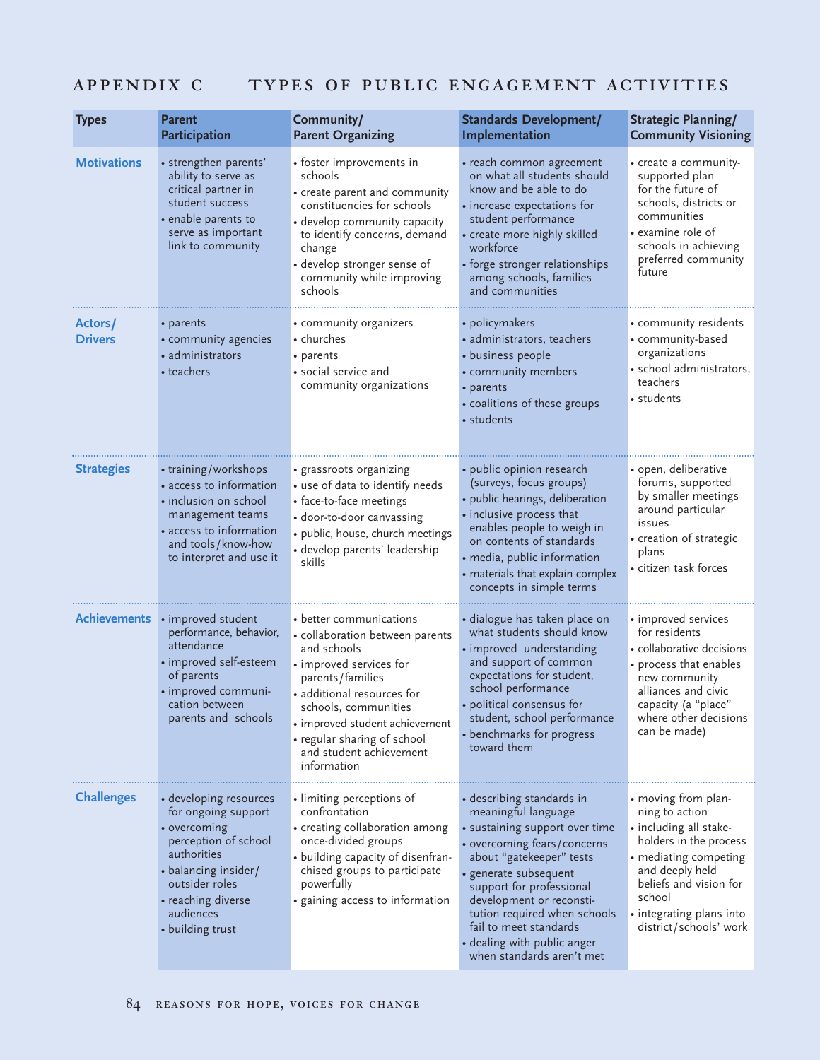# APPENDIX C TYPES OF PUBLIC ENGAGEMENT ACTIVITIES

| Types | Parent Participation | Community/ Parent Organizing | Standards Development/ Implementation | Strategic Planning/ Community Visioning |
|---|---|---|---|---|
| **Motivations** | • strengthen parents' ability to serve as critical partner in student success<br>• enable parents to serve as important link to community | • foster improvements in schools<br>• create parent and community constituencies for schools<br>• develop community capacity to identify concerns, demand change<br>• develop stronger sense of community while improving schools | • reach common agreement on what all students should know and be able to do<br>• increase expectations for student performance<br>• create more highly skilled workforce<br>• forge stronger relationships among schools, families and communities | • create a community-supported plan for the future of schools, districts or communities<br>• examine role of schools in achieving preferred community future |
| **Actors/ Drivers** | • parents<br>• community agencies<br>• administrators<br>• teachers | • community organizers<br>• churches<br>• parents<br>• social service and community organizations | • policymakers<br>• administrators, teachers<br>• business people<br>• community members<br>• parents<br>• coalitions of these groups<br>• students | • community residents<br>• community-based organizations<br>• school administrators, teachers<br>• students |
| **Strategies** | • training/workshops<br>• access to information<br>• inclusion on school management teams<br>• access to information and tools/know-how to interpret and use it | • grassroots organizing<br>• use of data to identify needs<br>• face-to-face meetings<br>• door-to-door canvassing<br>• public, house, church meetings<br>• develop parents' leadership skills | • public opinion research (surveys, focus groups)<br>• public hearings, deliberation<br>• inclusive process that enables people to weigh in on contents of standards<br>• media, public information<br>• materials that explain complex concepts in simple terms | • open, deliberative forums, supported by smaller meetings around particular issues<br>• creation of strategic plans<br>• citizen task forces |
| **Achievements** | • improved student performance, behavior, attendance<br>• improved self-esteem of parents<br>• improved communication between parents and schools | • better communications<br>• collaboration between parents and schools<br>• improved services for parents/families<br>• additional resources for schools, communities<br>• improved student achievement<br>• regular sharing of school and student achievement information | • dialogue has taken place on what students should know<br>• improved understanding and support of common expectations for student, school performance<br>• political consensus for student, school performance<br>• benchmarks for progress toward them | • improved services for residents<br>• collaborative decisions<br>• process that enables new community alliances and civic capacity (a "place" where other decisions can be made) |
| **Challenges** | • developing resources for ongoing support<br>• overcoming perception of school authorities<br>• balancing insider/outsider roles<br>• reaching diverse audiences<br>• building trust | • limiting perceptions of confrontation<br>• creating collaboration among once-divided groups<br>• building capacity of disenfranchised groups to participate powerfully<br>• gaining access to information | • describing standards in meaningful language<br>• sustaining support over time<br>• overcoming fears/concerns about "gatekeeper" tests<br>• generate subsequent support for professional development or reconstitution required when schools fail to meet standards<br>• dealing with public anger when standards aren't met | • moving from planning to action<br>• including all stakeholders in the process<br>• mediating competing and deeply held beliefs and vision for school<br>• integrating plans into district/schools' work |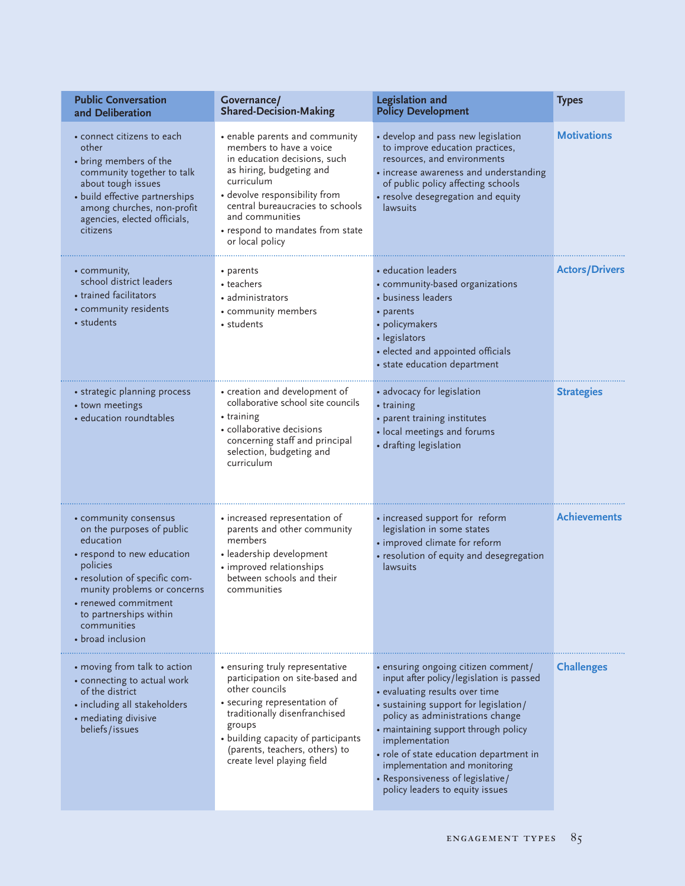| Public Conversation and Deliberation | Governance/ Shared-Decision-Making | Legislation and Policy Development | Types |
|---|---|---|---|
| • connect citizens to each other<br>• bring members of the community together to talk about tough issues<br>• build effective partnerships among churches, non-profit agencies, elected officials, citizens | • enable parents and community members to have a voice in education decisions, such as hiring, budgeting and curriculum<br>• devolve responsibility from central bureaucracies to schools and communities<br>• respond to mandates from state or local policy | • develop and pass new legislation to improve education practices, resources, and environments<br>• increase awareness and understanding of public policy affecting schools<br>• resolve desegregation and equity lawsuits | **Motivations** |
| • community, school district leaders<br>• trained facilitators<br>• community residents<br>• students | • parents<br>• teachers<br>• administrators<br>• community members<br>• students | • education leaders<br>• community-based organizations<br>• business leaders<br>• parents<br>• policymakers<br>• legislators<br>• elected and appointed officials<br>• state education department | **Actors/Drivers** |
| • strategic planning process<br>• town meetings<br>• education roundtables | • creation and development of collaborative school site councils<br>• training<br>• collaborative decisions concerning staff and principal selection, budgeting and curriculum | • advocacy for legislation<br>• training<br>• parent training institutes<br>• local meetings and forums<br>• drafting legislation | **Strategies** |
| • community consensus on the purposes of public education<br>• respond to new education policies<br>• resolution of specific community problems or concerns<br>• renewed commitment to partnerships within communities<br>• broad inclusion | • increased representation of parents and other community members<br>• leadership development<br>• improved relationships between schools and their communities | • increased support for reform legislation in some states<br>• improved climate for reform<br>• resolution of equity and desegregation lawsuits | **Achievements** |
| • moving from talk to action<br>• connecting to actual work of the district<br>• including all stakeholders<br>• mediating divisive beliefs/issues | • ensuring truly representative participation on site-based and other councils<br>• securing representation of traditionally disenfranchised groups<br>• building capacity of participants (parents, teachers, others) to create level playing field | • ensuring ongoing citizen comment/input after policy/legislation is passed<br>• evaluating results over time<br>• sustaining support for legislation/policy as administrations change<br>• maintaining support through policy implementation<br>• role of state education department in implementation and monitoring<br>• Responsiveness of legislative/policy leaders to equity issues | **Challenges** |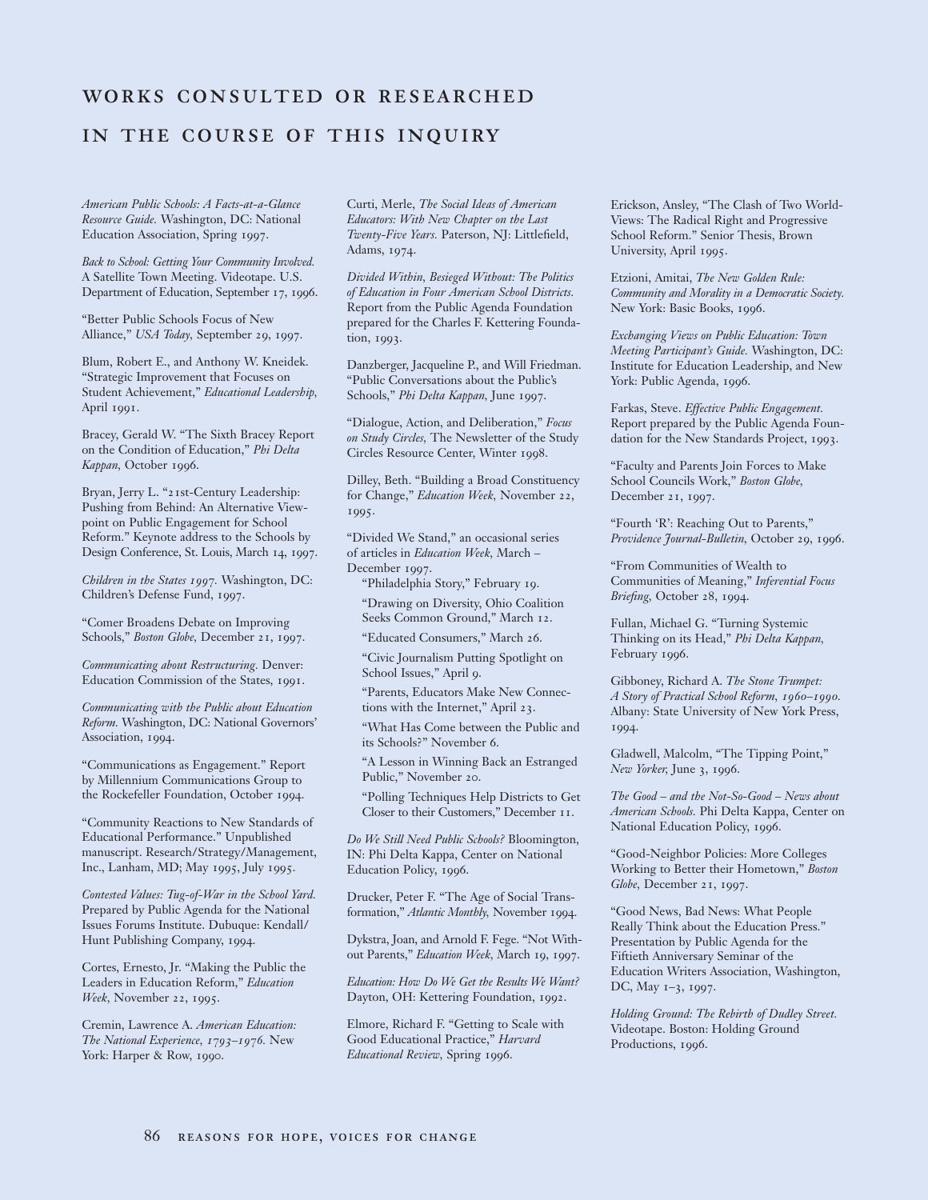# WORKS CONSULTED OR RESEARCHED IN THE COURSE OF THIS INQUIRY

*American Public Schools: A Facts-at-a-Glance Resource Guide.* Washington, DC: National Education Association, Spring 1997.

*Back to School: Getting Your Community Involved.* A Satellite Town Meeting. Videotape. U.S. Department of Education, September 17, 1996.

"Better Public Schools Focus of New Alliance," *USA Today,* September 29, 1997.

Blum, Robert E., and Anthony W. Kneidek. "Strategic Improvement that Focuses on Student Achievement," *Educational Leadership,* April 1991.

Bracey, Gerald W. "The Sixth Bracey Report on the Condition of Education," *Phi Delta Kappan,* October 1996.

Bryan, Jerry L. "21st-Century Leadership: Pushing from Behind: An Alternative Viewpoint on Public Engagement for School Reform." Keynote address to the Schools by Design Conference, St. Louis, March 14, 1997.

*Children in the States 1997.* Washington, DC: Children's Defense Fund, 1997.

"Comer Broadens Debate on Improving Schools," *Boston Globe,* December 21, 1997.

*Communicating about Restructuring.* Denver: Education Commission of the States, 1991.

*Communicating with the Public about Education Reform.* Washington, DC: National Governors' Association, 1994.

"Communications as Engagement." Report by Millennium Communications Group to the Rockefeller Foundation, October 1994.

"Community Reactions to New Standards of Educational Performance." Unpublished manuscript. Research/Strategy/Management, Inc., Lanham, MD; May 1995, July 1995.

*Contested Values: Tug-of-War in the School Yard.* Prepared by Public Agenda for the National Issues Forums Institute. Dubuque: Kendall/Hunt Publishing Company, 1994.

Cortes, Ernesto, Jr. "Making the Public the Leaders in Education Reform," *Education Week,* November 22, 1995.

Cremin, Lawrence A. *American Education: The National Experience, 1793–1976.* New York: Harper & Row, 1990.

Curti, Merle, *The Social Ideas of American Educators: With New Chapter on the Last Twenty-Five Years.* Paterson, NJ: Littlefield, Adams, 1974.

*Divided Within, Besieged Without: The Politics of Education in Four American School Districts.* Report from the Public Agenda Foundation prepared for the Charles F. Kettering Foundation, 1993.

Danzberger, Jacqueline P., and Will Friedman. "Public Conversations about the Public's Schools," *Phi Delta Kappan,* June 1997.

"Dialogue, Action, and Deliberation," *Focus on Study Circles,* The Newsletter of the Study Circles Resource Center, Winter 1998.

Dilley, Beth. "Building a Broad Constituency for Change," *Education Week,* November 22, 1995.

"Divided We Stand," an occasional series of articles in *Education Week,* March – December 1997.

- "Philadelphia Story," February 19.
- "Drawing on Diversity, Ohio Coalition Seeks Common Ground," March 12.
- "Educated Consumers," March 26.
- "Civic Journalism Putting Spotlight on School Issues," April 9.
- "Parents, Educators Make New Connections with the Internet," April 23.
- "What Has Come between the Public and its Schools?" November 6.
- "A Lesson in Winning Back an Estranged Public," November 20.
- "Polling Techniques Help Districts to Get Closer to their Customers," December 11.

*Do We Still Need Public Schools?* Bloomington, IN: Phi Delta Kappa, Center on National Education Policy, 1996.

Drucker, Peter F. "The Age of Social Transformation," *Atlantic Monthly,* November 1994.

Dykstra, Joan, and Arnold F. Fege. "Not Without Parents," *Education Week,* March 19, 1997.

*Education: How Do We Get the Results We Want?* Dayton, OH: Kettering Foundation, 1992.

Elmore, Richard F. "Getting to Scale with Good Educational Practice," *Harvard Educational Review,* Spring 1996.

Erickson, Ansley, "The Clash of Two World-Views: The Radical Right and Progressive School Reform." Senior Thesis, Brown University, April 1995.

Etzioni, Amitai, *The New Golden Rule: Community and Morality in a Democratic Society.* New York: Basic Books, 1996.

*Exchanging Views on Public Education: Town Meeting Participant's Guide.* Washington, DC: Institute for Education Leadership, and New York: Public Agenda, 1996.

Farkas, Steve. *Effective Public Engagement.* Report prepared by the Public Agenda Foundation for the New Standards Project, 1993.

"Faculty and Parents Join Forces to Make School Councils Work," *Boston Globe,* December 21, 1997.

"Fourth 'R': Reaching Out to Parents," *Providence Journal-Bulletin,* October 29, 1996.

"From Communities of Wealth to Communities of Meaning," *Inferential Focus Briefing,* October 28, 1994.

Fullan, Michael G. "Turning Systemic Thinking on its Head," *Phi Delta Kappan,* February 1996.

Gibboney, Richard A. *The Stone Trumpet: A Story of Practical School Reform, 1960–1990.* Albany: State University of New York Press, 1994.

Gladwell, Malcolm, "The Tipping Point," *New Yorker,* June 3, 1996.

*The Good – and the Not-So-Good – News about American Schools.* Phi Delta Kappa, Center on National Education Policy, 1996.

"Good-Neighbor Policies: More Colleges Working to Better their Hometown," *Boston Globe,* December 21, 1997.

"Good News, Bad News: What People Really Think about the Education Press." Presentation by Public Agenda for the Fiftieth Anniversary Seminar of the Education Writers Association, Washington, DC, May 1–3, 1997.

*Holding Ground: The Rebirth of Dudley Street.* Videotape. Boston: Holding Ground Productions, 1996.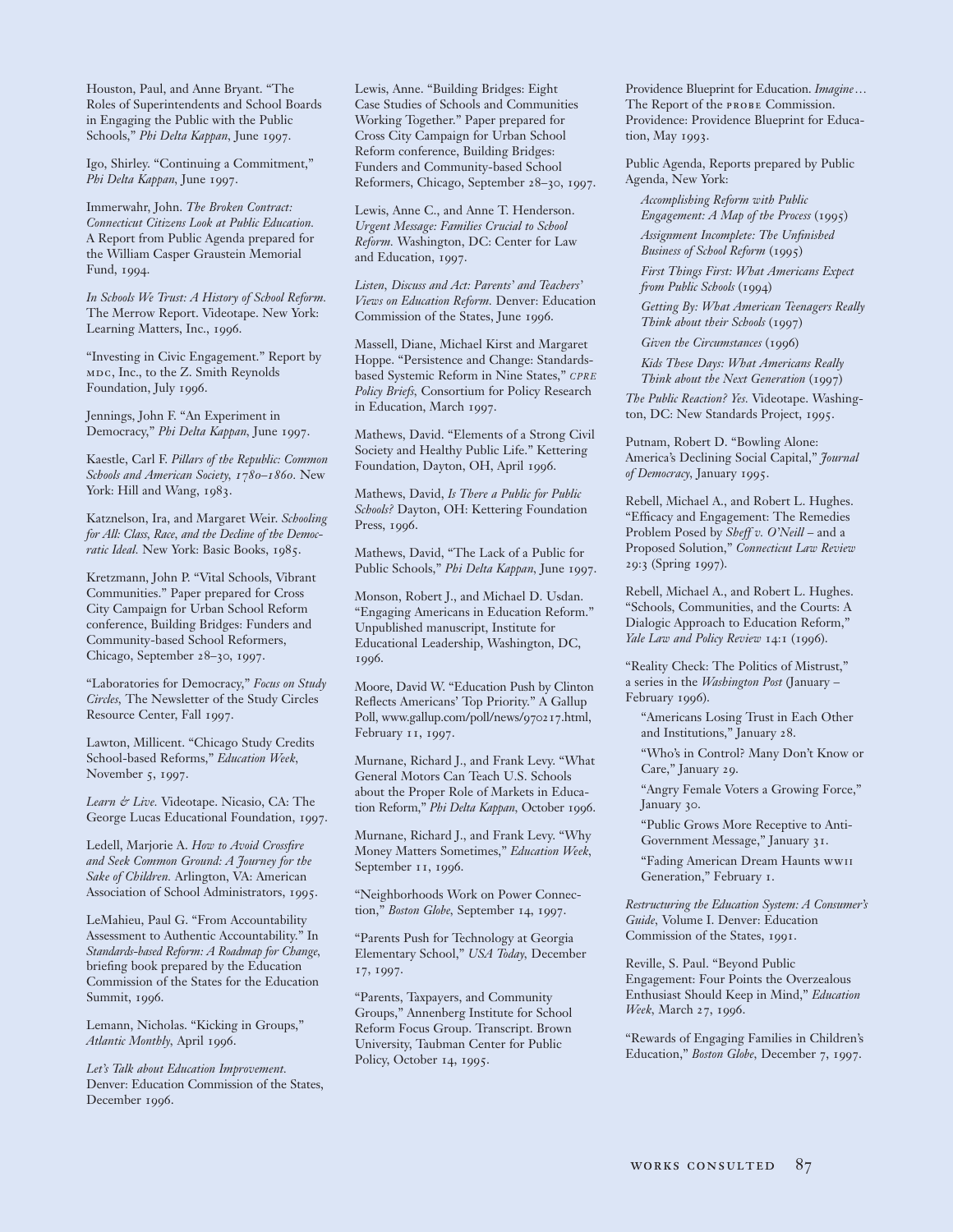Houston, Paul, and Anne Bryant. "The Roles of Superintendents and School Boards in Engaging the Public with the Public Schools," *Phi Delta Kappan*, June 1997.

Igo, Shirley. "Continuing a Commitment," *Phi Delta Kappan*, June 1997.

Immerwahr, John. *The Broken Contract: Connecticut Citizens Look at Public Education.* A Report from Public Agenda prepared for the William Casper Graustein Memorial Fund, 1994.

*In Schools We Trust: A History of School Reform.* The Merrow Report. Videotape. New York: Learning Matters, Inc., 1996.

"Investing in Civic Engagement." Report by MDC, Inc., to the Z. Smith Reynolds Foundation, July 1996.

Jennings, John F. "An Experiment in Democracy," *Phi Delta Kappan*, June 1997.

Kaestle, Carl F. *Pillars of the Republic: Common Schools and American Society, 1780–1860.* New York: Hill and Wang, 1983.

Katznelson, Ira, and Margaret Weir. *Schooling for All: Class, Race, and the Decline of the Democratic Ideal.* New York: Basic Books, 1985.

Kretzmann, John P. "Vital Schools, Vibrant Communities." Paper prepared for Cross City Campaign for Urban School Reform conference, Building Bridges: Funders and Community-based School Reformers, Chicago, September 28–30, 1997.

"Laboratories for Democracy," *Focus on Study Circles*, The Newsletter of the Study Circles Resource Center, Fall 1997.

Lawton, Millicent. "Chicago Study Credits School-based Reforms," *Education Week*, November 5, 1997.

*Learn & Live.* Videotape. Nicasio, CA: The George Lucas Educational Foundation, 1997.

Ledell, Marjorie A. *How to Avoid Crossfire and Seek Common Ground: A Journey for the Sake of Children.* Arlington, VA: American Association of School Administrators, 1995.

LeMahieu, Paul G. "From Accountability Assessment to Authentic Accountability." In *Standards-based Reform: A Roadmap for Change*, briefing book prepared by the Education Commission of the States for the Education Summit, 1996.

Lemann, Nicholas. "Kicking in Groups," *Atlantic Monthly*, April 1996.

*Let's Talk about Education Improvement.* Denver: Education Commission of the States, December 1996.

Lewis, Anne. "Building Bridges: Eight Case Studies of Schools and Communities Working Together." Paper prepared for Cross City Campaign for Urban School Reform conference, Building Bridges: Funders and Community-based School Reformers, Chicago, September 28–30, 1997.

Lewis, Anne C., and Anne T. Henderson. *Urgent Message: Families Crucial to School Reform.* Washington, DC: Center for Law and Education, 1997.

*Listen, Discuss and Act: Parents' and Teachers' Views on Education Reform.* Denver: Education Commission of the States, June 1996.

Massell, Diane, Michael Kirst and Margaret Hoppe. "Persistence and Change: Standards-based Systemic Reform in Nine States," *CPRE Policy Briefs*, Consortium for Policy Research in Education, March 1997.

Mathews, David. "Elements of a Strong Civil Society and Healthy Public Life." Kettering Foundation, Dayton, OH, April 1996.

Mathews, David, *Is There a Public for Public Schools?* Dayton, OH: Kettering Foundation Press, 1996.

Mathews, David, "The Lack of a Public for Public Schools," *Phi Delta Kappan*, June 1997.

Monson, Robert J., and Michael D. Usdan. "Engaging Americans in Education Reform." Unpublished manuscript, Institute for Educational Leadership, Washington, DC, 1996.

Moore, David W. "Education Push by Clinton Reflects Americans' Top Priority." A Gallup Poll, www.gallup.com/poll/news/970217.html, February 11, 1997.

Murnane, Richard J., and Frank Levy. "What General Motors Can Teach U.S. Schools about the Proper Role of Markets in Education Reform," *Phi Delta Kappan*, October 1996.

Murnane, Richard J., and Frank Levy. "Why Money Matters Sometimes," *Education Week*, September 11, 1996.

"Neighborhoods Work on Power Connection," *Boston Globe*, September 14, 1997.

"Parents Push for Technology at Georgia Elementary School," *USA Today*, December 17, 1997.

"Parents, Taxpayers, and Community Groups," Annenberg Institute for School Reform Focus Group. Transcript. Brown University, Taubman Center for Public Policy, October 14, 1995.

Providence Blueprint for Education. *Imagine…* The Report of the PROBE Commission. Providence: Providence Blueprint for Education, May 1993.

Public Agenda, Reports prepared by Public Agenda, New York:

- *Accomplishing Reform with Public Engagement: A Map of the Process* (1995)
- *Assignment Incomplete: The Unfinished Business of School Reform* (1995)
- *First Things First: What Americans Expect from Public Schools* (1994)
- *Getting By: What American Teenagers Really Think about their Schools* (1997)
- *Given the Circumstances* (1996)
- *Kids These Days: What Americans Really Think about the Next Generation* (1997)

*The Public Reaction? Yes.* Videotape. Washington, DC: New Standards Project, 1995.

Putnam, Robert D. "Bowling Alone: America's Declining Social Capital," *Journal of Democracy*, January 1995.

Rebell, Michael A., and Robert L. Hughes. "Efficacy and Engagement: The Remedies Problem Posed by *Sheff v. O'Neill* – and a Proposed Solution," *Connecticut Law Review* 29:3 (Spring 1997).

Rebell, Michael A., and Robert L. Hughes. "Schools, Communities, and the Courts: A Dialogic Approach to Education Reform," *Yale Law and Policy Review* 14:1 (1996).

"Reality Check: The Politics of Mistrust," a series in the *Washington Post* (January – February 1996).

- "Americans Losing Trust in Each Other and Institutions," January 28.
- "Who's in Control? Many Don't Know or Care," January 29.
- "Angry Female Voters a Growing Force," January 30.
- "Public Grows More Receptive to Anti-Government Message," January 31.
- "Fading American Dream Haunts WWII Generation," February 1.

*Restructuring the Education System: A Consumer's Guide*, Volume I. Denver: Education Commission of the States, 1991.

Reville, S. Paul. "Beyond Public Engagement: Four Points the Overzealous Enthusiast Should Keep in Mind," *Education Week*, March 27, 1996.

"Rewards of Engaging Families in Children's Education," *Boston Globe*, December 7, 1997.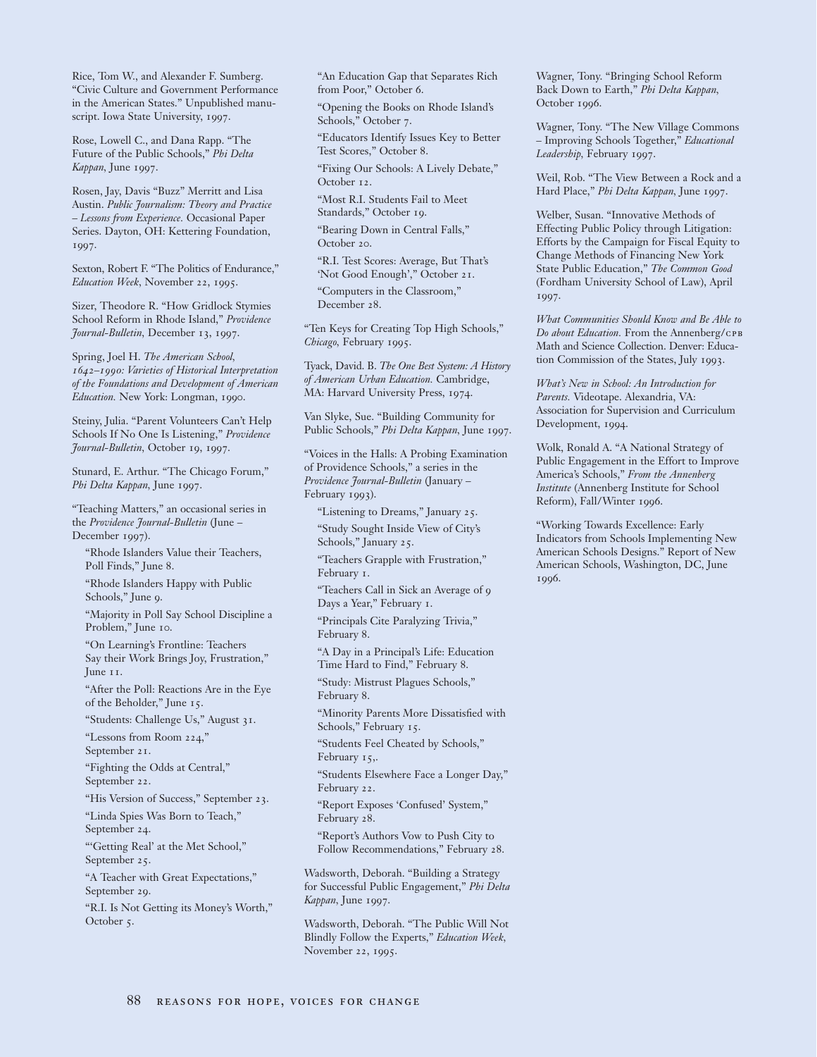Rice, Tom W., and Alexander F. Sumberg. "Civic Culture and Government Performance in the American States." Unpublished manuscript. Iowa State University, 1997.

Rose, Lowell C., and Dana Rapp. "The Future of the Public Schools," *Phi Delta Kappan*, June 1997.

Rosen, Jay, Davis "Buzz" Merritt and Lisa Austin. *Public Journalism: Theory and Practice – Lessons from Experience.* Occasional Paper Series. Dayton, OH: Kettering Foundation, 1997.

Sexton, Robert F. "The Politics of Endurance," *Education Week*, November 22, 1995.

Sizer, Theodore R. "How Gridlock Stymies School Reform in Rhode Island," *Providence Journal-Bulletin*, December 13, 1997.

Spring, Joel H. *The American School, 1642–1990: Varieties of Historical Interpretation of the Foundations and Development of American Education.* New York: Longman, 1990.

Steiny, Julia. "Parent Volunteers Can't Help Schools If No One Is Listening," *Providence Journal-Bulletin*, October 19, 1997.

Stunard, E. Arthur. "The Chicago Forum," *Phi Delta Kappan*, June 1997.

"Teaching Matters," an occasional series in the *Providence Journal-Bulletin* (June – December 1997).

- "Rhode Islanders Value their Teachers, Poll Finds," June 8.
- "Rhode Islanders Happy with Public Schools," June 9.
- "Majority in Poll Say School Discipline a Problem," June 10.
- "On Learning's Frontline: Teachers Say their Work Brings Joy, Frustration," June 11.
- "After the Poll: Reactions Are in the Eye of the Beholder," June 15.
- "Students: Challenge Us," August 31.
- "Lessons from Room 224," September 21.
- "Fighting the Odds at Central," September 22.
- "His Version of Success," September 23.
- "Linda Spies Was Born to Teach," September 24.
- "'Getting Real' at the Met School," September 25.
- "A Teacher with Great Expectations," September 29.
- "R.I. Is Not Getting its Money's Worth," October 5.
- "An Education Gap that Separates Rich from Poor," October 6.
- "Opening the Books on Rhode Island's Schools," October 7.
- "Educators Identify Issues Key to Better Test Scores," October 8.
- "Fixing Our Schools: A Lively Debate," October 12.
- "Most R.I. Students Fail to Meet Standards," October 19.
- "Bearing Down in Central Falls," October 20.
- "R.I. Test Scores: Average, But That's 'Not Good Enough'," October 21.
- "Computers in the Classroom," December 28.

"Ten Keys for Creating Top High Schools," *Chicago*, February 1995.

Tyack, David. B. *The One Best System: A History of American Urban Education.* Cambridge, MA: Harvard University Press, 1974.

Van Slyke, Sue. "Building Community for Public Schools," *Phi Delta Kappan*, June 1997.

"Voices in the Halls: A Probing Examination of Providence Schools," a series in the *Providence Journal-Bulletin* (January – February 1993).

- "Listening to Dreams," January 25.
- "Study Sought Inside View of City's Schools," January 25.
- "Teachers Grapple with Frustration," February 1.
- "Teachers Call in Sick an Average of 9 Days a Year," February 1.
- "Principals Cite Paralyzing Trivia," February 8.
- "A Day in a Principal's Life: Education Time Hard to Find," February 8.
- "Study: Mistrust Plagues Schools," February 8.
- "Minority Parents More Dissatisfied with Schools," February 15.
- "Students Feel Cheated by Schools," February 15,.
- "Students Elsewhere Face a Longer Day," February 22.
- "Report Exposes 'Confused' System," February 28.
- "Report's Authors Vow to Push City to Follow Recommendations," February 28.

Wadsworth, Deborah. "Building a Strategy for Successful Public Engagement," *Phi Delta Kappan*, June 1997.

Wadsworth, Deborah. "The Public Will Not Blindly Follow the Experts," *Education Week*, November 22, 1995.

Wagner, Tony. "Bringing School Reform Back Down to Earth," *Phi Delta Kappan*, October 1996.

Wagner, Tony. "The New Village Commons – Improving Schools Together," *Educational Leadership*, February 1997.

Weil, Rob. "The View Between a Rock and a Hard Place," *Phi Delta Kappan*, June 1997.

Welber, Susan. "Innovative Methods of Effecting Public Policy through Litigation: Efforts by the Campaign for Fiscal Equity to Change Methods of Financing New York State Public Education," *The Common Good* (Fordham University School of Law), April 1997.

*What Communities Should Know and Be Able to Do about Education.* From the Annenberg/CPB Math and Science Collection. Denver: Education Commission of the States, July 1993.

*What's New in School: An Introduction for Parents.* Videotape. Alexandria, VA: Association for Supervision and Curriculum Development, 1994.

Wolk, Ronald A. "A National Strategy of Public Engagement in the Effort to Improve America's Schools," *From the Annenberg Institute* (Annenberg Institute for School Reform), Fall/Winter 1996.

"Working Towards Excellence: Early Indicators from Schools Implementing New American Schools Designs." Report of New American Schools, Washington, DC, June 1996.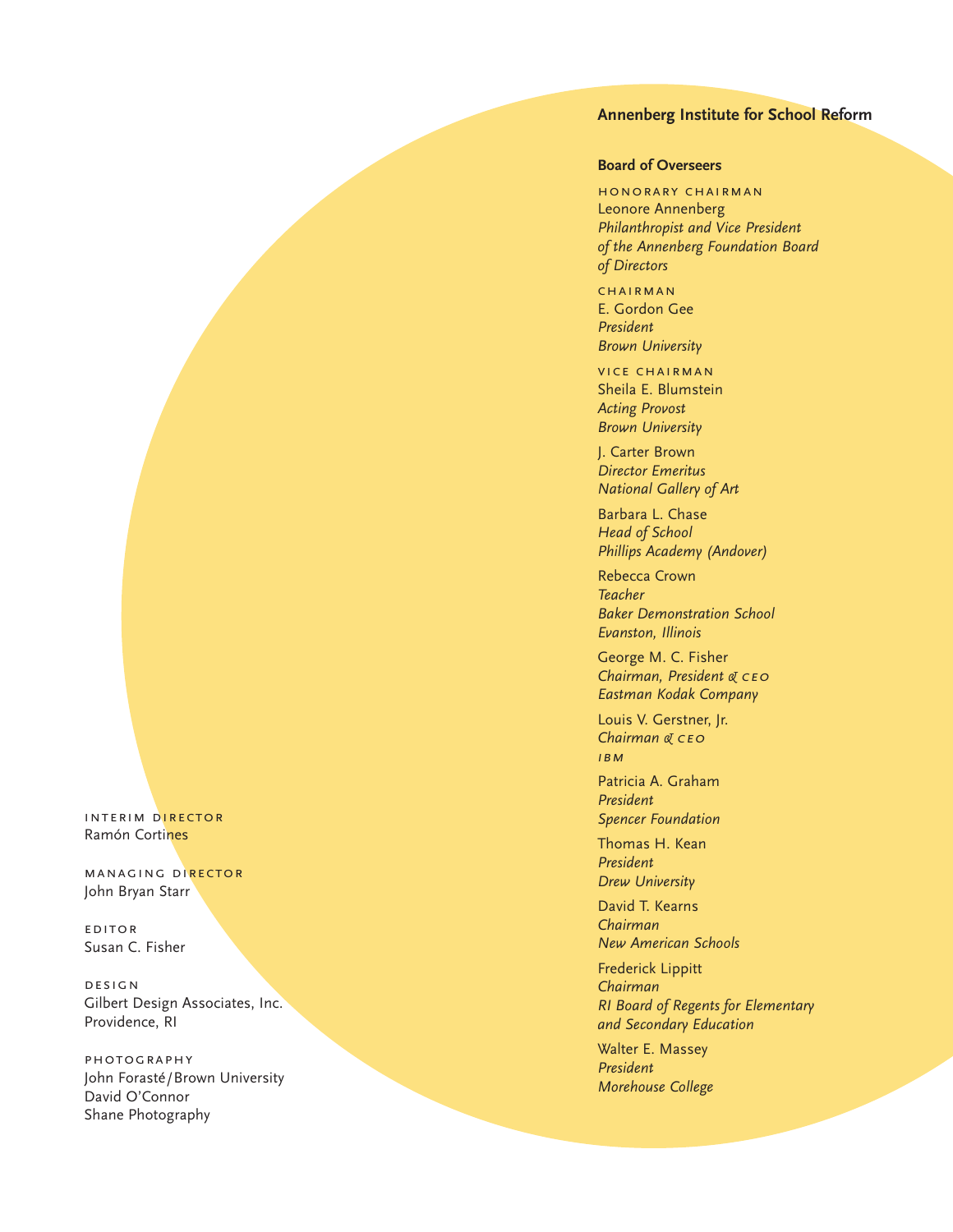## Annenberg Institute for School Reform

### Board of Overseers

HONORARY CHAIRMAN
Leonore Annenberg
*Philanthropist and Vice President of the Annenberg Foundation Board of Directors*

CHAIRMAN
E. Gordon Gee
*President*
*Brown University*

VICE CHAIRMAN
Sheila E. Blumstein
*Acting Provost*
*Brown University*

J. Carter Brown
*Director Emeritus*
*National Gallery of Art*

Barbara L. Chase
*Head of School*
*Phillips Academy (Andover)*

Rebecca Crown
*Teacher*
*Baker Demonstration School*
*Evanston, Illinois*

George M. C. Fisher
*Chairman, President & CEO*
*Eastman Kodak Company*

Louis V. Gerstner, Jr.
*Chairman & CEO*
*IBM*

Patricia A. Graham
*President*
*Spencer Foundation*

Thomas H. Kean
*President*
*Drew University*

David T. Kearns
*Chairman*
*New American Schools*

Frederick Lippitt
*Chairman*
*RI Board of Regents for Elementary and Secondary Education*

Walter E. Massey
*President*
*Morehouse College*

INTERIM DIRECTOR
Ramón Cortines

MANAGING DIRECTOR
John Bryan Starr

EDITOR
Susan C. Fisher

DESIGN
Gilbert Design Associates, Inc.
Providence, RI

PHOTOGRAPHY
John Forasté/Brown University
David O'Connor
Shane Photography